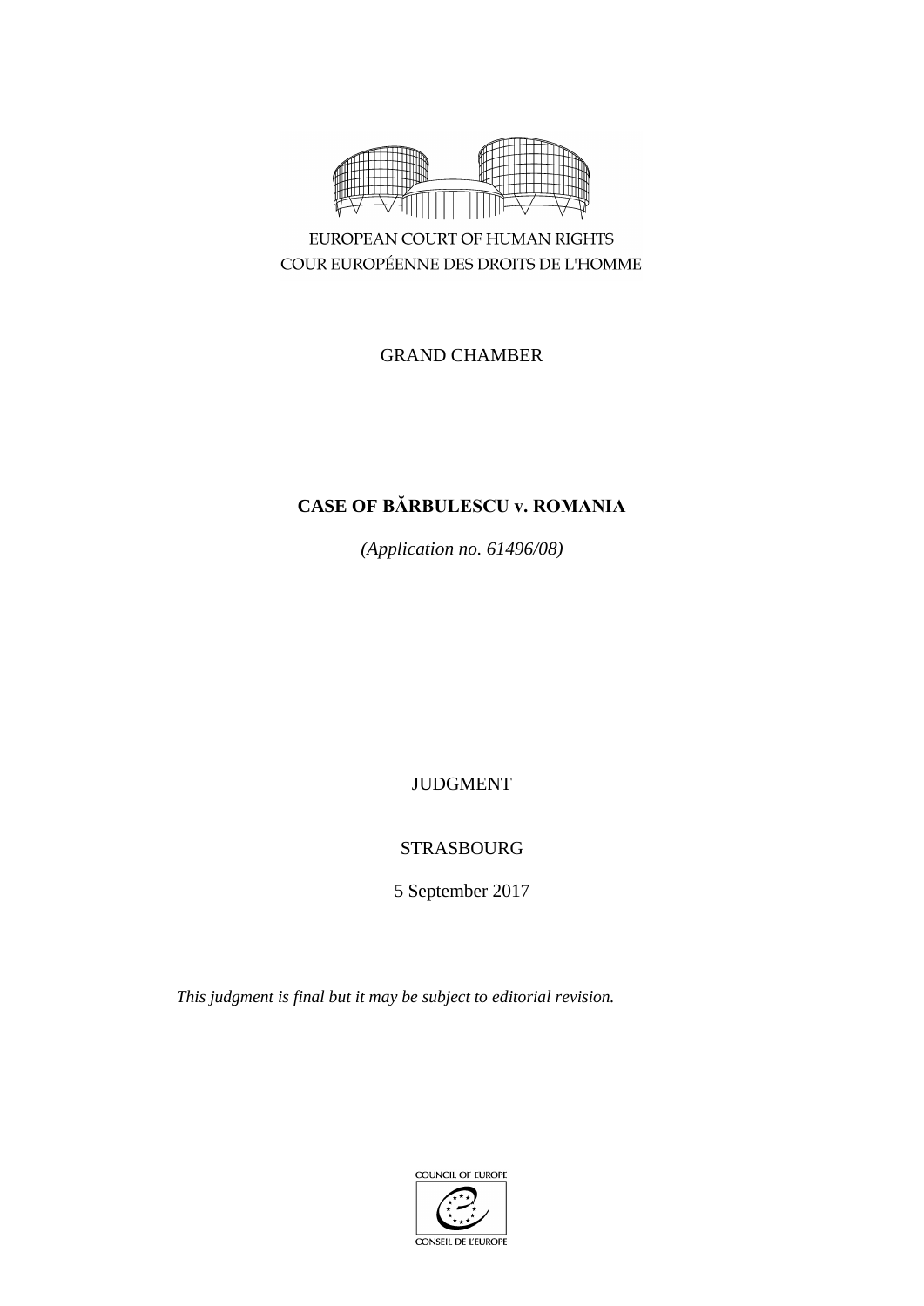EUROPEAN COURT OF HUMAN RIGHTS
COUR EUROPÉENNE DES DROITS DE L'HOMME

GRAND CHAMBER

# CASE OF BĂRBULESCU v. ROMANIA

*(Application no. 61496/08)*

JUDGMENT

STRASBOURG

5 September 2017

*This judgment is final but it may be subject to editorial revision.*

COUNCIL OF EUROPE
CONSEIL DE L'EUROPE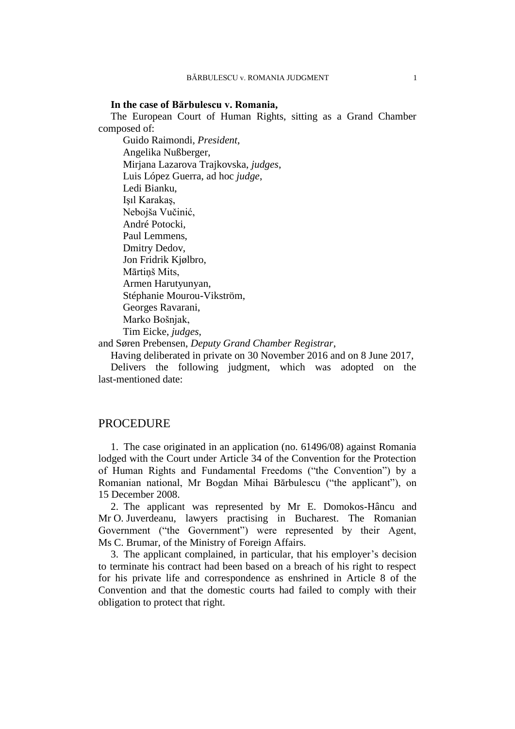**In the case of Bărbulescu v. Romania,**

The European Court of Human Rights, sitting as a Grand Chamber composed of:

Guido Raimondi, *President*,
Angelika Nußberger,
Mirjana Lazarova Trajkovska, *judges*,
Luis López Guerra, ad hoc *judge*,
Ledi Bianku,
Işıl Karakaş,
Nebojša Vučinić,
André Potocki,
Paul Lemmens,
Dmitry Dedov,
Jon Fridrik Kjølbro,
Mārtiņš Mits,
Armen Harutyunyan,
Stéphanie Mourou-Vikström,
Georges Ravarani,
Marko Bošnjak,
Tim Eicke, *judges*,

and Søren Prebensen, *Deputy Grand Chamber Registrar*,

Having deliberated in private on 30 November 2016 and on 8 June 2017,

Delivers the following judgment, which was adopted on the last-mentioned date:

## PROCEDURE

1. The case originated in an application (no. 61496/08) against Romania lodged with the Court under Article 34 of the Convention for the Protection of Human Rights and Fundamental Freedoms ("the Convention") by a Romanian national, Mr Bogdan Mihai Bărbulescu ("the applicant"), on 15 December 2008.

2. The applicant was represented by Mr E. Domokos-Hâncu and Mr O. Juverdeanu, lawyers practising in Bucharest. The Romanian Government ("the Government") were represented by their Agent, Ms C. Brumar, of the Ministry of Foreign Affairs.

3. The applicant complained, in particular, that his employer's decision to terminate his contract had been based on a breach of his right to respect for his private life and correspondence as enshrined in Article 8 of the Convention and that the domestic courts had failed to comply with their obligation to protect that right.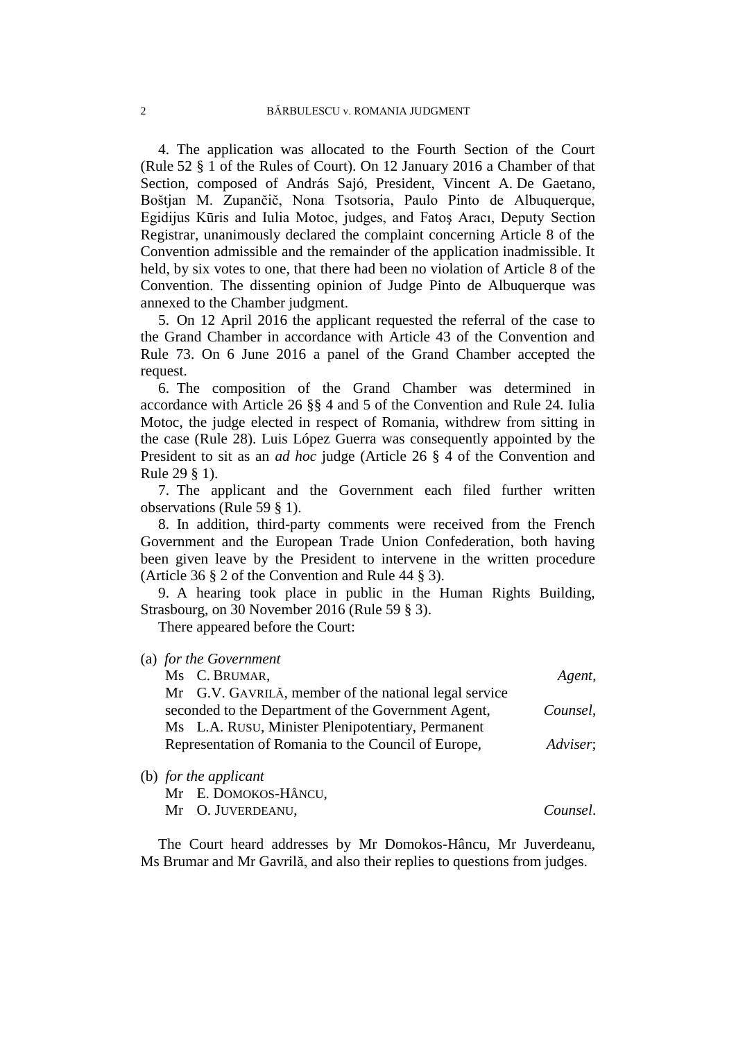4. The application was allocated to the Fourth Section of the Court (Rule 52 § 1 of the Rules of Court). On 12 January 2016 a Chamber of that Section, composed of András Sajó, President, Vincent A. De Gaetano, Boštjan M. Zupančič, Nona Tsotsoria, Paulo Pinto de Albuquerque, Egidijus Kūris and Iulia Motoc, judges, and Fatoş Aracı, Deputy Section Registrar, unanimously declared the complaint concerning Article 8 of the Convention admissible and the remainder of the application inadmissible. It held, by six votes to one, that there had been no violation of Article 8 of the Convention. The dissenting opinion of Judge Pinto de Albuquerque was annexed to the Chamber judgment.

5. On 12 April 2016 the applicant requested the referral of the case to the Grand Chamber in accordance with Article 43 of the Convention and Rule 73. On 6 June 2016 a panel of the Grand Chamber accepted the request.

6. The composition of the Grand Chamber was determined in accordance with Article 26 §§ 4 and 5 of the Convention and Rule 24. Iulia Motoc, the judge elected in respect of Romania, withdrew from sitting in the case (Rule 28). Luis López Guerra was consequently appointed by the President to sit as an *ad hoc* judge (Article 26 § 4 of the Convention and Rule 29 § 1).

7. The applicant and the Government each filed further written observations (Rule 59 § 1).

8. In addition, third-party comments were received from the French Government and the European Trade Union Confederation, both having been given leave by the President to intervene in the written procedure (Article 36 § 2 of the Convention and Rule 44 § 3).

9. A hearing took place in public in the Human Rights Building, Strasbourg, on 30 November 2016 (Rule 59 § 3).

There appeared before the Court:

(a) *for the Government*

Ms C. BRUMAR, *Agent*,
Mr G.V. GAVRILĂ, member of the national legal service seconded to the Department of the Government Agent, *Counsel*,
Ms L.A. RUSU, Minister Plenipotentiary, Permanent Representation of Romania to the Council of Europe, *Adviser*;

(b) *for the applicant*

Mr E. DOMOKOS-HÂNCU,
Mr O. JUVERDEANU, *Counsel*.

The Court heard addresses by Mr Domokos-Hâncu, Mr Juverdeanu, Ms Brumar and Mr Gavrilă, and also their replies to questions from judges.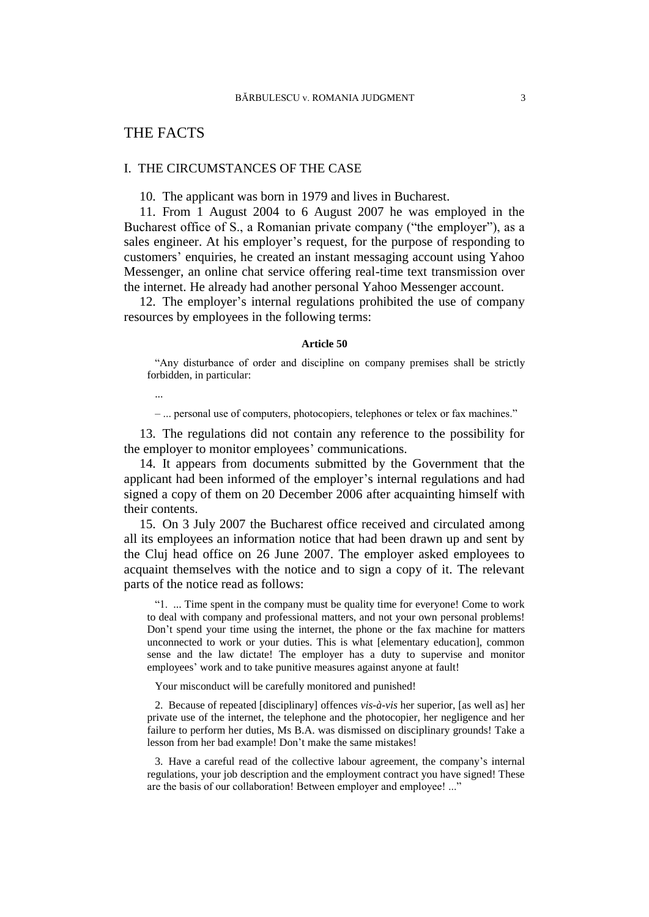# THE FACTS

## I. THE CIRCUMSTANCES OF THE CASE

10. The applicant was born in 1979 and lives in Bucharest.

11. From 1 August 2004 to 6 August 2007 he was employed in the Bucharest office of S., a Romanian private company ("the employer"), as a sales engineer. At his employer's request, for the purpose of responding to customers' enquiries, he created an instant messaging account using Yahoo Messenger, an online chat service offering real-time text transmission over the internet. He already had another personal Yahoo Messenger account.

12. The employer's internal regulations prohibited the use of company resources by employees in the following terms:

**Article 50**

> "Any disturbance of order and discipline on company premises shall be strictly forbidden, in particular:
>
> ...
>
> – ... personal use of computers, photocopiers, telephones or telex or fax machines."

13. The regulations did not contain any reference to the possibility for the employer to monitor employees' communications.

14. It appears from documents submitted by the Government that the applicant had been informed of the employer's internal regulations and had signed a copy of them on 20 December 2006 after acquainting himself with their contents.

15. On 3 July 2007 the Bucharest office received and circulated among all its employees an information notice that had been drawn up and sent by the Cluj head office on 26 June 2007. The employer asked employees to acquaint themselves with the notice and to sign a copy of it. The relevant parts of the notice read as follows:

> "1. ... Time spent in the company must be quality time for everyone! Come to work to deal with company and professional matters, and not your own personal problems! Don't spend your time using the internet, the phone or the fax machine for matters unconnected to work or your duties. This is what [elementary education], common sense and the law dictate! The employer has a duty to supervise and monitor employees' work and to take punitive measures against anyone at fault!
>
> Your misconduct will be carefully monitored and punished!
>
> 2. Because of repeated [disciplinary] offences *vis-à-vis* her superior, [as well as] her private use of the internet, the telephone and the photocopier, her negligence and her failure to perform her duties, Ms B.A. was dismissed on disciplinary grounds! Take a lesson from her bad example! Don't make the same mistakes!
>
> 3. Have a careful read of the collective labour agreement, the company's internal regulations, your job description and the employment contract you have signed! These are the basis of our collaboration! Between employer and employee! ..."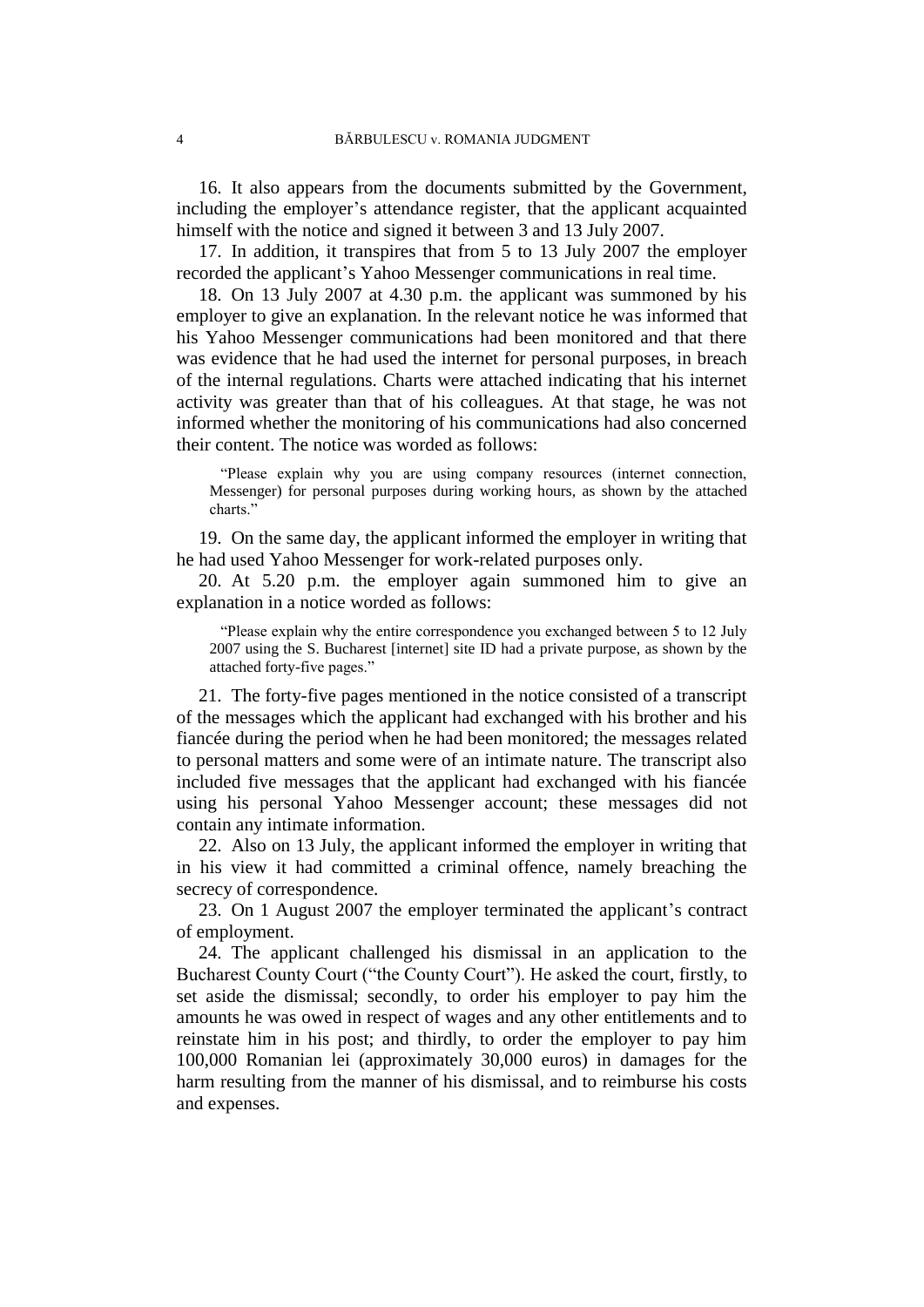16. It also appears from the documents submitted by the Government, including the employer's attendance register, that the applicant acquainted himself with the notice and signed it between 3 and 13 July 2007.

17. In addition, it transpires that from 5 to 13 July 2007 the employer recorded the applicant's Yahoo Messenger communications in real time.

18. On 13 July 2007 at 4.30 p.m. the applicant was summoned by his employer to give an explanation. In the relevant notice he was informed that his Yahoo Messenger communications had been monitored and that there was evidence that he had used the internet for personal purposes, in breach of the internal regulations. Charts were attached indicating that his internet activity was greater than that of his colleagues. At that stage, he was not informed whether the monitoring of his communications had also concerned their content. The notice was worded as follows:

> "Please explain why you are using company resources (internet connection, Messenger) for personal purposes during working hours, as shown by the attached charts."

19. On the same day, the applicant informed the employer in writing that he had used Yahoo Messenger for work-related purposes only.

20. At 5.20 p.m. the employer again summoned him to give an explanation in a notice worded as follows:

> "Please explain why the entire correspondence you exchanged between 5 to 12 July 2007 using the S. Bucharest [internet] site ID had a private purpose, as shown by the attached forty-five pages."

21. The forty-five pages mentioned in the notice consisted of a transcript of the messages which the applicant had exchanged with his brother and his fiancée during the period when he had been monitored; the messages related to personal matters and some were of an intimate nature. The transcript also included five messages that the applicant had exchanged with his fiancée using his personal Yahoo Messenger account; these messages did not contain any intimate information.

22. Also on 13 July, the applicant informed the employer in writing that in his view it had committed a criminal offence, namely breaching the secrecy of correspondence.

23. On 1 August 2007 the employer terminated the applicant's contract of employment.

24. The applicant challenged his dismissal in an application to the Bucharest County Court ("the County Court"). He asked the court, firstly, to set aside the dismissal; secondly, to order his employer to pay him the amounts he was owed in respect of wages and any other entitlements and to reinstate him in his post; and thirdly, to order the employer to pay him 100,000 Romanian lei (approximately 30,000 euros) in damages for the harm resulting from the manner of his dismissal, and to reimburse his costs and expenses.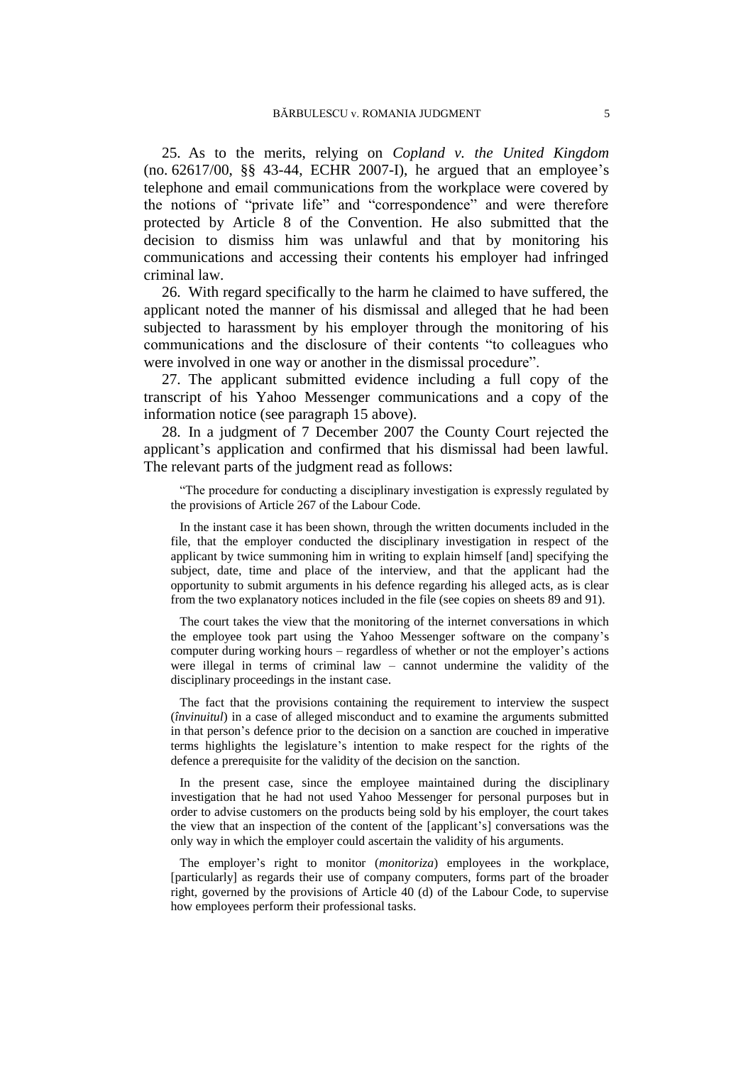25. As to the merits, relying on *Copland v. the United Kingdom* (no. 62617/00, §§ 43-44, ECHR 2007-I), he argued that an employee's telephone and email communications from the workplace were covered by the notions of "private life" and "correspondence" and were therefore protected by Article 8 of the Convention. He also submitted that the decision to dismiss him was unlawful and that by monitoring his communications and accessing their contents his employer had infringed criminal law.

26. With regard specifically to the harm he claimed to have suffered, the applicant noted the manner of his dismissal and alleged that he had been subjected to harassment by his employer through the monitoring of his communications and the disclosure of their contents "to colleagues who were involved in one way or another in the dismissal procedure".

27. The applicant submitted evidence including a full copy of the transcript of his Yahoo Messenger communications and a copy of the information notice (see paragraph 15 above).

28. In a judgment of 7 December 2007 the County Court rejected the applicant's application and confirmed that his dismissal had been lawful. The relevant parts of the judgment read as follows:

> "The procedure for conducting a disciplinary investigation is expressly regulated by the provisions of Article 267 of the Labour Code.
>
> In the instant case it has been shown, through the written documents included in the file, that the employer conducted the disciplinary investigation in respect of the applicant by twice summoning him in writing to explain himself [and] specifying the subject, date, time and place of the interview, and that the applicant had the opportunity to submit arguments in his defence regarding his alleged acts, as is clear from the two explanatory notices included in the file (see copies on sheets 89 and 91).
>
> The court takes the view that the monitoring of the internet conversations in which the employee took part using the Yahoo Messenger software on the company's computer during working hours – regardless of whether or not the employer's actions were illegal in terms of criminal law – cannot undermine the validity of the disciplinary proceedings in the instant case.
>
> The fact that the provisions containing the requirement to interview the suspect (*învinuitul*) in a case of alleged misconduct and to examine the arguments submitted in that person's defence prior to the decision on a sanction are couched in imperative terms highlights the legislature's intention to make respect for the rights of the defence a prerequisite for the validity of the decision on the sanction.
>
> In the present case, since the employee maintained during the disciplinary investigation that he had not used Yahoo Messenger for personal purposes but in order to advise customers on the products being sold by his employer, the court takes the view that an inspection of the content of the [applicant's] conversations was the only way in which the employer could ascertain the validity of his arguments.
>
> The employer's right to monitor (*monitoriza*) employees in the workplace, [particularly] as regards their use of company computers, forms part of the broader right, governed by the provisions of Article 40 (d) of the Labour Code, to supervise how employees perform their professional tasks.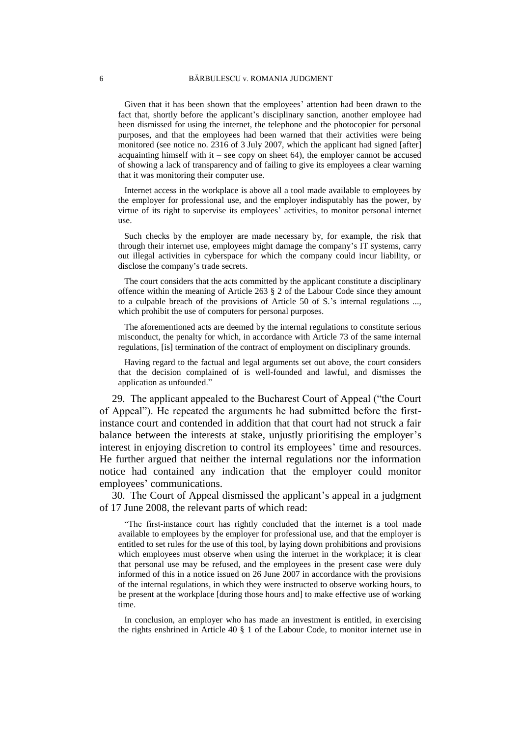Given that it has been shown that the employees' attention had been drawn to the fact that, shortly before the applicant's disciplinary sanction, another employee had been dismissed for using the internet, the telephone and the photocopier for personal purposes, and that the employees had been warned that their activities were being monitored (see notice no. 2316 of 3 July 2007, which the applicant had signed [after] acquainting himself with it – see copy on sheet 64), the employer cannot be accused of showing a lack of transparency and of failing to give its employees a clear warning that it was monitoring their computer use.

Internet access in the workplace is above all a tool made available to employees by the employer for professional use, and the employer indisputably has the power, by virtue of its right to supervise its employees' activities, to monitor personal internet use.

Such checks by the employer are made necessary by, for example, the risk that through their internet use, employees might damage the company's IT systems, carry out illegal activities in cyberspace for which the company could incur liability, or disclose the company's trade secrets.

The court considers that the acts committed by the applicant constitute a disciplinary offence within the meaning of Article 263 § 2 of the Labour Code since they amount to a culpable breach of the provisions of Article 50 of S.'s internal regulations ..., which prohibit the use of computers for personal purposes.

The aforementioned acts are deemed by the internal regulations to constitute serious misconduct, the penalty for which, in accordance with Article 73 of the same internal regulations, [is] termination of the contract of employment on disciplinary grounds.

Having regard to the factual and legal arguments set out above, the court considers that the decision complained of is well-founded and lawful, and dismisses the application as unfounded."

29. The applicant appealed to the Bucharest Court of Appeal ("the Court of Appeal"). He repeated the arguments he had submitted before the first-instance court and contended in addition that that court had not struck a fair balance between the interests at stake, unjustly prioritising the employer's interest in enjoying discretion to control its employees' time and resources. He further argued that neither the internal regulations nor the information notice had contained any indication that the employer could monitor employees' communications.

30. The Court of Appeal dismissed the applicant's appeal in a judgment of 17 June 2008, the relevant parts of which read:

"The first-instance court has rightly concluded that the internet is a tool made available to employees by the employer for professional use, and that the employer is entitled to set rules for the use of this tool, by laying down prohibitions and provisions which employees must observe when using the internet in the workplace; it is clear that personal use may be refused, and the employees in the present case were duly informed of this in a notice issued on 26 June 2007 in accordance with the provisions of the internal regulations, in which they were instructed to observe working hours, to be present at the workplace [during those hours and] to make effective use of working time.

In conclusion, an employer who has made an investment is entitled, in exercising the rights enshrined in Article 40 § 1 of the Labour Code, to monitor internet use in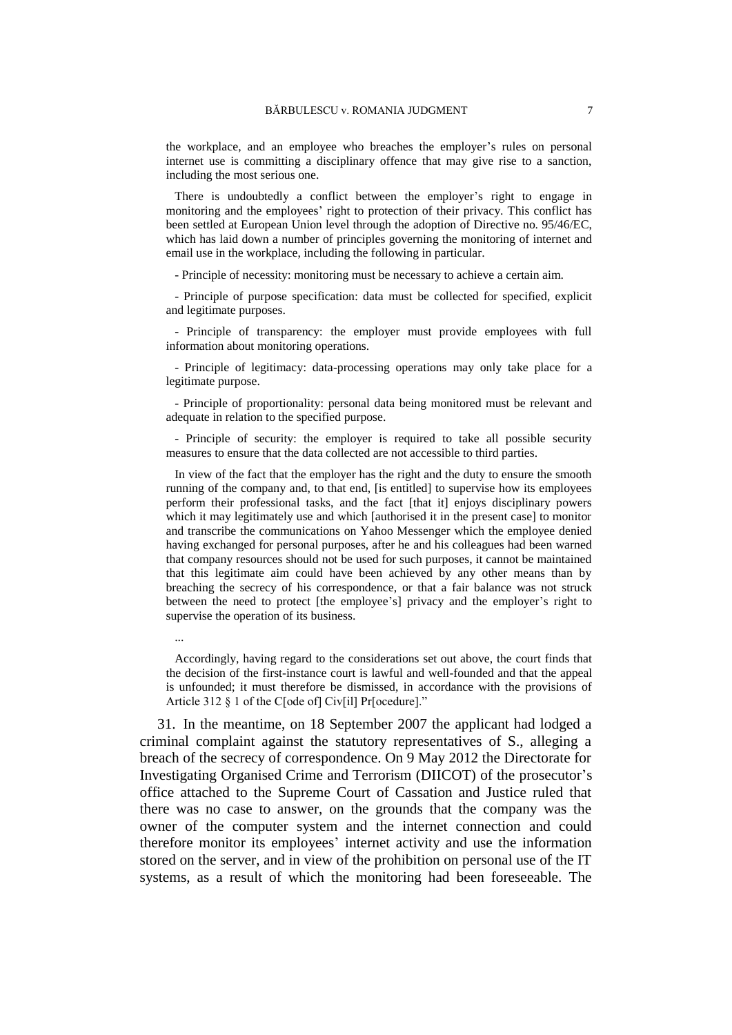the workplace, and an employee who breaches the employer's rules on personal internet use is committing a disciplinary offence that may give rise to a sanction, including the most serious one.

There is undoubtedly a conflict between the employer's right to engage in monitoring and the employees' right to protection of their privacy. This conflict has been settled at European Union level through the adoption of Directive no. 95/46/EC, which has laid down a number of principles governing the monitoring of internet and email use in the workplace, including the following in particular.

- Principle of necessity: monitoring must be necessary to achieve a certain aim.

- Principle of purpose specification: data must be collected for specified, explicit and legitimate purposes.

- Principle of transparency: the employer must provide employees with full information about monitoring operations.

- Principle of legitimacy: data-processing operations may only take place for a legitimate purpose.

- Principle of proportionality: personal data being monitored must be relevant and adequate in relation to the specified purpose.

- Principle of security: the employer is required to take all possible security measures to ensure that the data collected are not accessible to third parties.

In view of the fact that the employer has the right and the duty to ensure the smooth running of the company and, to that end, [is entitled] to supervise how its employees perform their professional tasks, and the fact [that it] enjoys disciplinary powers which it may legitimately use and which [authorised it in the present case] to monitor and transcribe the communications on Yahoo Messenger which the employee denied having exchanged for personal purposes, after he and his colleagues had been warned that company resources should not be used for such purposes, it cannot be maintained that this legitimate aim could have been achieved by any other means than by breaching the secrecy of his correspondence, or that a fair balance was not struck between the need to protect [the employee's] privacy and the employer's right to supervise the operation of its business.

...

Accordingly, having regard to the considerations set out above, the court finds that the decision of the first-instance court is lawful and well-founded and that the appeal is unfounded; it must therefore be dismissed, in accordance with the provisions of Article 312 § 1 of the C[ode of] Civ[il] Pr[ocedure]."

31. In the meantime, on 18 September 2007 the applicant had lodged a criminal complaint against the statutory representatives of S., alleging a breach of the secrecy of correspondence. On 9 May 2012 the Directorate for Investigating Organised Crime and Terrorism (DIICOT) of the prosecutor's office attached to the Supreme Court of Cassation and Justice ruled that there was no case to answer, on the grounds that the company was the owner of the computer system and the internet connection and could therefore monitor its employees' internet activity and use the information stored on the server, and in view of the prohibition on personal use of the IT systems, as a result of which the monitoring had been foreseeable. The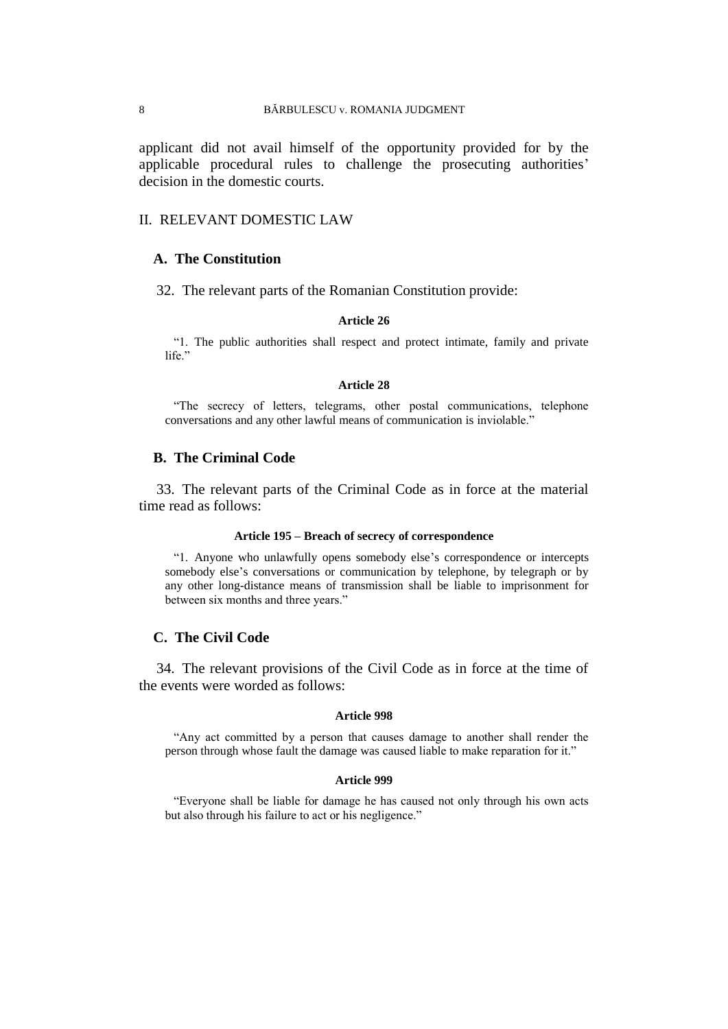applicant did not avail himself of the opportunity provided for by the applicable procedural rules to challenge the prosecuting authorities' decision in the domestic courts.

## II. RELEVANT DOMESTIC LAW

### A. The Constitution

32. The relevant parts of the Romanian Constitution provide:

**Article 26**

"1. The public authorities shall respect and protect intimate, family and private life."

**Article 28**

"The secrecy of letters, telegrams, other postal communications, telephone conversations and any other lawful means of communication is inviolable."

### B. The Criminal Code

33. The relevant parts of the Criminal Code as in force at the material time read as follows:

**Article 195 – Breach of secrecy of correspondence**

"1. Anyone who unlawfully opens somebody else's correspondence or intercepts somebody else's conversations or communication by telephone, by telegraph or by any other long-distance means of transmission shall be liable to imprisonment for between six months and three years."

### C. The Civil Code

34. The relevant provisions of the Civil Code as in force at the time of the events were worded as follows:

**Article 998**

"Any act committed by a person that causes damage to another shall render the person through whose fault the damage was caused liable to make reparation for it."

**Article 999**

"Everyone shall be liable for damage he has caused not only through his own acts but also through his failure to act or his negligence."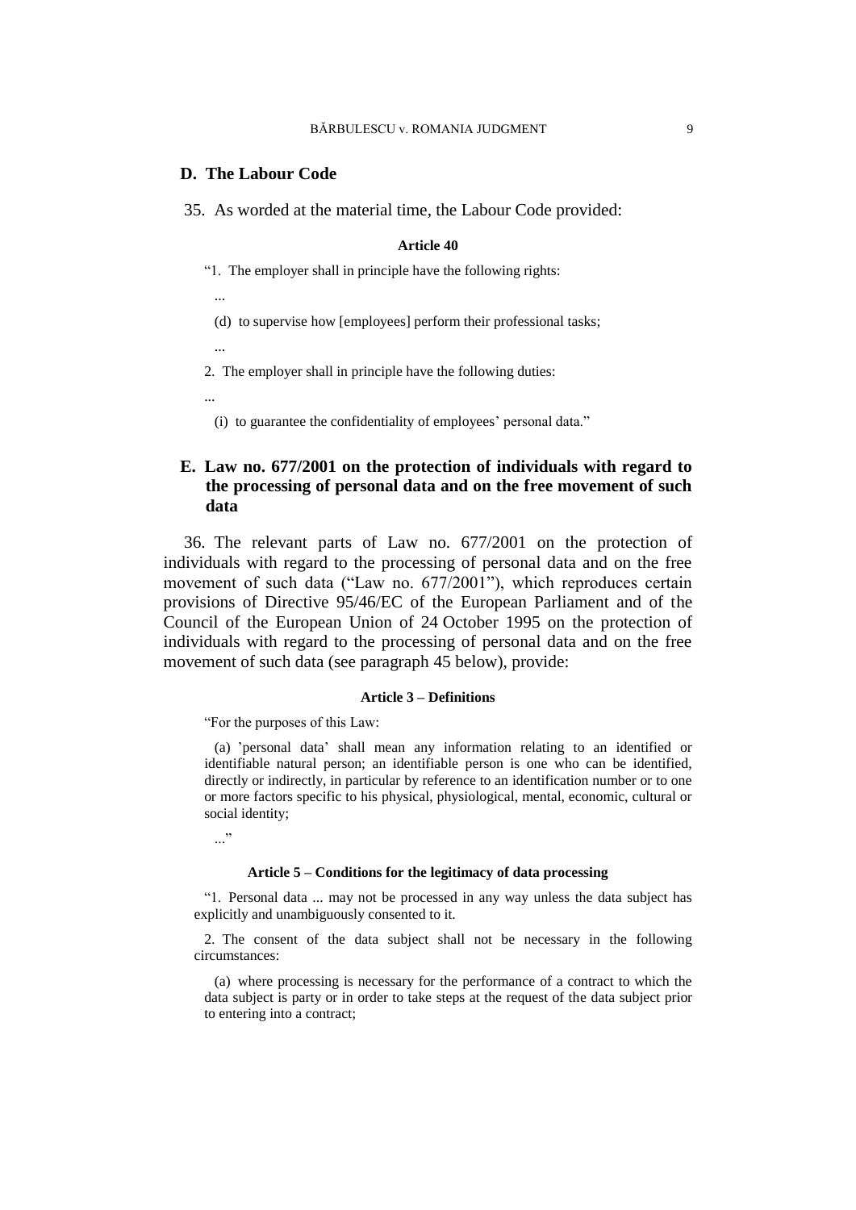## D. The Labour Code

35. As worded at the material time, the Labour Code provided:

**Article 40**

"1. The employer shall in principle have the following rights:

...

(d) to supervise how [employees] perform their professional tasks;

...

2. The employer shall in principle have the following duties:

...

(i) to guarantee the confidentiality of employees' personal data."

## E. Law no. 677/2001 on the protection of individuals with regard to the processing of personal data and on the free movement of such data

36. The relevant parts of Law no. 677/2001 on the protection of individuals with regard to the processing of personal data and on the free movement of such data ("Law no. 677/2001"), which reproduces certain provisions of Directive 95/46/EC of the European Parliament and of the Council of the European Union of 24 October 1995 on the protection of individuals with regard to the processing of personal data and on the free movement of such data (see paragraph 45 below), provide:

**Article 3 – Definitions**

"For the purposes of this Law:

(a) 'personal data' shall mean any information relating to an identified or identifiable natural person; an identifiable person is one who can be identified, directly or indirectly, in particular by reference to an identification number or to one or more factors specific to his physical, physiological, mental, economic, cultural or social identity;

..."

**Article 5 – Conditions for the legitimacy of data processing**

"1. Personal data ... may not be processed in any way unless the data subject has explicitly and unambiguously consented to it.

2. The consent of the data subject shall not be necessary in the following circumstances:

(a) where processing is necessary for the performance of a contract to which the data subject is party or in order to take steps at the request of the data subject prior to entering into a contract;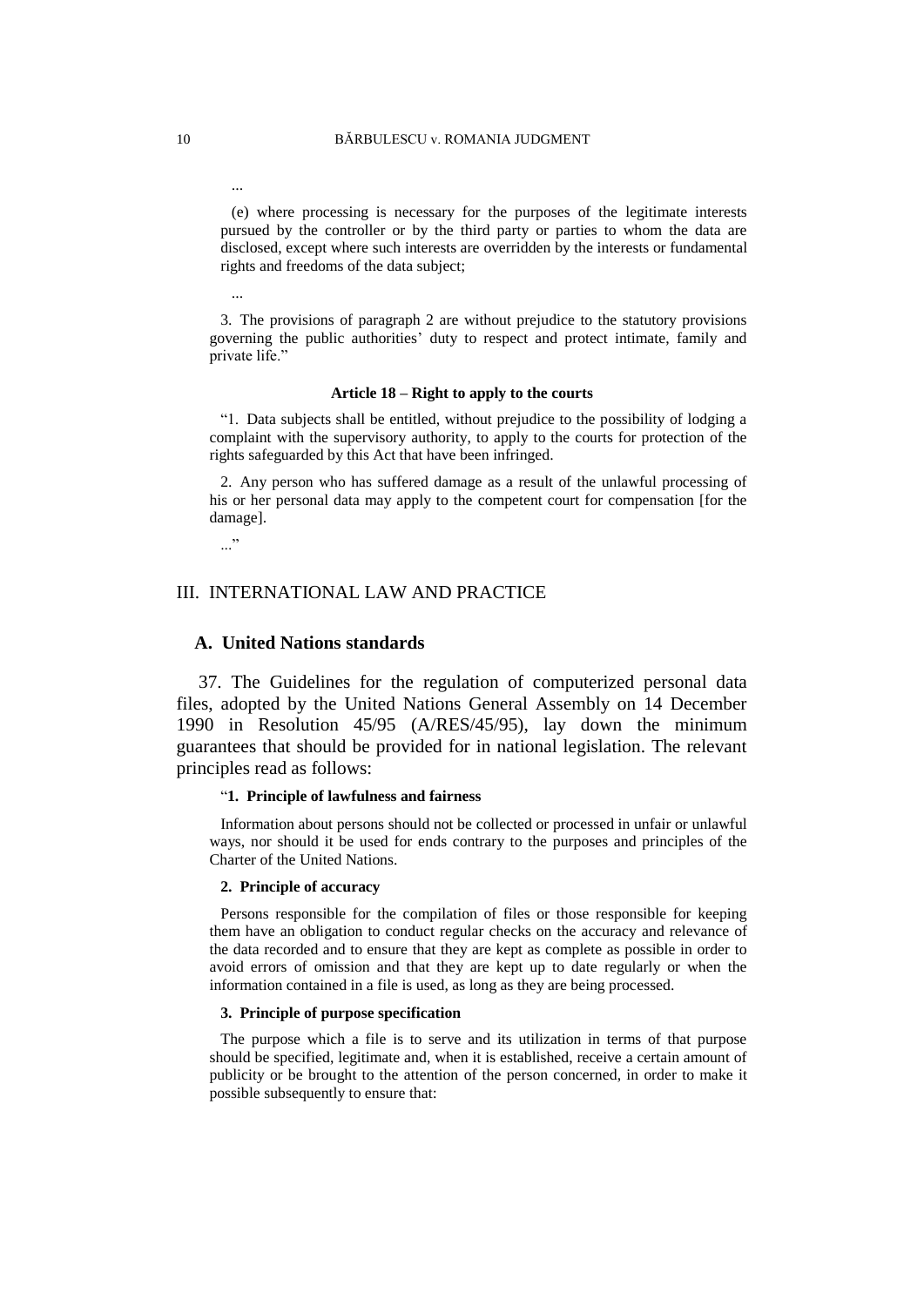...

(e) where processing is necessary for the purposes of the legitimate interests pursued by the controller or by the third party or parties to whom the data are disclosed, except where such interests are overridden by the interests or fundamental rights and freedoms of the data subject;

...

3. The provisions of paragraph 2 are without prejudice to the statutory provisions governing the public authorities' duty to respect and protect intimate, family and private life."

**Article 18 – Right to apply to the courts**

"1. Data subjects shall be entitled, without prejudice to the possibility of lodging a complaint with the supervisory authority, to apply to the courts for protection of the rights safeguarded by this Act that have been infringed.

2. Any person who has suffered damage as a result of the unlawful processing of his or her personal data may apply to the competent court for compensation [for the damage].

..."

## III. INTERNATIONAL LAW AND PRACTICE

### A. United Nations standards

37. The Guidelines for the regulation of computerized personal data files, adopted by the United Nations General Assembly on 14 December 1990 in Resolution 45/95 (A/RES/45/95), lay down the minimum guarantees that should be provided for in national legislation. The relevant principles read as follows:

"**1. Principle of lawfulness and fairness**

Information about persons should not be collected or processed in unfair or unlawful ways, nor should it be used for ends contrary to the purposes and principles of the Charter of the United Nations.

**2. Principle of accuracy**

Persons responsible for the compilation of files or those responsible for keeping them have an obligation to conduct regular checks on the accuracy and relevance of the data recorded and to ensure that they are kept as complete as possible in order to avoid errors of omission and that they are kept up to date regularly or when the information contained in a file is used, as long as they are being processed.

**3. Principle of purpose specification**

The purpose which a file is to serve and its utilization in terms of that purpose should be specified, legitimate and, when it is established, receive a certain amount of publicity or be brought to the attention of the person concerned, in order to make it possible subsequently to ensure that: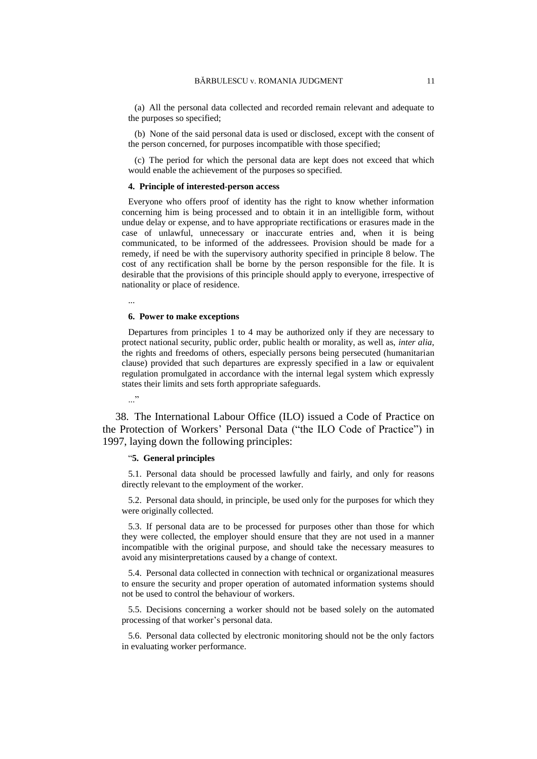(a) All the personal data collected and recorded remain relevant and adequate to the purposes so specified;

(b) None of the said personal data is used or disclosed, except with the consent of the person concerned, for purposes incompatible with those specified;

(c) The period for which the personal data are kept does not exceed that which would enable the achievement of the purposes so specified.

**4. Principle of interested-person access**

Everyone who offers proof of identity has the right to know whether information concerning him is being processed and to obtain it in an intelligible form, without undue delay or expense, and to have appropriate rectifications or erasures made in the case of unlawful, unnecessary or inaccurate entries and, when it is being communicated, to be informed of the addressees. Provision should be made for a remedy, if need be with the supervisory authority specified in principle 8 below. The cost of any rectification shall be borne by the person responsible for the file. It is desirable that the provisions of this principle should apply to everyone, irrespective of nationality or place of residence.

...

**6. Power to make exceptions**

Departures from principles 1 to 4 may be authorized only if they are necessary to protect national security, public order, public health or morality, as well as, *inter alia*, the rights and freedoms of others, especially persons being persecuted (humanitarian clause) provided that such departures are expressly specified in a law or equivalent regulation promulgated in accordance with the internal legal system which expressly states their limits and sets forth appropriate safeguards.

..."

38. The International Labour Office (ILO) issued a Code of Practice on the Protection of Workers' Personal Data ("the ILO Code of Practice") in 1997, laying down the following principles:

"**5. General principles**

5.1. Personal data should be processed lawfully and fairly, and only for reasons directly relevant to the employment of the worker.

5.2. Personal data should, in principle, be used only for the purposes for which they were originally collected.

5.3. If personal data are to be processed for purposes other than those for which they were collected, the employer should ensure that they are not used in a manner incompatible with the original purpose, and should take the necessary measures to avoid any misinterpretations caused by a change of context.

5.4. Personal data collected in connection with technical or organizational measures to ensure the security and proper operation of automated information systems should not be used to control the behaviour of workers.

5.5. Decisions concerning a worker should not be based solely on the automated processing of that worker's personal data.

5.6. Personal data collected by electronic monitoring should not be the only factors in evaluating worker performance.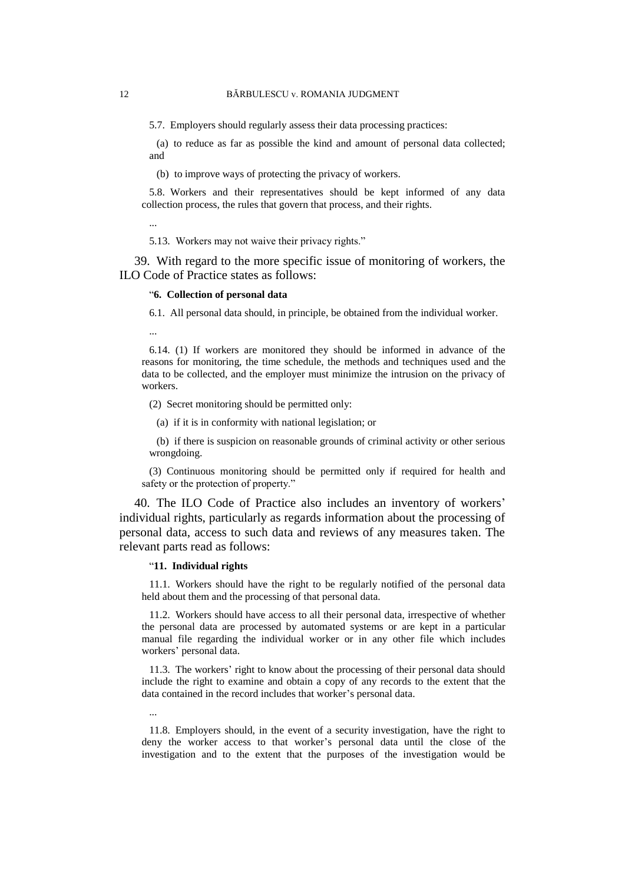5.7. Employers should regularly assess their data processing practices:

(a) to reduce as far as possible the kind and amount of personal data collected; and

(b) to improve ways of protecting the privacy of workers.

5.8. Workers and their representatives should be kept informed of any data collection process, the rules that govern that process, and their rights.

...

5.13. Workers may not waive their privacy rights."

39. With regard to the more specific issue of monitoring of workers, the ILO Code of Practice states as follows:

"**6. Collection of personal data**

6.1. All personal data should, in principle, be obtained from the individual worker.

...

6.14. (1) If workers are monitored they should be informed in advance of the reasons for monitoring, the time schedule, the methods and techniques used and the data to be collected, and the employer must minimize the intrusion on the privacy of workers.

(2) Secret monitoring should be permitted only:

(a) if it is in conformity with national legislation; or

(b) if there is suspicion on reasonable grounds of criminal activity or other serious wrongdoing.

(3) Continuous monitoring should be permitted only if required for health and safety or the protection of property."

40. The ILO Code of Practice also includes an inventory of workers' individual rights, particularly as regards information about the processing of personal data, access to such data and reviews of any measures taken. The relevant parts read as follows:

"**11. Individual rights**

11.1. Workers should have the right to be regularly notified of the personal data held about them and the processing of that personal data.

11.2. Workers should have access to all their personal data, irrespective of whether the personal data are processed by automated systems or are kept in a particular manual file regarding the individual worker or in any other file which includes workers' personal data.

11.3. The workers' right to know about the processing of their personal data should include the right to examine and obtain a copy of any records to the extent that the data contained in the record includes that worker's personal data.

...

11.8. Employers should, in the event of a security investigation, have the right to deny the worker access to that worker's personal data until the close of the investigation and to the extent that the purposes of the investigation would be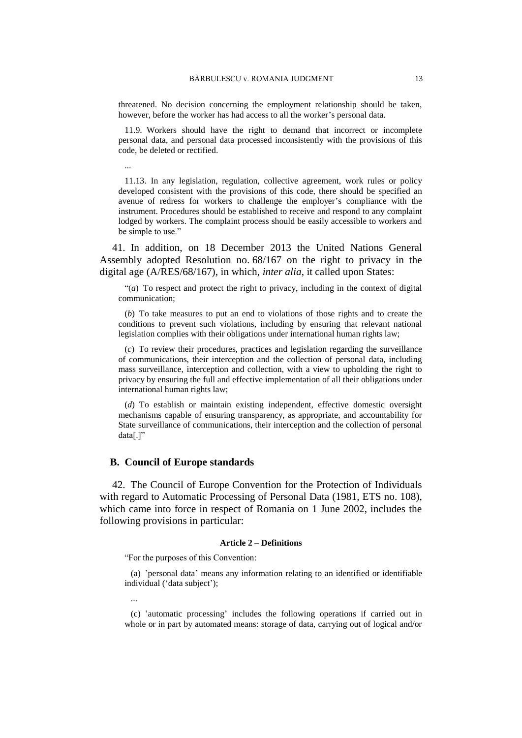threatened. No decision concerning the employment relationship should be taken, however, before the worker has had access to all the worker's personal data.

11.9. Workers should have the right to demand that incorrect or incomplete personal data, and personal data processed inconsistently with the provisions of this code, be deleted or rectified.

...

11.13. In any legislation, regulation, collective agreement, work rules or policy developed consistent with the provisions of this code, there should be specified an avenue of redress for workers to challenge the employer's compliance with the instrument. Procedures should be established to receive and respond to any complaint lodged by workers. The complaint process should be easily accessible to workers and be simple to use."

41. In addition, on 18 December 2013 the United Nations General Assembly adopted Resolution no. 68/167 on the right to privacy in the digital age (A/RES/68/167), in which, *inter alia*, it called upon States:

"(*a*) To respect and protect the right to privacy, including in the context of digital communication;

(*b*) To take measures to put an end to violations of those rights and to create the conditions to prevent such violations, including by ensuring that relevant national legislation complies with their obligations under international human rights law;

(*c*) To review their procedures, practices and legislation regarding the surveillance of communications, their interception and the collection of personal data, including mass surveillance, interception and collection, with a view to upholding the right to privacy by ensuring the full and effective implementation of all their obligations under international human rights law;

(*d*) To establish or maintain existing independent, effective domestic oversight mechanisms capable of ensuring transparency, as appropriate, and accountability for State surveillance of communications, their interception and the collection of personal data[.]"

## B. Council of Europe standards

42. The Council of Europe Convention for the Protection of Individuals with regard to Automatic Processing of Personal Data (1981, ETS no. 108), which came into force in respect of Romania on 1 June 2002, includes the following provisions in particular:

**Article 2 – Definitions**

"For the purposes of this Convention:

(a) 'personal data' means any information relating to an identified or identifiable individual ('data subject');

...

(c) 'automatic processing' includes the following operations if carried out in whole or in part by automated means: storage of data, carrying out of logical and/or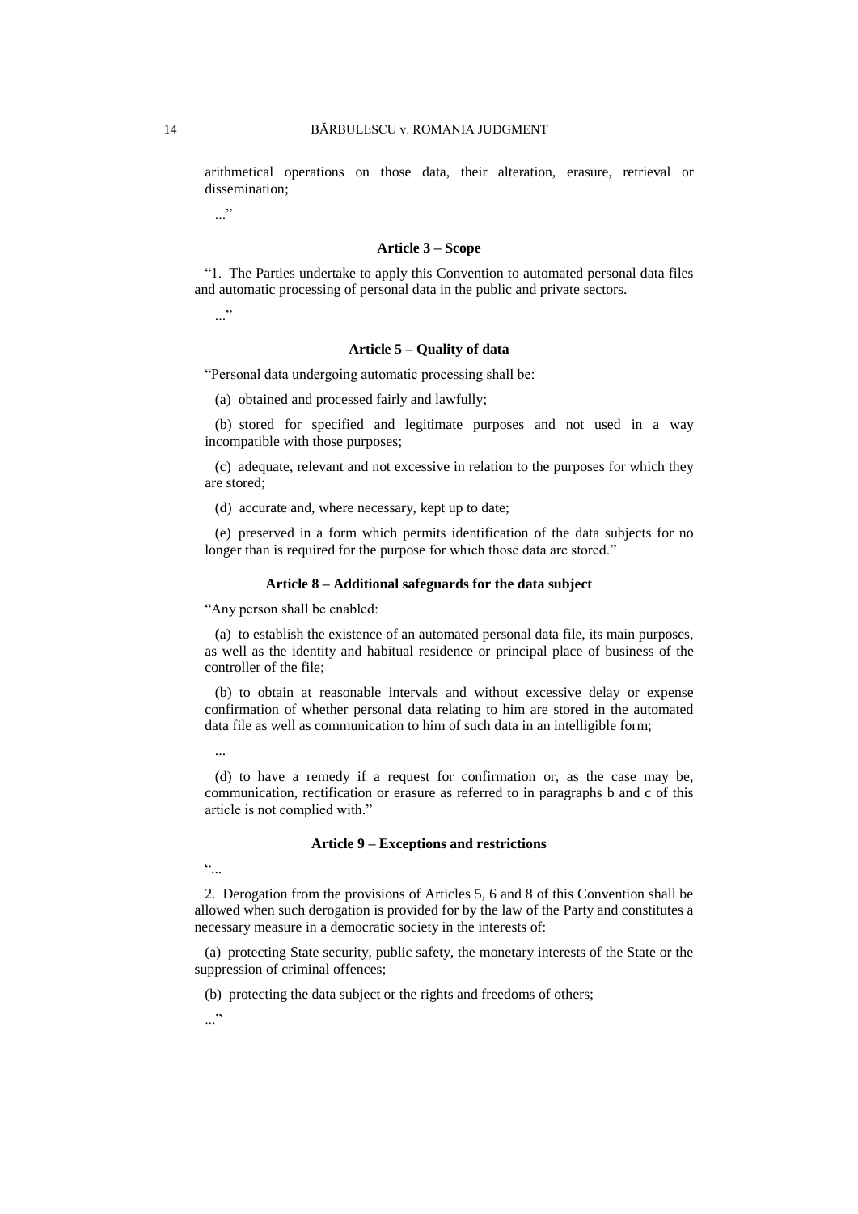arithmetical operations on those data, their alteration, erasure, retrieval or dissemination;

..."

#### Article 3 – Scope

"1. The Parties undertake to apply this Convention to automated personal data files and automatic processing of personal data in the public and private sectors.

..."

#### Article 5 – Quality of data

"Personal data undergoing automatic processing shall be:

(a) obtained and processed fairly and lawfully;

(b) stored for specified and legitimate purposes and not used in a way incompatible with those purposes;

(c) adequate, relevant and not excessive in relation to the purposes for which they are stored;

(d) accurate and, where necessary, kept up to date;

(e) preserved in a form which permits identification of the data subjects for no longer than is required for the purpose for which those data are stored."

#### Article 8 – Additional safeguards for the data subject

"Any person shall be enabled:

(a) to establish the existence of an automated personal data file, its main purposes, as well as the identity and habitual residence or principal place of business of the controller of the file;

(b) to obtain at reasonable intervals and without excessive delay or expense confirmation of whether personal data relating to him are stored in the automated data file as well as communication to him of such data in an intelligible form;

...

(d) to have a remedy if a request for confirmation or, as the case may be, communication, rectification or erasure as referred to in paragraphs b and c of this article is not complied with."

#### Article 9 – Exceptions and restrictions

"...

2. Derogation from the provisions of Articles 5, 6 and 8 of this Convention shall be allowed when such derogation is provided for by the law of the Party and constitutes a necessary measure in a democratic society in the interests of:

(a) protecting State security, public safety, the monetary interests of the State or the suppression of criminal offences;

(b) protecting the data subject or the rights and freedoms of others;

..."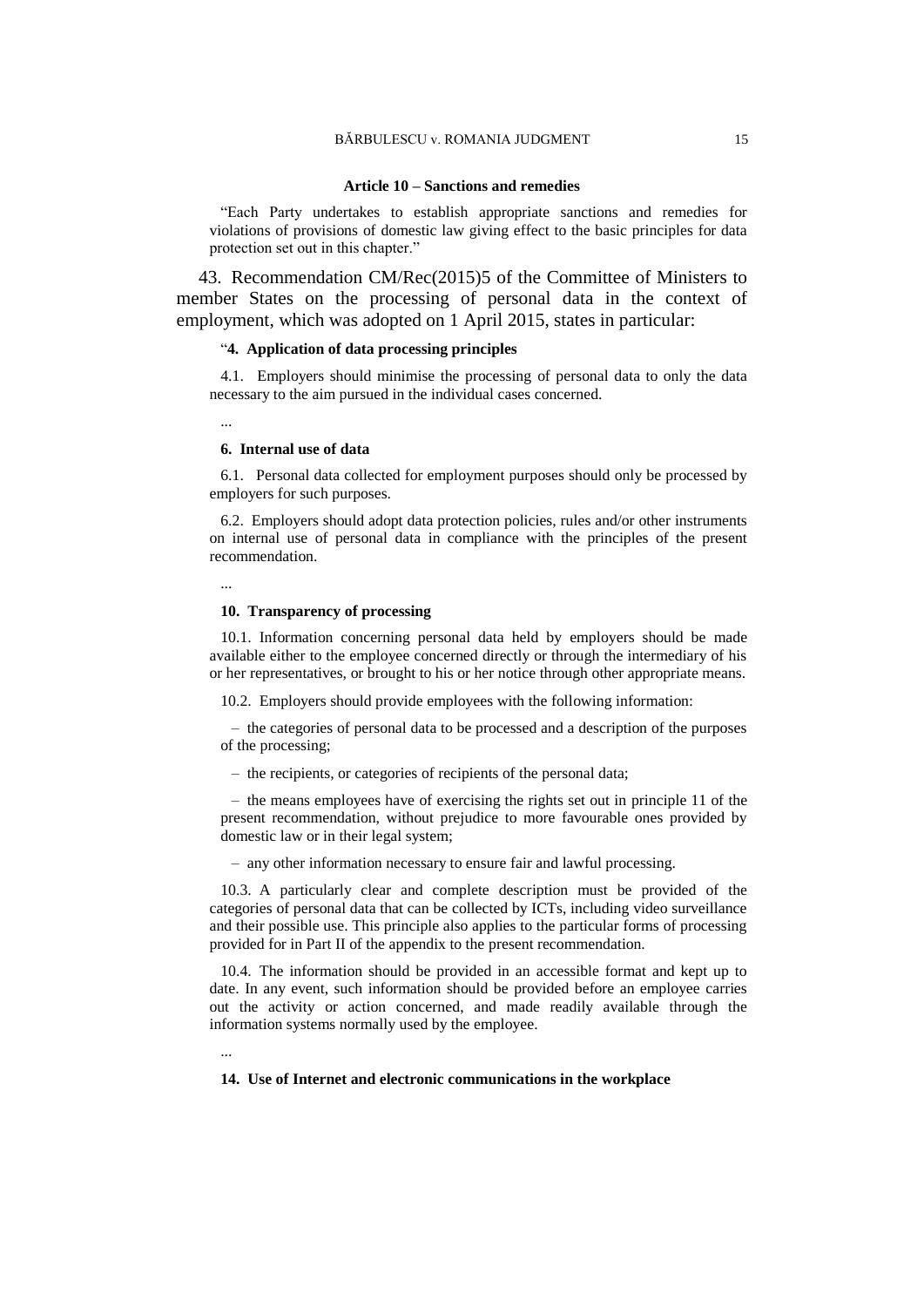**Article 10 – Sanctions and remedies**

"Each Party undertakes to establish appropriate sanctions and remedies for violations of provisions of domestic law giving effect to the basic principles for data protection set out in this chapter."

43. Recommendation CM/Rec(2015)5 of the Committee of Ministers to member States on the processing of personal data in the context of employment, which was adopted on 1 April 2015, states in particular:

"**4. Application of data processing principles**

4.1. Employers should minimise the processing of personal data to only the data necessary to the aim pursued in the individual cases concerned.

...

**6. Internal use of data**

6.1. Personal data collected for employment purposes should only be processed by employers for such purposes.

6.2. Employers should adopt data protection policies, rules and/or other instruments on internal use of personal data in compliance with the principles of the present recommendation.

...

**10. Transparency of processing**

10.1. Information concerning personal data held by employers should be made available either to the employee concerned directly or through the intermediary of his or her representatives, or brought to his or her notice through other appropriate means.

10.2. Employers should provide employees with the following information:

– the categories of personal data to be processed and a description of the purposes of the processing;

– the recipients, or categories of recipients of the personal data;

– the means employees have of exercising the rights set out in principle 11 of the present recommendation, without prejudice to more favourable ones provided by domestic law or in their legal system;

– any other information necessary to ensure fair and lawful processing.

10.3. A particularly clear and complete description must be provided of the categories of personal data that can be collected by ICTs, including video surveillance and their possible use. This principle also applies to the particular forms of processing provided for in Part II of the appendix to the present recommendation.

10.4. The information should be provided in an accessible format and kept up to date. In any event, such information should be provided before an employee carries out the activity or action concerned, and made readily available through the information systems normally used by the employee.

...

**14. Use of Internet and electronic communications in the workplace**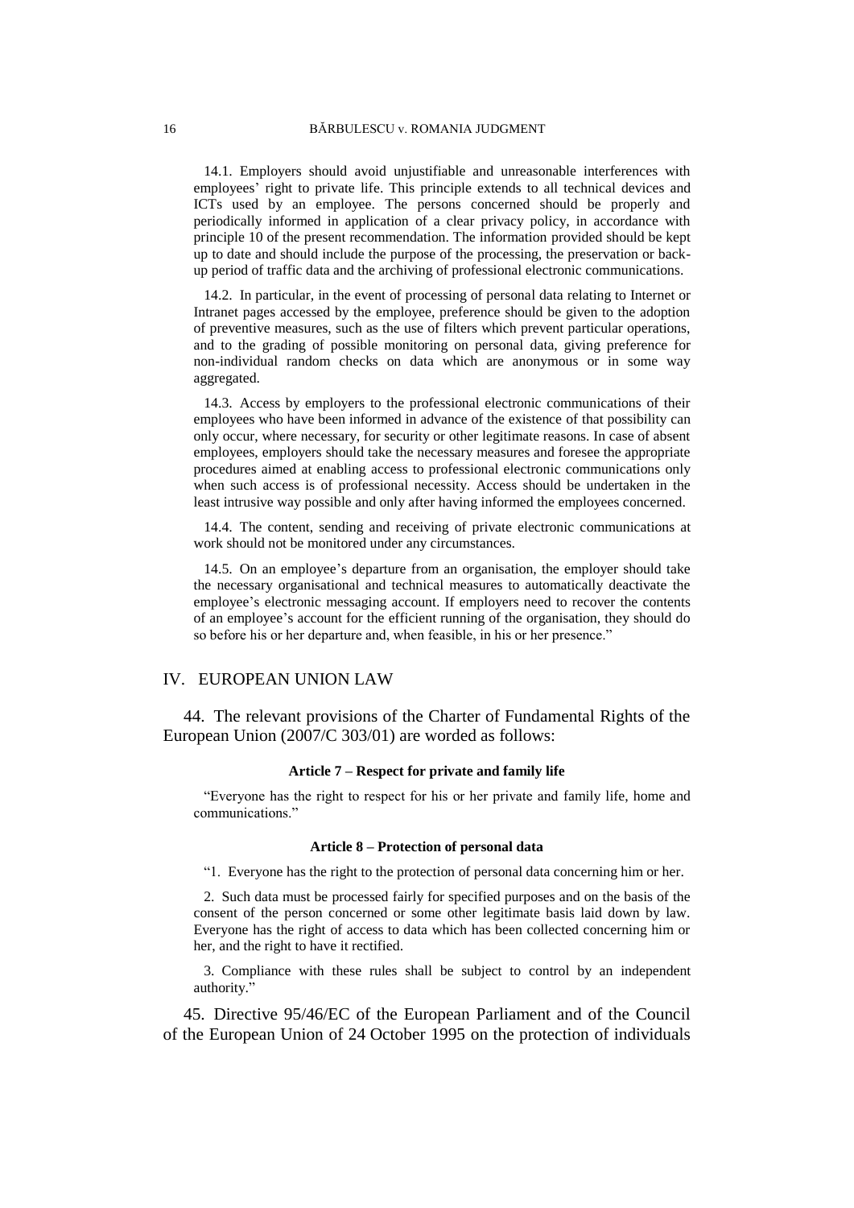14.1. Employers should avoid unjustifiable and unreasonable interferences with employees' right to private life. This principle extends to all technical devices and ICTs used by an employee. The persons concerned should be properly and periodically informed in application of a clear privacy policy, in accordance with principle 10 of the present recommendation. The information provided should be kept up to date and should include the purpose of the processing, the preservation or back-up period of traffic data and the archiving of professional electronic communications.

14.2. In particular, in the event of processing of personal data relating to Internet or Intranet pages accessed by the employee, preference should be given to the adoption of preventive measures, such as the use of filters which prevent particular operations, and to the grading of possible monitoring on personal data, giving preference for non-individual random checks on data which are anonymous or in some way aggregated.

14.3. Access by employers to the professional electronic communications of their employees who have been informed in advance of the existence of that possibility can only occur, where necessary, for security or other legitimate reasons. In case of absent employees, employers should take the necessary measures and foresee the appropriate procedures aimed at enabling access to professional electronic communications only when such access is of professional necessity. Access should be undertaken in the least intrusive way possible and only after having informed the employees concerned.

14.4. The content, sending and receiving of private electronic communications at work should not be monitored under any circumstances.

14.5. On an employee's departure from an organisation, the employer should take the necessary organisational and technical measures to automatically deactivate the employee's electronic messaging account. If employers need to recover the contents of an employee's account for the efficient running of the organisation, they should do so before his or her departure and, when feasible, in his or her presence."

## IV. EUROPEAN UNION LAW

44. The relevant provisions of the Charter of Fundamental Rights of the European Union (2007/C 303/01) are worded as follows:

**Article 7 – Respect for private and family life**

"Everyone has the right to respect for his or her private and family life, home and communications."

**Article 8 – Protection of personal data**

"1. Everyone has the right to the protection of personal data concerning him or her.

2. Such data must be processed fairly for specified purposes and on the basis of the consent of the person concerned or some other legitimate basis laid down by law. Everyone has the right of access to data which has been collected concerning him or her, and the right to have it rectified.

3. Compliance with these rules shall be subject to control by an independent authority."

45. Directive 95/46/EC of the European Parliament and of the Council of the European Union of 24 October 1995 on the protection of individuals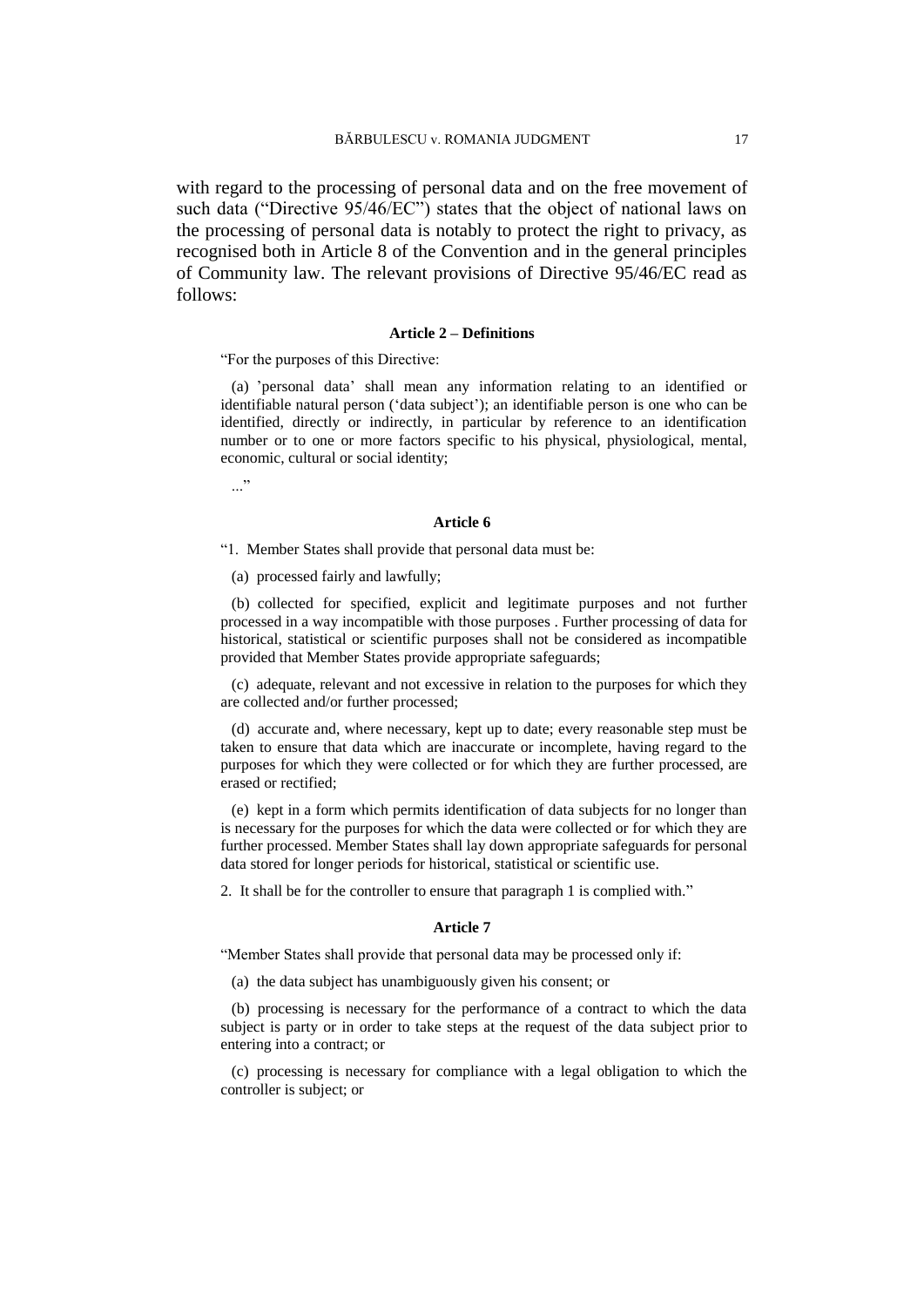with regard to the processing of personal data and on the free movement of such data ("Directive 95/46/EC") states that the object of national laws on the processing of personal data is notably to protect the right to privacy, as recognised both in Article 8 of the Convention and in the general principles of Community law. The relevant provisions of Directive 95/46/EC read as follows:

**Article 2 – Definitions**

"For the purposes of this Directive:

(a) 'personal data' shall mean any information relating to an identified or identifiable natural person ('data subject'); an identifiable person is one who can be identified, directly or indirectly, in particular by reference to an identification number or to one or more factors specific to his physical, physiological, mental, economic, cultural or social identity;

..."

**Article 6**

"1. Member States shall provide that personal data must be:

(a) processed fairly and lawfully;

(b) collected for specified, explicit and legitimate purposes and not further processed in a way incompatible with those purposes . Further processing of data for historical, statistical or scientific purposes shall not be considered as incompatible provided that Member States provide appropriate safeguards;

(c) adequate, relevant and not excessive in relation to the purposes for which they are collected and/or further processed;

(d) accurate and, where necessary, kept up to date; every reasonable step must be taken to ensure that data which are inaccurate or incomplete, having regard to the purposes for which they were collected or for which they are further processed, are erased or rectified;

(e) kept in a form which permits identification of data subjects for no longer than is necessary for the purposes for which the data were collected or for which they are further processed. Member States shall lay down appropriate safeguards for personal data stored for longer periods for historical, statistical or scientific use.

2. It shall be for the controller to ensure that paragraph 1 is complied with."

**Article 7**

"Member States shall provide that personal data may be processed only if:

(a) the data subject has unambiguously given his consent; or

(b) processing is necessary for the performance of a contract to which the data subject is party or in order to take steps at the request of the data subject prior to entering into a contract; or

(c) processing is necessary for compliance with a legal obligation to which the controller is subject; or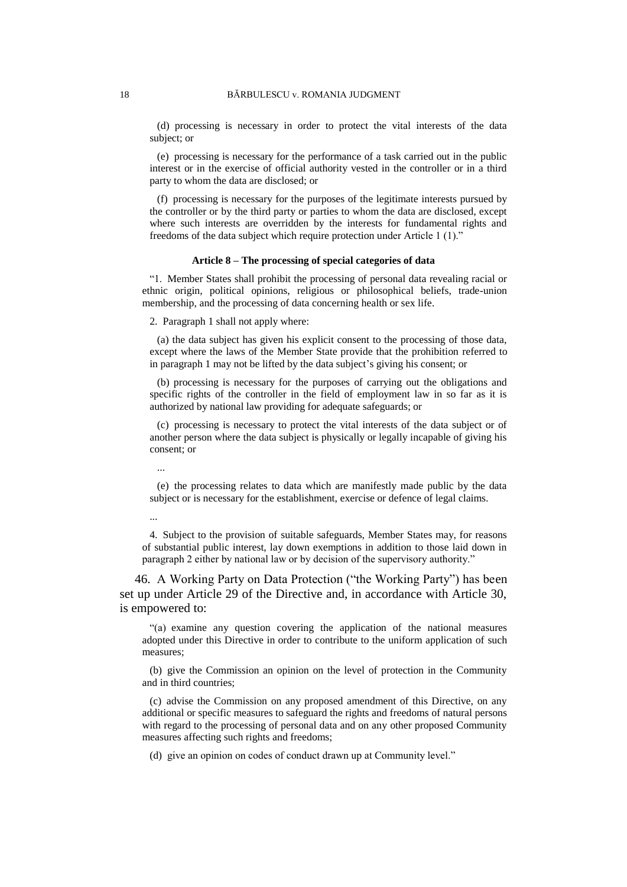(d) processing is necessary in order to protect the vital interests of the data subject; or

(e) processing is necessary for the performance of a task carried out in the public interest or in the exercise of official authority vested in the controller or in a third party to whom the data are disclosed; or

(f) processing is necessary for the purposes of the legitimate interests pursued by the controller or by the third party or parties to whom the data are disclosed, except where such interests are overridden by the interests for fundamental rights and freedoms of the data subject which require protection under Article 1 (1)."

**Article 8 – The processing of special categories of data**

"1. Member States shall prohibit the processing of personal data revealing racial or ethnic origin, political opinions, religious or philosophical beliefs, trade-union membership, and the processing of data concerning health or sex life.

2. Paragraph 1 shall not apply where:

(a) the data subject has given his explicit consent to the processing of those data, except where the laws of the Member State provide that the prohibition referred to in paragraph 1 may not be lifted by the data subject's giving his consent; or

(b) processing is necessary for the purposes of carrying out the obligations and specific rights of the controller in the field of employment law in so far as it is authorized by national law providing for adequate safeguards; or

(c) processing is necessary to protect the vital interests of the data subject or of another person where the data subject is physically or legally incapable of giving his consent; or

...

(e) the processing relates to data which are manifestly made public by the data subject or is necessary for the establishment, exercise or defence of legal claims.

...

4. Subject to the provision of suitable safeguards, Member States may, for reasons of substantial public interest, lay down exemptions in addition to those laid down in paragraph 2 either by national law or by decision of the supervisory authority."

46. A Working Party on Data Protection ("the Working Party") has been set up under Article 29 of the Directive and, in accordance with Article 30, is empowered to:

"(a) examine any question covering the application of the national measures adopted under this Directive in order to contribute to the uniform application of such measures;

(b) give the Commission an opinion on the level of protection in the Community and in third countries;

(c) advise the Commission on any proposed amendment of this Directive, on any additional or specific measures to safeguard the rights and freedoms of natural persons with regard to the processing of personal data and on any other proposed Community measures affecting such rights and freedoms;

(d) give an opinion on codes of conduct drawn up at Community level."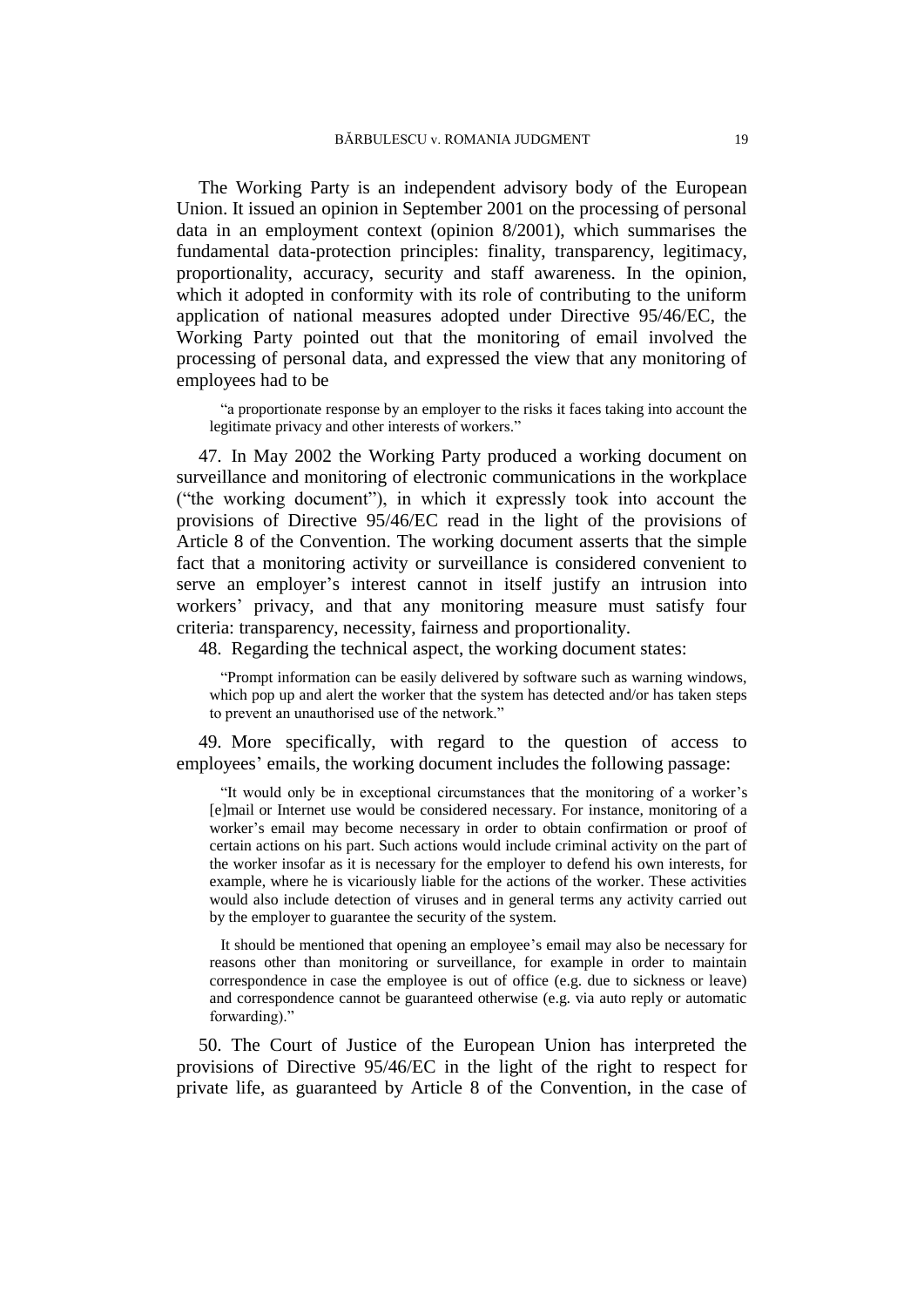The Working Party is an independent advisory body of the European Union. It issued an opinion in September 2001 on the processing of personal data in an employment context (opinion 8/2001), which summarises the fundamental data-protection principles: finality, transparency, legitimacy, proportionality, accuracy, security and staff awareness. In the opinion, which it adopted in conformity with its role of contributing to the uniform application of national measures adopted under Directive 95/46/EC, the Working Party pointed out that the monitoring of email involved the processing of personal data, and expressed the view that any monitoring of employees had to be

> "a proportionate response by an employer to the risks it faces taking into account the legitimate privacy and other interests of workers."

47. In May 2002 the Working Party produced a working document on surveillance and monitoring of electronic communications in the workplace ("the working document"), in which it expressly took into account the provisions of Directive 95/46/EC read in the light of the provisions of Article 8 of the Convention. The working document asserts that the simple fact that a monitoring activity or surveillance is considered convenient to serve an employer's interest cannot in itself justify an intrusion into workers' privacy, and that any monitoring measure must satisfy four criteria: transparency, necessity, fairness and proportionality.

48. Regarding the technical aspect, the working document states:

> "Prompt information can be easily delivered by software such as warning windows, which pop up and alert the worker that the system has detected and/or has taken steps to prevent an unauthorised use of the network."

49. More specifically, with regard to the question of access to employees' emails, the working document includes the following passage:

> "It would only be in exceptional circumstances that the monitoring of a worker's [e]mail or Internet use would be considered necessary. For instance, monitoring of a worker's email may become necessary in order to obtain confirmation or proof of certain actions on his part. Such actions would include criminal activity on the part of the worker insofar as it is necessary for the employer to defend his own interests, for example, where he is vicariously liable for the actions of the worker. These activities would also include detection of viruses and in general terms any activity carried out by the employer to guarantee the security of the system.
>
> It should be mentioned that opening an employee's email may also be necessary for reasons other than monitoring or surveillance, for example in order to maintain correspondence in case the employee is out of office (e.g. due to sickness or leave) and correspondence cannot be guaranteed otherwise (e.g. via auto reply or automatic forwarding)."

50. The Court of Justice of the European Union has interpreted the provisions of Directive 95/46/EC in the light of the right to respect for private life, as guaranteed by Article 8 of the Convention, in the case of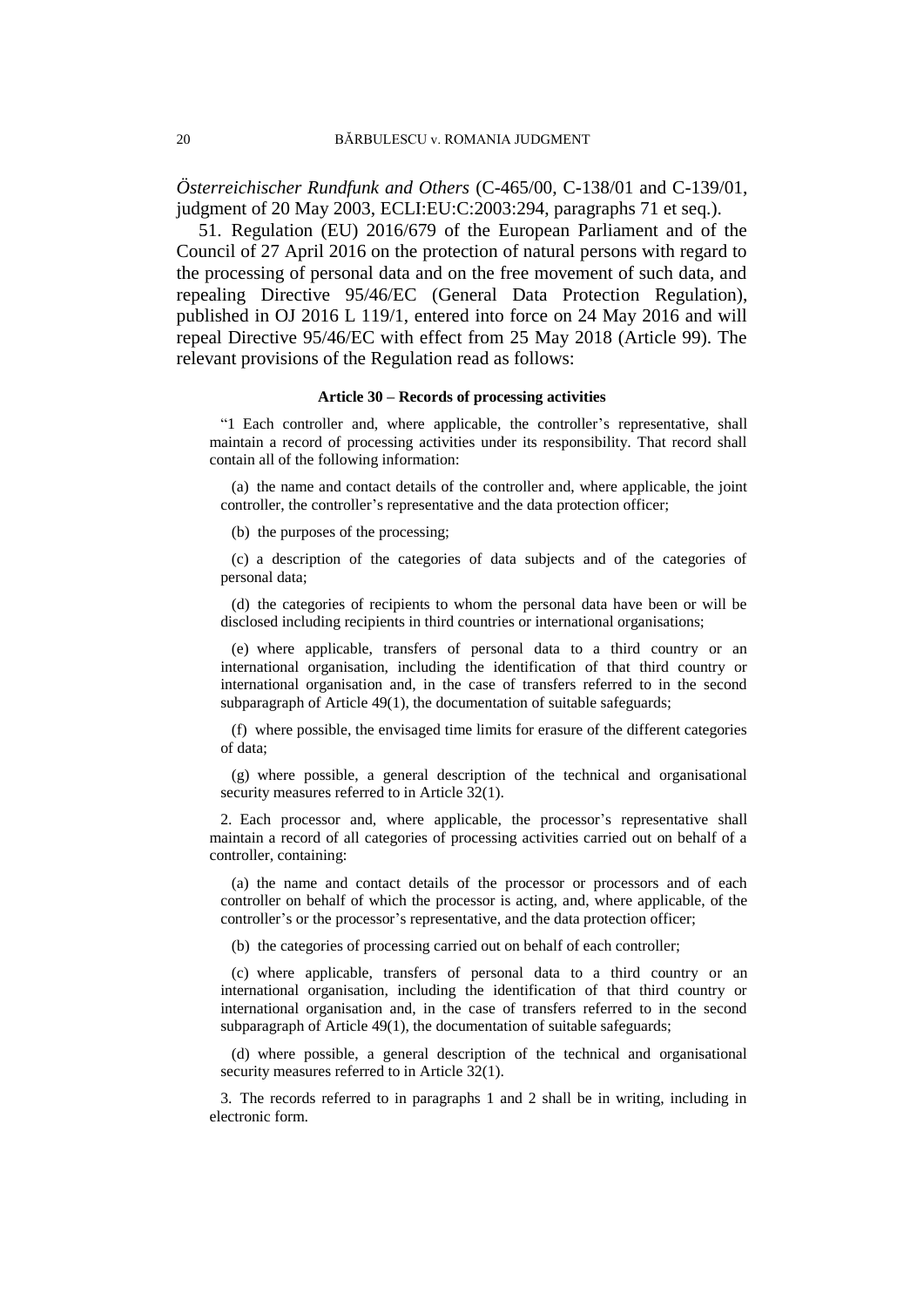*Österreichischer Rundfunk and Others* (C-465/00, C-138/01 and C-139/01, judgment of 20 May 2003, ECLI:EU:C:2003:294, paragraphs 71 et seq.).

51. Regulation (EU) 2016/679 of the European Parliament and of the Council of 27 April 2016 on the protection of natural persons with regard to the processing of personal data and on the free movement of such data, and repealing Directive 95/46/EC (General Data Protection Regulation), published in OJ 2016 L 119/1, entered into force on 24 May 2016 and will repeal Directive 95/46/EC with effect from 25 May 2018 (Article 99). The relevant provisions of the Regulation read as follows:

**Article 30 – Records of processing activities**

"1 Each controller and, where applicable, the controller's representative, shall maintain a record of processing activities under its responsibility. That record shall contain all of the following information:

(a) the name and contact details of the controller and, where applicable, the joint controller, the controller's representative and the data protection officer;

(b) the purposes of the processing;

(c) a description of the categories of data subjects and of the categories of personal data;

(d) the categories of recipients to whom the personal data have been or will be disclosed including recipients in third countries or international organisations;

(e) where applicable, transfers of personal data to a third country or an international organisation, including the identification of that third country or international organisation and, in the case of transfers referred to in the second subparagraph of Article 49(1), the documentation of suitable safeguards;

(f) where possible, the envisaged time limits for erasure of the different categories of data;

(g) where possible, a general description of the technical and organisational security measures referred to in Article 32(1).

2. Each processor and, where applicable, the processor's representative shall maintain a record of all categories of processing activities carried out on behalf of a controller, containing:

(a) the name and contact details of the processor or processors and of each controller on behalf of which the processor is acting, and, where applicable, of the controller's or the processor's representative, and the data protection officer;

(b) the categories of processing carried out on behalf of each controller;

(c) where applicable, transfers of personal data to a third country or an international organisation, including the identification of that third country or international organisation and, in the case of transfers referred to in the second subparagraph of Article 49(1), the documentation of suitable safeguards;

(d) where possible, a general description of the technical and organisational security measures referred to in Article 32(1).

3. The records referred to in paragraphs 1 and 2 shall be in writing, including in electronic form.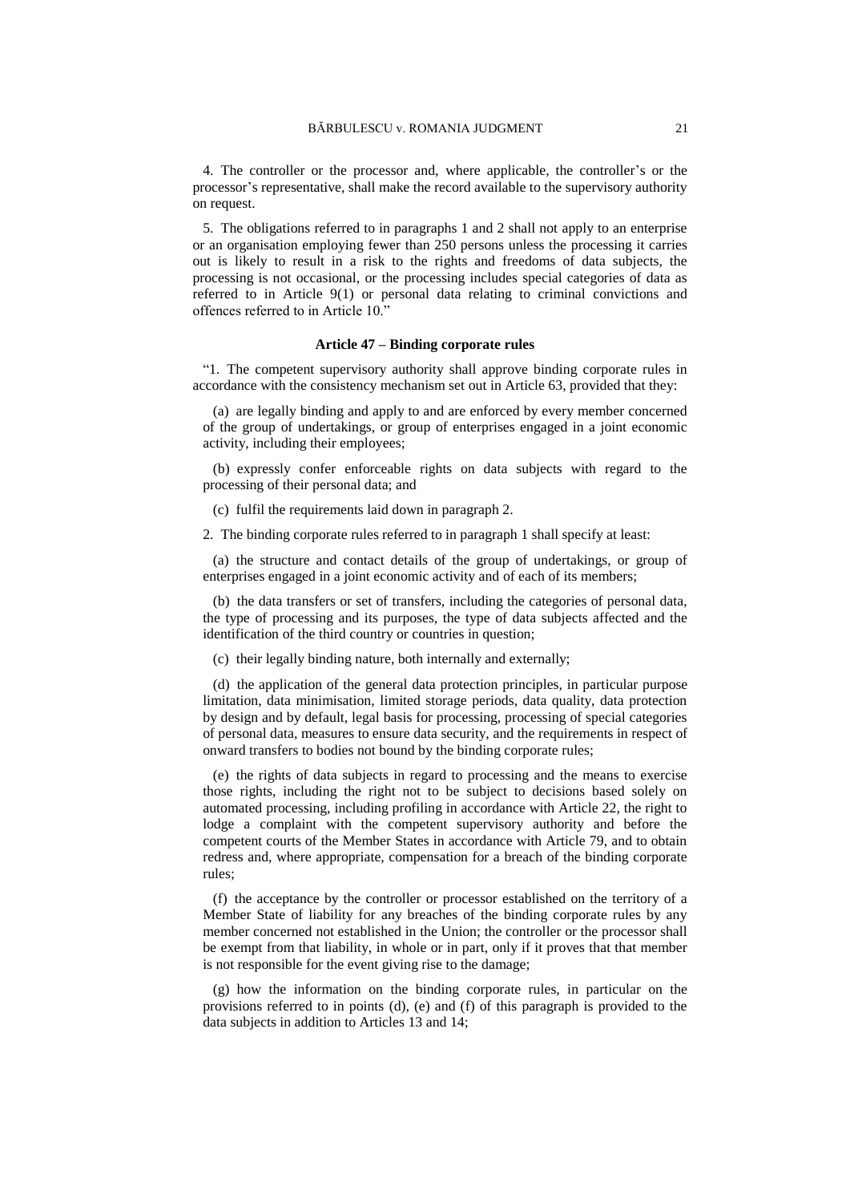4. The controller or the processor and, where applicable, the controller's or the processor's representative, shall make the record available to the supervisory authority on request.

5. The obligations referred to in paragraphs 1 and 2 shall not apply to an enterprise or an organisation employing fewer than 250 persons unless the processing it carries out is likely to result in a risk to the rights and freedoms of data subjects, the processing is not occasional, or the processing includes special categories of data as referred to in Article 9(1) or personal data relating to criminal convictions and offences referred to in Article 10."

#### Article 47 – Binding corporate rules

"1. The competent supervisory authority shall approve binding corporate rules in accordance with the consistency mechanism set out in Article 63, provided that they:

(a) are legally binding and apply to and are enforced by every member concerned of the group of undertakings, or group of enterprises engaged in a joint economic activity, including their employees;

(b) expressly confer enforceable rights on data subjects with regard to the processing of their personal data; and

(c) fulfil the requirements laid down in paragraph 2.

2. The binding corporate rules referred to in paragraph 1 shall specify at least:

(a) the structure and contact details of the group of undertakings, or group of enterprises engaged in a joint economic activity and of each of its members;

(b) the data transfers or set of transfers, including the categories of personal data, the type of processing and its purposes, the type of data subjects affected and the identification of the third country or countries in question;

(c) their legally binding nature, both internally and externally;

(d) the application of the general data protection principles, in particular purpose limitation, data minimisation, limited storage periods, data quality, data protection by design and by default, legal basis for processing, processing of special categories of personal data, measures to ensure data security, and the requirements in respect of onward transfers to bodies not bound by the binding corporate rules;

(e) the rights of data subjects in regard to processing and the means to exercise those rights, including the right not to be subject to decisions based solely on automated processing, including profiling in accordance with Article 22, the right to lodge a complaint with the competent supervisory authority and before the competent courts of the Member States in accordance with Article 79, and to obtain redress and, where appropriate, compensation for a breach of the binding corporate rules;

(f) the acceptance by the controller or processor established on the territory of a Member State of liability for any breaches of the binding corporate rules by any member concerned not established in the Union; the controller or the processor shall be exempt from that liability, in whole or in part, only if it proves that that member is not responsible for the event giving rise to the damage;

(g) how the information on the binding corporate rules, in particular on the provisions referred to in points (d), (e) and (f) of this paragraph is provided to the data subjects in addition to Articles 13 and 14;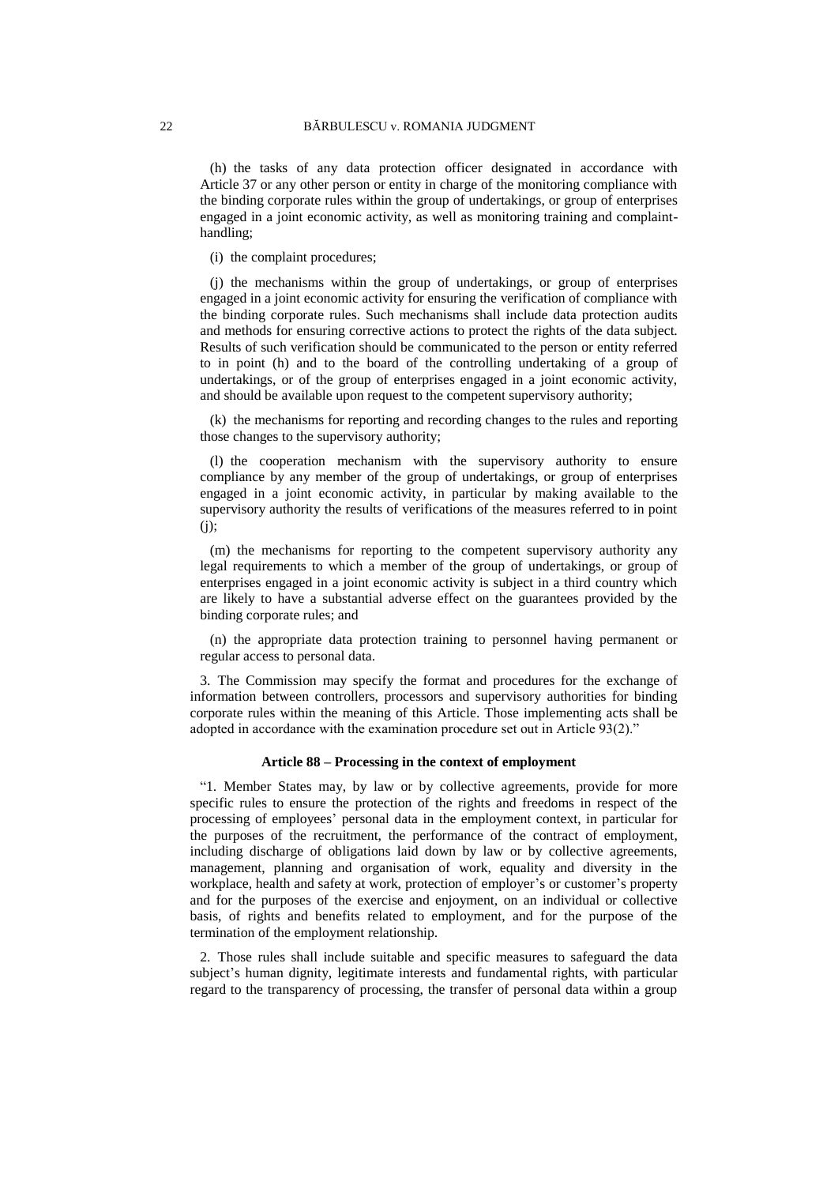(h) the tasks of any data protection officer designated in accordance with Article 37 or any other person or entity in charge of the monitoring compliance with the binding corporate rules within the group of undertakings, or group of enterprises engaged in a joint economic activity, as well as monitoring training and complaint-handling;

(i) the complaint procedures;

(j) the mechanisms within the group of undertakings, or group of enterprises engaged in a joint economic activity for ensuring the verification of compliance with the binding corporate rules. Such mechanisms shall include data protection audits and methods for ensuring corrective actions to protect the rights of the data subject. Results of such verification should be communicated to the person or entity referred to in point (h) and to the board of the controlling undertaking of a group of undertakings, or of the group of enterprises engaged in a joint economic activity, and should be available upon request to the competent supervisory authority;

(k) the mechanisms for reporting and recording changes to the rules and reporting those changes to the supervisory authority;

(l) the cooperation mechanism with the supervisory authority to ensure compliance by any member of the group of undertakings, or group of enterprises engaged in a joint economic activity, in particular by making available to the supervisory authority the results of verifications of the measures referred to in point (j);

(m) the mechanisms for reporting to the competent supervisory authority any legal requirements to which a member of the group of undertakings, or group of enterprises engaged in a joint economic activity is subject in a third country which are likely to have a substantial adverse effect on the guarantees provided by the binding corporate rules; and

(n) the appropriate data protection training to personnel having permanent or regular access to personal data.

3. The Commission may specify the format and procedures for the exchange of information between controllers, processors and supervisory authorities for binding corporate rules within the meaning of this Article. Those implementing acts shall be adopted in accordance with the examination procedure set out in Article 93(2)."

**Article 88 – Processing in the context of employment**

"1. Member States may, by law or by collective agreements, provide for more specific rules to ensure the protection of the rights and freedoms in respect of the processing of employees' personal data in the employment context, in particular for the purposes of the recruitment, the performance of the contract of employment, including discharge of obligations laid down by law or by collective agreements, management, planning and organisation of work, equality and diversity in the workplace, health and safety at work, protection of employer's or customer's property and for the purposes of the exercise and enjoyment, on an individual or collective basis, of rights and benefits related to employment, and for the purpose of the termination of the employment relationship.

2. Those rules shall include suitable and specific measures to safeguard the data subject's human dignity, legitimate interests and fundamental rights, with particular regard to the transparency of processing, the transfer of personal data within a group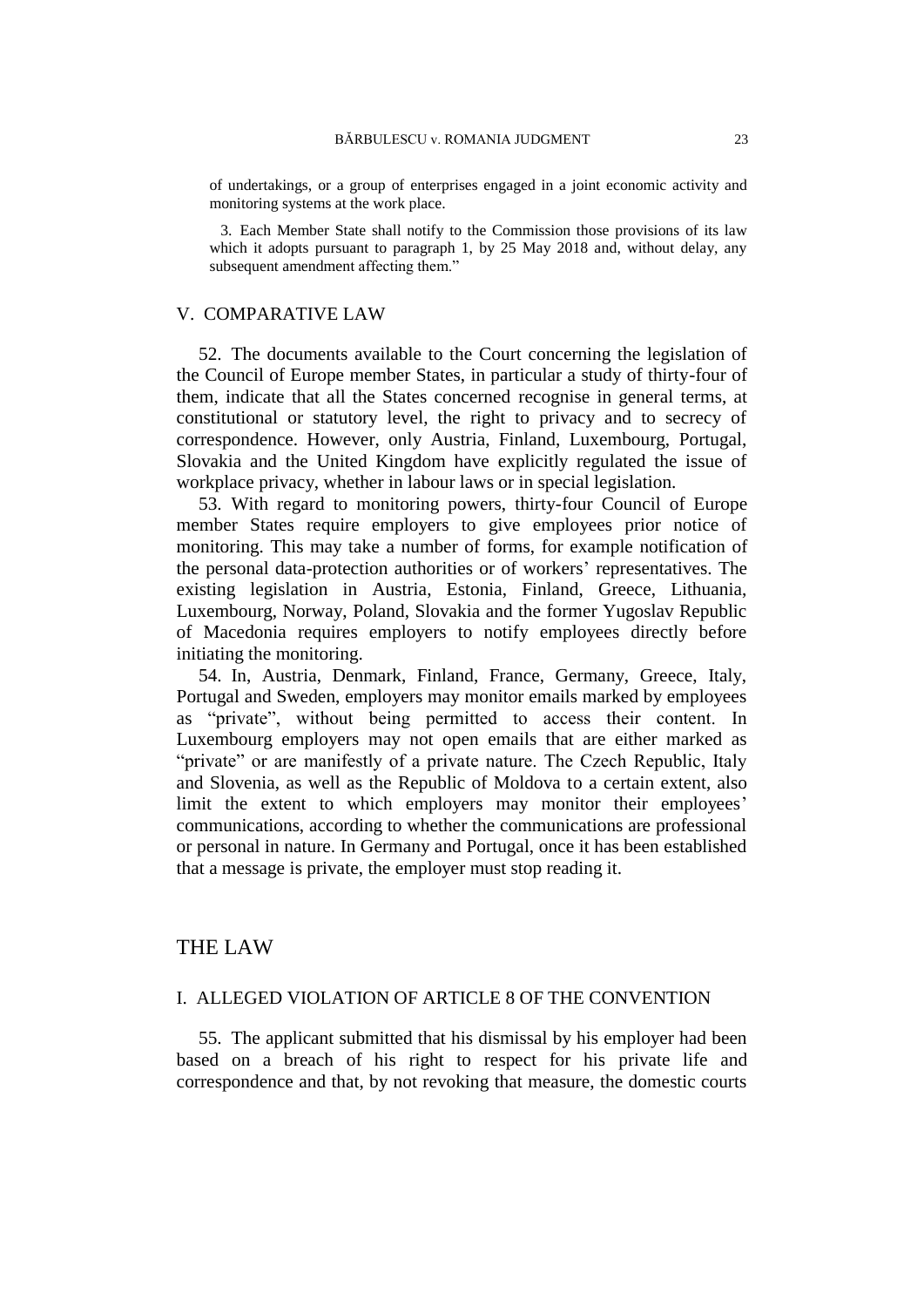of undertakings, or a group of enterprises engaged in a joint economic activity and monitoring systems at the work place.

3. Each Member State shall notify to the Commission those provisions of its law which it adopts pursuant to paragraph 1, by 25 May 2018 and, without delay, any subsequent amendment affecting them."

## V. COMPARATIVE LAW

52. The documents available to the Court concerning the legislation of the Council of Europe member States, in particular a study of thirty-four of them, indicate that all the States concerned recognise in general terms, at constitutional or statutory level, the right to privacy and to secrecy of correspondence. However, only Austria, Finland, Luxembourg, Portugal, Slovakia and the United Kingdom have explicitly regulated the issue of workplace privacy, whether in labour laws or in special legislation.

53. With regard to monitoring powers, thirty-four Council of Europe member States require employers to give employees prior notice of monitoring. This may take a number of forms, for example notification of the personal data-protection authorities or of workers' representatives. The existing legislation in Austria, Estonia, Finland, Greece, Lithuania, Luxembourg, Norway, Poland, Slovakia and the former Yugoslav Republic of Macedonia requires employers to notify employees directly before initiating the monitoring.

54. In, Austria, Denmark, Finland, France, Germany, Greece, Italy, Portugal and Sweden, employers may monitor emails marked by employees as "private", without being permitted to access their content. In Luxembourg employers may not open emails that are either marked as "private" or are manifestly of a private nature. The Czech Republic, Italy and Slovenia, as well as the Republic of Moldova to a certain extent, also limit the extent to which employers may monitor their employees' communications, according to whether the communications are professional or personal in nature. In Germany and Portugal, once it has been established that a message is private, the employer must stop reading it.

# THE LAW

## I. ALLEGED VIOLATION OF ARTICLE 8 OF THE CONVENTION

55. The applicant submitted that his dismissal by his employer had been based on a breach of his right to respect for his private life and correspondence and that, by not revoking that measure, the domestic courts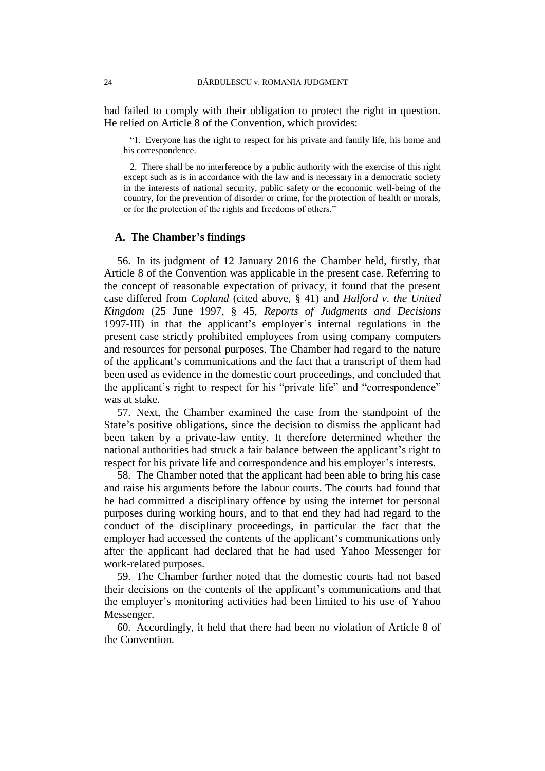had failed to comply with their obligation to protect the right in question. He relied on Article 8 of the Convention, which provides:

> "1. Everyone has the right to respect for his private and family life, his home and his correspondence.
>
> 2. There shall be no interference by a public authority with the exercise of this right except such as is in accordance with the law and is necessary in a democratic society in the interests of national security, public safety or the economic well-being of the country, for the prevention of disorder or crime, for the protection of health or morals, or for the protection of the rights and freedoms of others."

### A. The Chamber's findings

56. In its judgment of 12 January 2016 the Chamber held, firstly, that Article 8 of the Convention was applicable in the present case. Referring to the concept of reasonable expectation of privacy, it found that the present case differed from *Copland* (cited above, § 41) and *Halford v. the United Kingdom* (25 June 1997, § 45, *Reports of Judgments and Decisions* 1997-III) in that the applicant's employer's internal regulations in the present case strictly prohibited employees from using company computers and resources for personal purposes. The Chamber had regard to the nature of the applicant's communications and the fact that a transcript of them had been used as evidence in the domestic court proceedings, and concluded that the applicant's right to respect for his "private life" and "correspondence" was at stake.

57. Next, the Chamber examined the case from the standpoint of the State's positive obligations, since the decision to dismiss the applicant had been taken by a private-law entity. It therefore determined whether the national authorities had struck a fair balance between the applicant's right to respect for his private life and correspondence and his employer's interests.

58. The Chamber noted that the applicant had been able to bring his case and raise his arguments before the labour courts. The courts had found that he had committed a disciplinary offence by using the internet for personal purposes during working hours, and to that end they had had regard to the conduct of the disciplinary proceedings, in particular the fact that the employer had accessed the contents of the applicant's communications only after the applicant had declared that he had used Yahoo Messenger for work-related purposes.

59. The Chamber further noted that the domestic courts had not based their decisions on the contents of the applicant's communications and that the employer's monitoring activities had been limited to his use of Yahoo Messenger.

60. Accordingly, it held that there had been no violation of Article 8 of the Convention.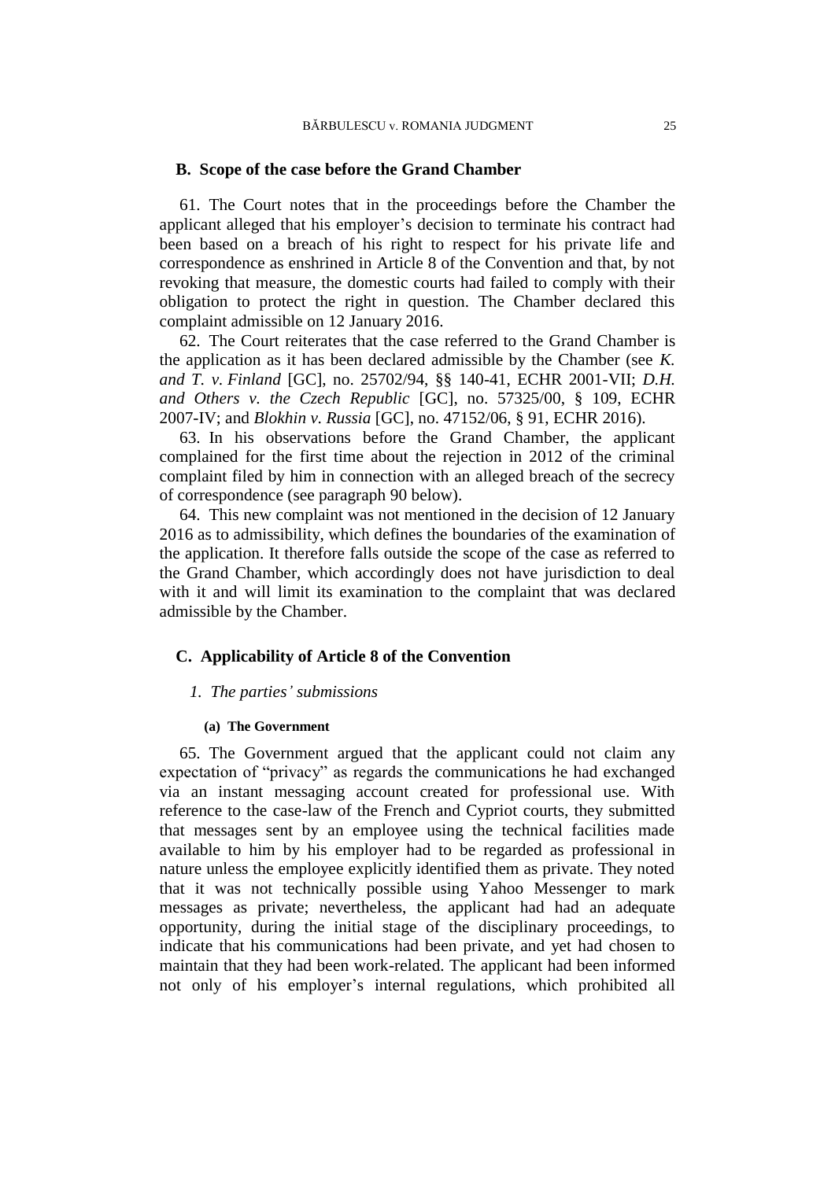## B. Scope of the case before the Grand Chamber

61. The Court notes that in the proceedings before the Chamber the applicant alleged that his employer's decision to terminate his contract had been based on a breach of his right to respect for his private life and correspondence as enshrined in Article 8 of the Convention and that, by not revoking that measure, the domestic courts had failed to comply with their obligation to protect the right in question. The Chamber declared this complaint admissible on 12 January 2016.

62. The Court reiterates that the case referred to the Grand Chamber is the application as it has been declared admissible by the Chamber (see *K. and T. v. Finland* [GC], no. 25702/94, §§ 140-41, ECHR 2001-VII; *D.H. and Others v. the Czech Republic* [GC], no. 57325/00, § 109, ECHR 2007-IV; and *Blokhin v. Russia* [GC], no. 47152/06, § 91, ECHR 2016).

63. In his observations before the Grand Chamber, the applicant complained for the first time about the rejection in 2012 of the criminal complaint filed by him in connection with an alleged breach of the secrecy of correspondence (see paragraph 90 below).

64. This new complaint was not mentioned in the decision of 12 January 2016 as to admissibility, which defines the boundaries of the examination of the application. It therefore falls outside the scope of the case as referred to the Grand Chamber, which accordingly does not have jurisdiction to deal with it and will limit its examination to the complaint that was declared admissible by the Chamber.

## C. Applicability of Article 8 of the Convention

### *1. The parties' submissions*

#### (a) The Government

65. The Government argued that the applicant could not claim any expectation of "privacy" as regards the communications he had exchanged via an instant messaging account created for professional use. With reference to the case-law of the French and Cypriot courts, they submitted that messages sent by an employee using the technical facilities made available to him by his employer had to be regarded as professional in nature unless the employee explicitly identified them as private. They noted that it was not technically possible using Yahoo Messenger to mark messages as private; nevertheless, the applicant had had an adequate opportunity, during the initial stage of the disciplinary proceedings, to indicate that his communications had been private, and yet had chosen to maintain that they had been work-related. The applicant had been informed not only of his employer's internal regulations, which prohibited all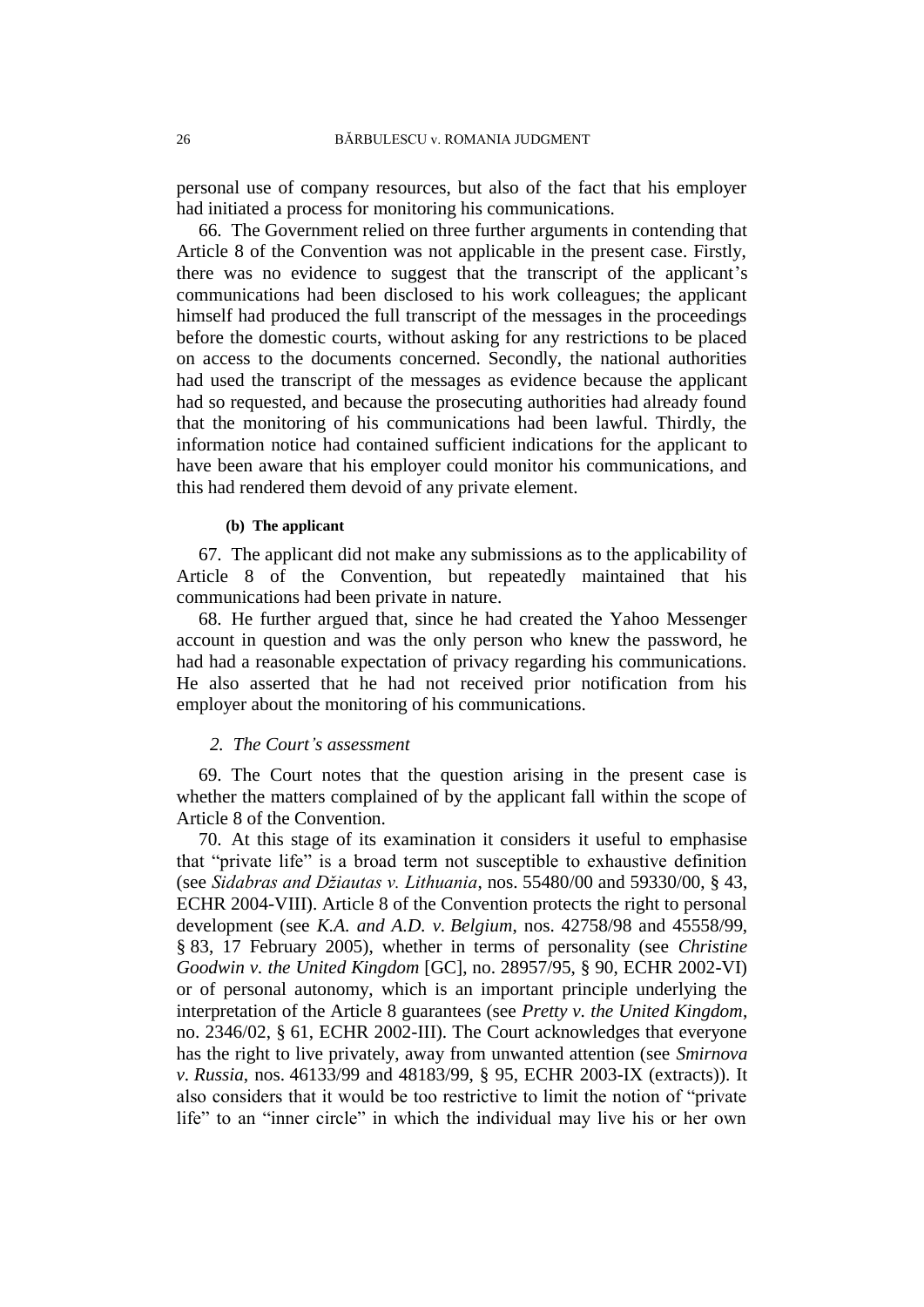personal use of company resources, but also of the fact that his employer had initiated a process for monitoring his communications.

66. The Government relied on three further arguments in contending that Article 8 of the Convention was not applicable in the present case. Firstly, there was no evidence to suggest that the transcript of the applicant's communications had been disclosed to his work colleagues; the applicant himself had produced the full transcript of the messages in the proceedings before the domestic courts, without asking for any restrictions to be placed on access to the documents concerned. Secondly, the national authorities had used the transcript of the messages as evidence because the applicant had so requested, and because the prosecuting authorities had already found that the monitoring of his communications had been lawful. Thirdly, the information notice had contained sufficient indications for the applicant to have been aware that his employer could monitor his communications, and this had rendered them devoid of any private element.

#### (b) The applicant

67. The applicant did not make any submissions as to the applicability of Article 8 of the Convention, but repeatedly maintained that his communications had been private in nature.

68. He further argued that, since he had created the Yahoo Messenger account in question and was the only person who knew the password, he had had a reasonable expectation of privacy regarding his communications. He also asserted that he had not received prior notification from his employer about the monitoring of his communications.

### *2. The Court's assessment*

69. The Court notes that the question arising in the present case is whether the matters complained of by the applicant fall within the scope of Article 8 of the Convention.

70. At this stage of its examination it considers it useful to emphasise that "private life" is a broad term not susceptible to exhaustive definition (see *Sidabras and Džiautas v. Lithuania*, nos. 55480/00 and 59330/00, § 43, ECHR 2004-VIII). Article 8 of the Convention protects the right to personal development (see *K.A. and A.D. v. Belgium*, nos. 42758/98 and 45558/99, § 83, 17 February 2005), whether in terms of personality (see *Christine Goodwin v. the United Kingdom* [GC], no. 28957/95, § 90, ECHR 2002-VI) or of personal autonomy, which is an important principle underlying the interpretation of the Article 8 guarantees (see *Pretty v. the United Kingdom*, no. 2346/02, § 61, ECHR 2002-III). The Court acknowledges that everyone has the right to live privately, away from unwanted attention (see *Smirnova v. Russia*, nos. 46133/99 and 48183/99, § 95, ECHR 2003-IX (extracts)). It also considers that it would be too restrictive to limit the notion of "private life" to an "inner circle" in which the individual may live his or her own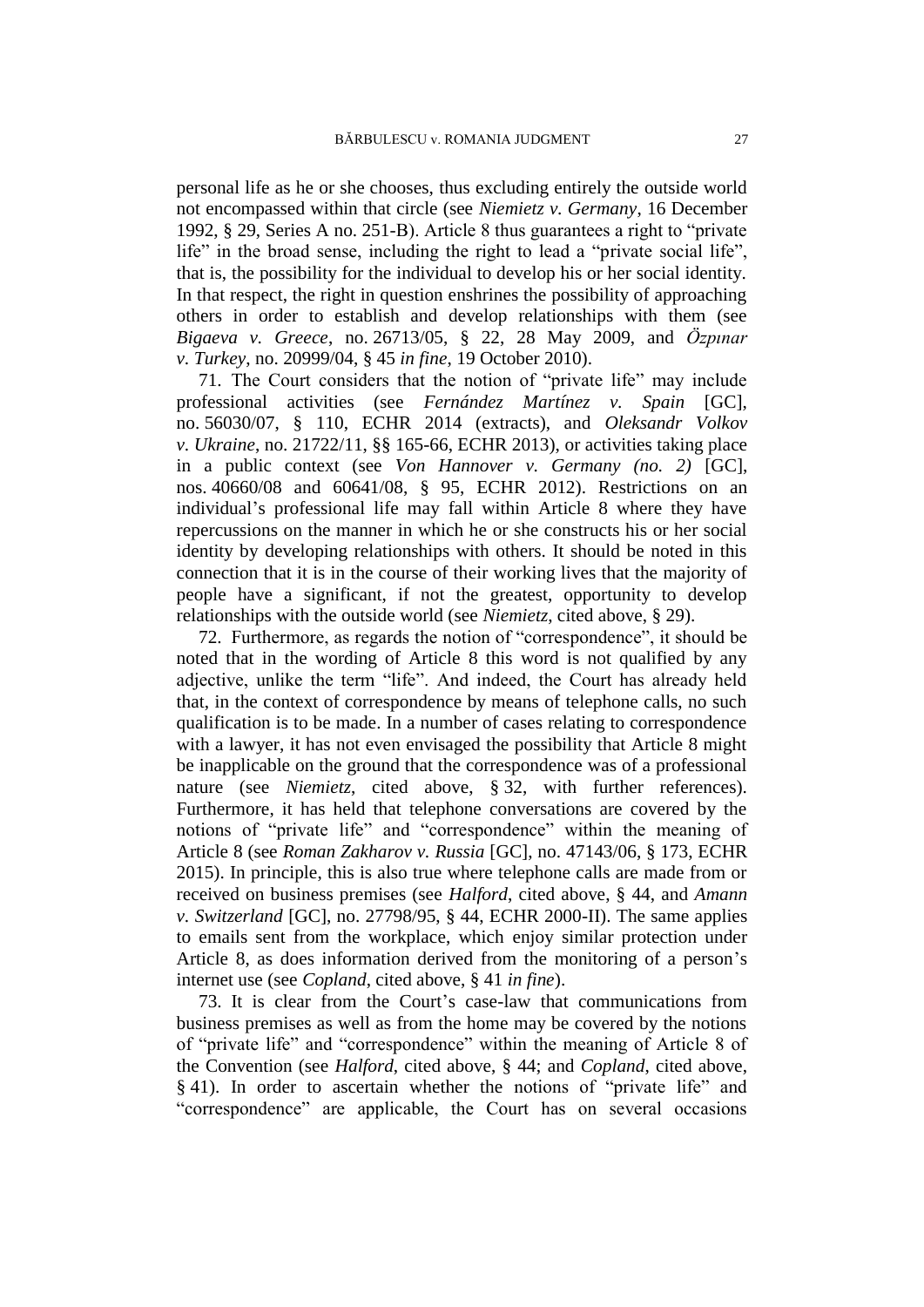personal life as he or she chooses, thus excluding entirely the outside world not encompassed within that circle (see *Niemietz v. Germany*, 16 December 1992, § 29, Series A no. 251-B). Article 8 thus guarantees a right to "private life" in the broad sense, including the right to lead a "private social life", that is, the possibility for the individual to develop his or her social identity. In that respect, the right in question enshrines the possibility of approaching others in order to establish and develop relationships with them (see *Bigaeva v. Greece*, no. 26713/05, § 22, 28 May 2009, and *Özpınar v. Turkey*, no. 20999/04, § 45 *in fine*, 19 October 2010).

71. The Court considers that the notion of "private life" may include professional activities (see *Fernández Martínez v. Spain* [GC], no. 56030/07, § 110, ECHR 2014 (extracts), and *Oleksandr Volkov v. Ukraine*, no. 21722/11, §§ 165-66, ECHR 2013), or activities taking place in a public context (see *Von Hannover v. Germany (no. 2)* [GC], nos. 40660/08 and 60641/08, § 95, ECHR 2012). Restrictions on an individual's professional life may fall within Article 8 where they have repercussions on the manner in which he or she constructs his or her social identity by developing relationships with others. It should be noted in this connection that it is in the course of their working lives that the majority of people have a significant, if not the greatest, opportunity to develop relationships with the outside world (see *Niemietz*, cited above, § 29).

72. Furthermore, as regards the notion of "correspondence", it should be noted that in the wording of Article 8 this word is not qualified by any adjective, unlike the term "life". And indeed, the Court has already held that, in the context of correspondence by means of telephone calls, no such qualification is to be made. In a number of cases relating to correspondence with a lawyer, it has not even envisaged the possibility that Article 8 might be inapplicable on the ground that the correspondence was of a professional nature (see *Niemietz*, cited above, § 32, with further references). Furthermore, it has held that telephone conversations are covered by the notions of "private life" and "correspondence" within the meaning of Article 8 (see *Roman Zakharov v. Russia* [GC], no. 47143/06, § 173, ECHR 2015). In principle, this is also true where telephone calls are made from or received on business premises (see *Halford*, cited above, § 44, and *Amann v. Switzerland* [GC], no. 27798/95, § 44, ECHR 2000-II). The same applies to emails sent from the workplace, which enjoy similar protection under Article 8, as does information derived from the monitoring of a person's internet use (see *Copland*, cited above, § 41 *in fine*).

73. It is clear from the Court's case-law that communications from business premises as well as from the home may be covered by the notions of "private life" and "correspondence" within the meaning of Article 8 of the Convention (see *Halford*, cited above, § 44; and *Copland*, cited above, § 41). In order to ascertain whether the notions of "private life" and "correspondence" are applicable, the Court has on several occasions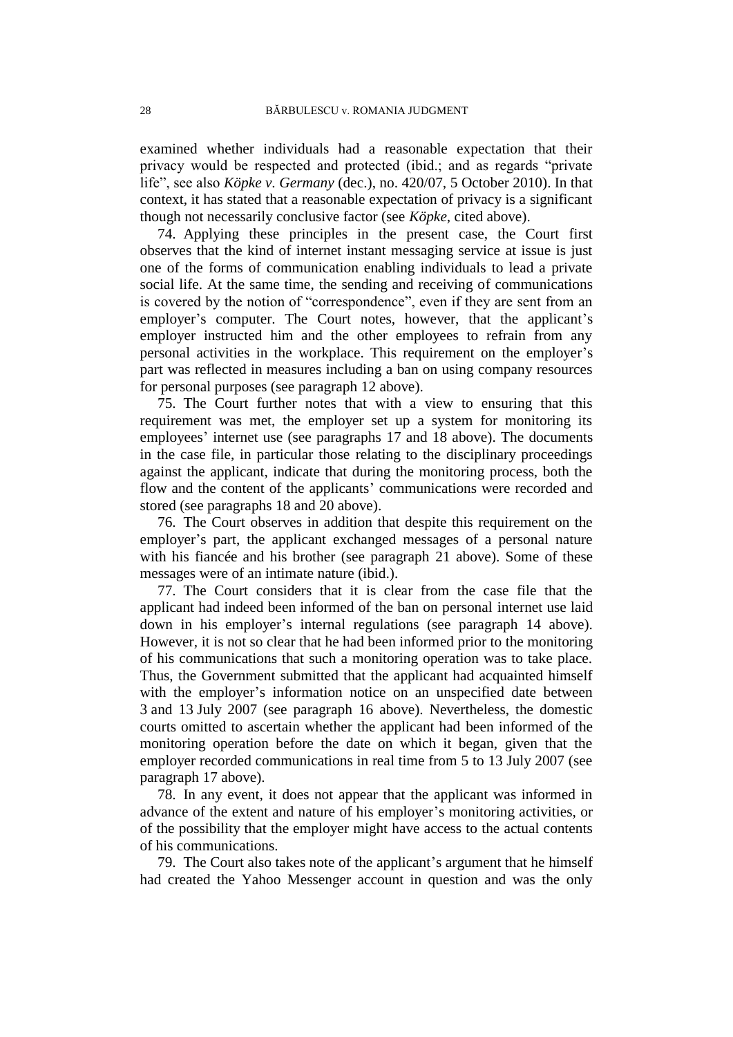examined whether individuals had a reasonable expectation that their privacy would be respected and protected (ibid.; and as regards "private life", see also *Köpke v. Germany* (dec.), no. 420/07, 5 October 2010). In that context, it has stated that a reasonable expectation of privacy is a significant though not necessarily conclusive factor (see *Köpke*, cited above).

74. Applying these principles in the present case, the Court first observes that the kind of internet instant messaging service at issue is just one of the forms of communication enabling individuals to lead a private social life. At the same time, the sending and receiving of communications is covered by the notion of "correspondence", even if they are sent from an employer's computer. The Court notes, however, that the applicant's employer instructed him and the other employees to refrain from any personal activities in the workplace. This requirement on the employer's part was reflected in measures including a ban on using company resources for personal purposes (see paragraph 12 above).

75. The Court further notes that with a view to ensuring that this requirement was met, the employer set up a system for monitoring its employees' internet use (see paragraphs 17 and 18 above). The documents in the case file, in particular those relating to the disciplinary proceedings against the applicant, indicate that during the monitoring process, both the flow and the content of the applicants' communications were recorded and stored (see paragraphs 18 and 20 above).

76. The Court observes in addition that despite this requirement on the employer's part, the applicant exchanged messages of a personal nature with his fiancée and his brother (see paragraph 21 above). Some of these messages were of an intimate nature (ibid.).

77. The Court considers that it is clear from the case file that the applicant had indeed been informed of the ban on personal internet use laid down in his employer's internal regulations (see paragraph 14 above). However, it is not so clear that he had been informed prior to the monitoring of his communications that such a monitoring operation was to take place. Thus, the Government submitted that the applicant had acquainted himself with the employer's information notice on an unspecified date between 3 and 13 July 2007 (see paragraph 16 above). Nevertheless, the domestic courts omitted to ascertain whether the applicant had been informed of the monitoring operation before the date on which it began, given that the employer recorded communications in real time from 5 to 13 July 2007 (see paragraph 17 above).

78. In any event, it does not appear that the applicant was informed in advance of the extent and nature of his employer's monitoring activities, or of the possibility that the employer might have access to the actual contents of his communications.

79. The Court also takes note of the applicant's argument that he himself had created the Yahoo Messenger account in question and was the only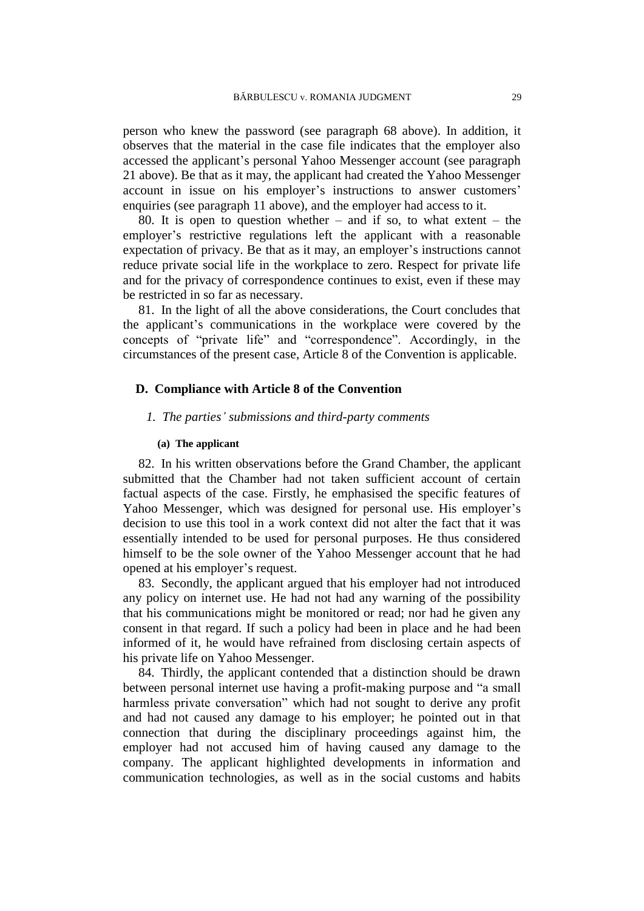person who knew the password (see paragraph 68 above). In addition, it observes that the material in the case file indicates that the employer also accessed the applicant's personal Yahoo Messenger account (see paragraph 21 above). Be that as it may, the applicant had created the Yahoo Messenger account in issue on his employer's instructions to answer customers' enquiries (see paragraph 11 above), and the employer had access to it.

80. It is open to question whether – and if so, to what extent – the employer's restrictive regulations left the applicant with a reasonable expectation of privacy. Be that as it may, an employer's instructions cannot reduce private social life in the workplace to zero. Respect for private life and for the privacy of correspondence continues to exist, even if these may be restricted in so far as necessary.

81. In the light of all the above considerations, the Court concludes that the applicant's communications in the workplace were covered by the concepts of "private life" and "correspondence". Accordingly, in the circumstances of the present case, Article 8 of the Convention is applicable.

## D. Compliance with Article 8 of the Convention

### *1. The parties' submissions and third-party comments*

#### (a) The applicant

82. In his written observations before the Grand Chamber, the applicant submitted that the Chamber had not taken sufficient account of certain factual aspects of the case. Firstly, he emphasised the specific features of Yahoo Messenger, which was designed for personal use. His employer's decision to use this tool in a work context did not alter the fact that it was essentially intended to be used for personal purposes. He thus considered himself to be the sole owner of the Yahoo Messenger account that he had opened at his employer's request.

83. Secondly, the applicant argued that his employer had not introduced any policy on internet use. He had not had any warning of the possibility that his communications might be monitored or read; nor had he given any consent in that regard. If such a policy had been in place and he had been informed of it, he would have refrained from disclosing certain aspects of his private life on Yahoo Messenger.

84. Thirdly, the applicant contended that a distinction should be drawn between personal internet use having a profit-making purpose and "a small harmless private conversation" which had not sought to derive any profit and had not caused any damage to his employer; he pointed out in that connection that during the disciplinary proceedings against him, the employer had not accused him of having caused any damage to the company. The applicant highlighted developments in information and communication technologies, as well as in the social customs and habits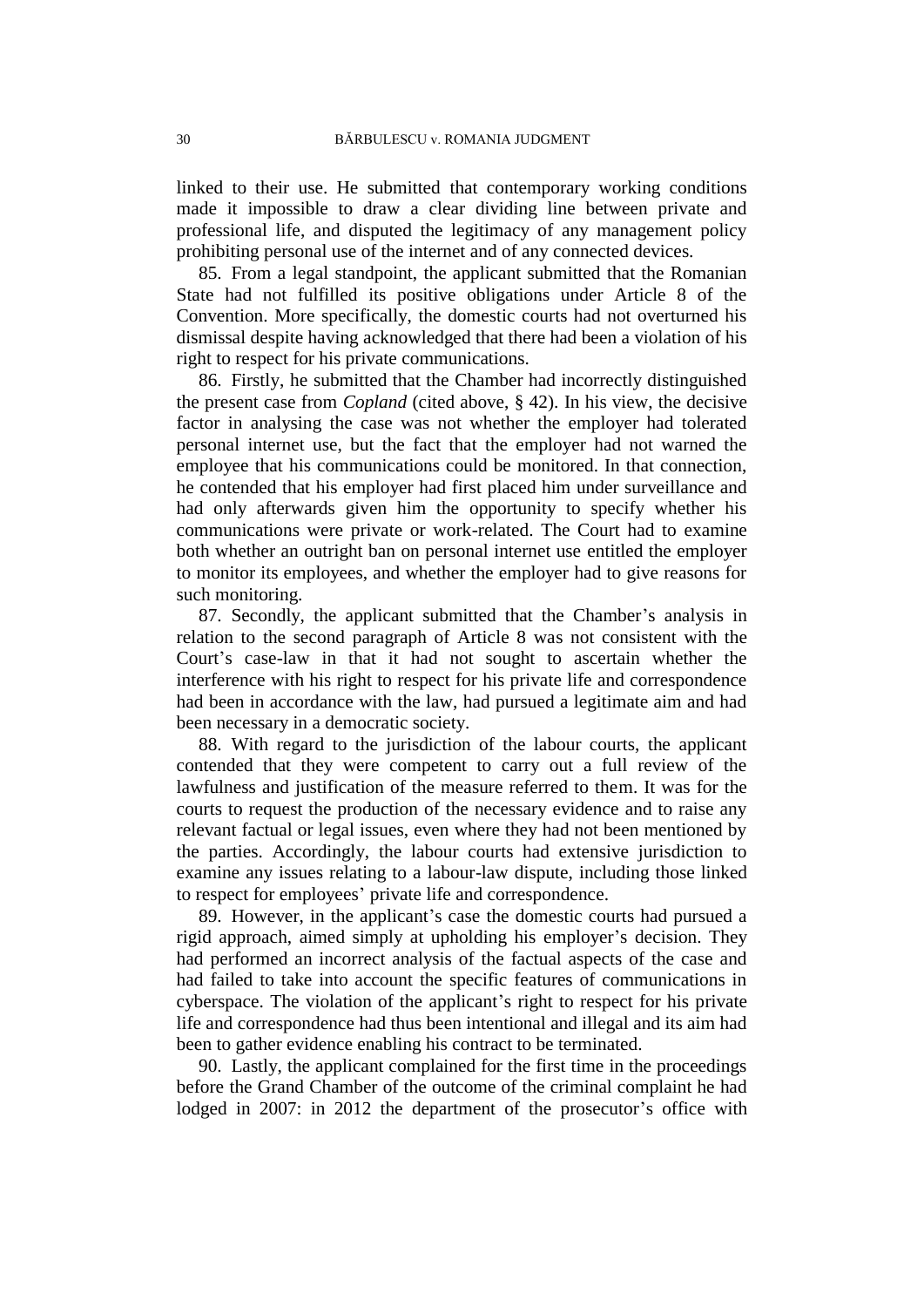linked to their use. He submitted that contemporary working conditions made it impossible to draw a clear dividing line between private and professional life, and disputed the legitimacy of any management policy prohibiting personal use of the internet and of any connected devices.

85. From a legal standpoint, the applicant submitted that the Romanian State had not fulfilled its positive obligations under Article 8 of the Convention. More specifically, the domestic courts had not overturned his dismissal despite having acknowledged that there had been a violation of his right to respect for his private communications.

86. Firstly, he submitted that the Chamber had incorrectly distinguished the present case from *Copland* (cited above, § 42). In his view, the decisive factor in analysing the case was not whether the employer had tolerated personal internet use, but the fact that the employer had not warned the employee that his communications could be monitored. In that connection, he contended that his employer had first placed him under surveillance and had only afterwards given him the opportunity to specify whether his communications were private or work-related. The Court had to examine both whether an outright ban on personal internet use entitled the employer to monitor its employees, and whether the employer had to give reasons for such monitoring.

87. Secondly, the applicant submitted that the Chamber's analysis in relation to the second paragraph of Article 8 was not consistent with the Court's case-law in that it had not sought to ascertain whether the interference with his right to respect for his private life and correspondence had been in accordance with the law, had pursued a legitimate aim and had been necessary in a democratic society.

88. With regard to the jurisdiction of the labour courts, the applicant contended that they were competent to carry out a full review of the lawfulness and justification of the measure referred to them. It was for the courts to request the production of the necessary evidence and to raise any relevant factual or legal issues, even where they had not been mentioned by the parties. Accordingly, the labour courts had extensive jurisdiction to examine any issues relating to a labour-law dispute, including those linked to respect for employees' private life and correspondence.

89. However, in the applicant's case the domestic courts had pursued a rigid approach, aimed simply at upholding his employer's decision. They had performed an incorrect analysis of the factual aspects of the case and had failed to take into account the specific features of communications in cyberspace. The violation of the applicant's right to respect for his private life and correspondence had thus been intentional and illegal and its aim had been to gather evidence enabling his contract to be terminated.

90. Lastly, the applicant complained for the first time in the proceedings before the Grand Chamber of the outcome of the criminal complaint he had lodged in 2007: in 2012 the department of the prosecutor's office with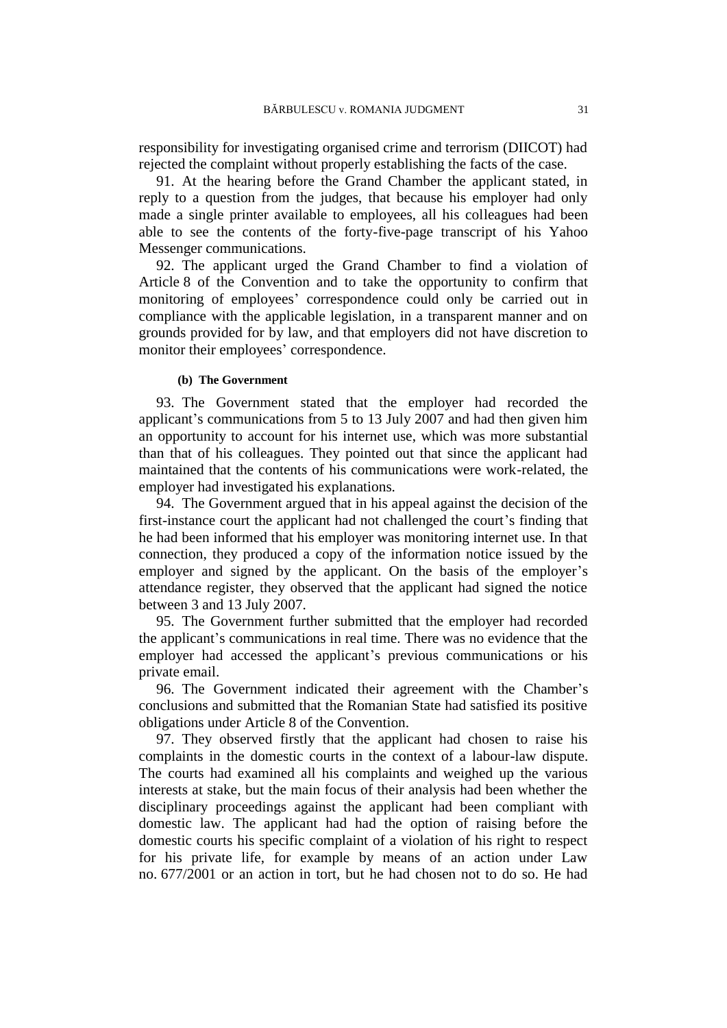responsibility for investigating organised crime and terrorism (DIICOT) had rejected the complaint without properly establishing the facts of the case.

91. At the hearing before the Grand Chamber the applicant stated, in reply to a question from the judges, that because his employer had only made a single printer available to employees, all his colleagues had been able to see the contents of the forty-five-page transcript of his Yahoo Messenger communications.

92. The applicant urged the Grand Chamber to find a violation of Article 8 of the Convention and to take the opportunity to confirm that monitoring of employees' correspondence could only be carried out in compliance with the applicable legislation, in a transparent manner and on grounds provided for by law, and that employers did not have discretion to monitor their employees' correspondence.

#### (b) The Government

93. The Government stated that the employer had recorded the applicant's communications from 5 to 13 July 2007 and had then given him an opportunity to account for his internet use, which was more substantial than that of his colleagues. They pointed out that since the applicant had maintained that the contents of his communications were work-related, the employer had investigated his explanations.

94. The Government argued that in his appeal against the decision of the first-instance court the applicant had not challenged the court's finding that he had been informed that his employer was monitoring internet use. In that connection, they produced a copy of the information notice issued by the employer and signed by the applicant. On the basis of the employer's attendance register, they observed that the applicant had signed the notice between 3 and 13 July 2007.

95. The Government further submitted that the employer had recorded the applicant's communications in real time. There was no evidence that the employer had accessed the applicant's previous communications or his private email.

96. The Government indicated their agreement with the Chamber's conclusions and submitted that the Romanian State had satisfied its positive obligations under Article 8 of the Convention.

97. They observed firstly that the applicant had chosen to raise his complaints in the domestic courts in the context of a labour-law dispute. The courts had examined all his complaints and weighed up the various interests at stake, but the main focus of their analysis had been whether the disciplinary proceedings against the applicant had been compliant with domestic law. The applicant had had the option of raising before the domestic courts his specific complaint of a violation of his right to respect for his private life, for example by means of an action under Law no. 677/2001 or an action in tort, but he had chosen not to do so. He had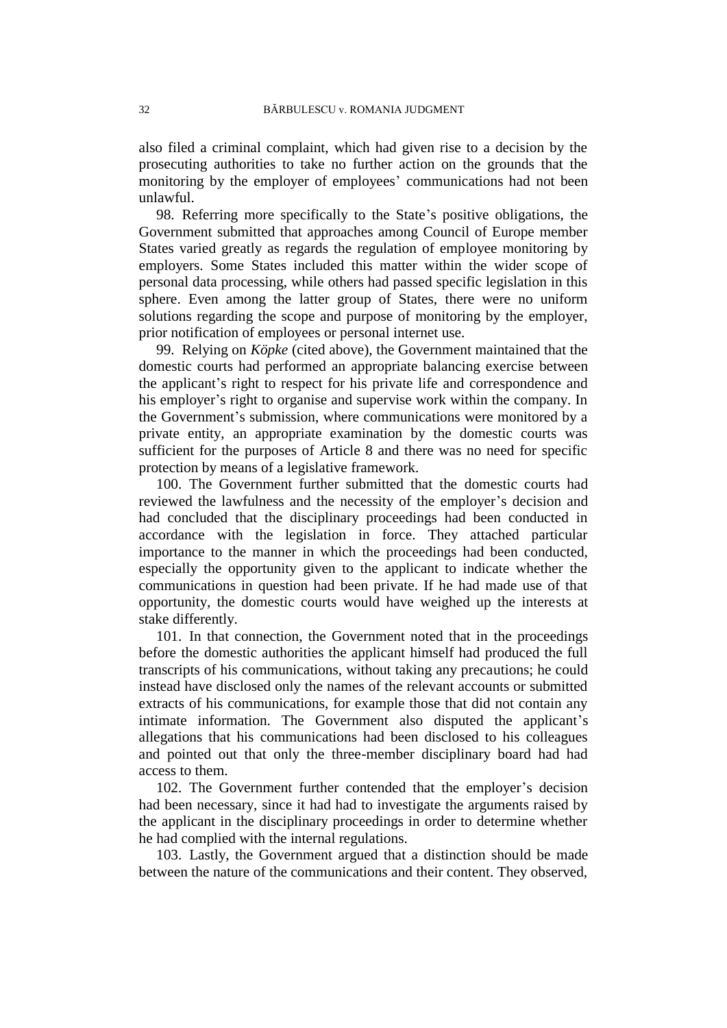also filed a criminal complaint, which had given rise to a decision by the prosecuting authorities to take no further action on the grounds that the monitoring by the employer of employees' communications had not been unlawful.

98. Referring more specifically to the State's positive obligations, the Government submitted that approaches among Council of Europe member States varied greatly as regards the regulation of employee monitoring by employers. Some States included this matter within the wider scope of personal data processing, while others had passed specific legislation in this sphere. Even among the latter group of States, there were no uniform solutions regarding the scope and purpose of monitoring by the employer, prior notification of employees or personal internet use.

99. Relying on *Köpke* (cited above), the Government maintained that the domestic courts had performed an appropriate balancing exercise between the applicant's right to respect for his private life and correspondence and his employer's right to organise and supervise work within the company. In the Government's submission, where communications were monitored by a private entity, an appropriate examination by the domestic courts was sufficient for the purposes of Article 8 and there was no need for specific protection by means of a legislative framework.

100. The Government further submitted that the domestic courts had reviewed the lawfulness and the necessity of the employer's decision and had concluded that the disciplinary proceedings had been conducted in accordance with the legislation in force. They attached particular importance to the manner in which the proceedings had been conducted, especially the opportunity given to the applicant to indicate whether the communications in question had been private. If he had made use of that opportunity, the domestic courts would have weighed up the interests at stake differently.

101. In that connection, the Government noted that in the proceedings before the domestic authorities the applicant himself had produced the full transcripts of his communications, without taking any precautions; he could instead have disclosed only the names of the relevant accounts or submitted extracts of his communications, for example those that did not contain any intimate information. The Government also disputed the applicant's allegations that his communications had been disclosed to his colleagues and pointed out that only the three-member disciplinary board had had access to them.

102. The Government further contended that the employer's decision had been necessary, since it had had to investigate the arguments raised by the applicant in the disciplinary proceedings in order to determine whether he had complied with the internal regulations.

103. Lastly, the Government argued that a distinction should be made between the nature of the communications and their content. They observed,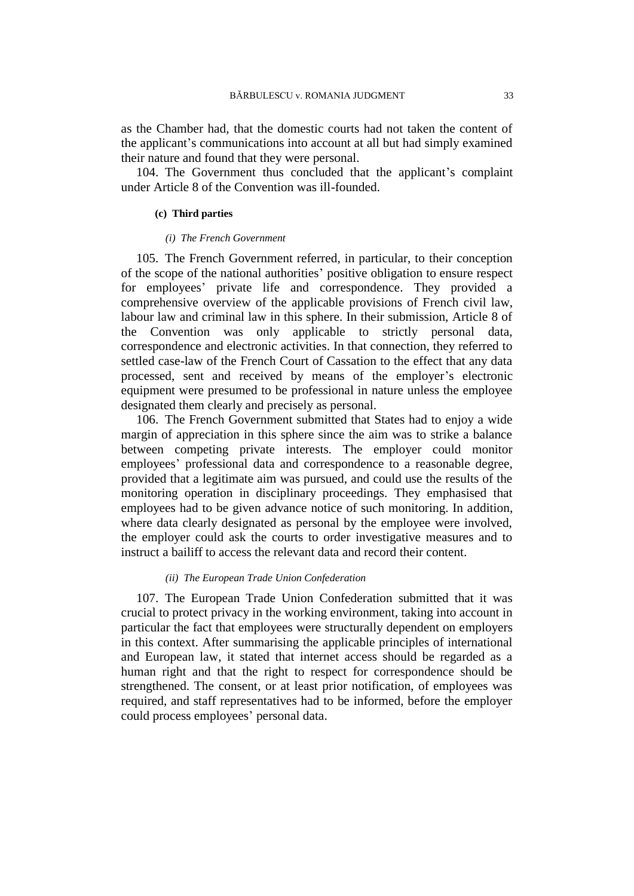as the Chamber had, that the domestic courts had not taken the content of the applicant's communications into account at all but had simply examined their nature and found that they were personal.

104. The Government thus concluded that the applicant's complaint under Article 8 of the Convention was ill-founded.

#### (c) Third parties

##### *(i) The French Government*

105. The French Government referred, in particular, to their conception of the scope of the national authorities' positive obligation to ensure respect for employees' private life and correspondence. They provided a comprehensive overview of the applicable provisions of French civil law, labour law and criminal law in this sphere. In their submission, Article 8 of the Convention was only applicable to strictly personal data, correspondence and electronic activities. In that connection, they referred to settled case-law of the French Court of Cassation to the effect that any data processed, sent and received by means of the employer's electronic equipment were presumed to be professional in nature unless the employee designated them clearly and precisely as personal.

106. The French Government submitted that States had to enjoy a wide margin of appreciation in this sphere since the aim was to strike a balance between competing private interests. The employer could monitor employees' professional data and correspondence to a reasonable degree, provided that a legitimate aim was pursued, and could use the results of the monitoring operation in disciplinary proceedings. They emphasised that employees had to be given advance notice of such monitoring. In addition, where data clearly designated as personal by the employee were involved, the employer could ask the courts to order investigative measures and to instruct a bailiff to access the relevant data and record their content.

##### *(ii) The European Trade Union Confederation*

107. The European Trade Union Confederation submitted that it was crucial to protect privacy in the working environment, taking into account in particular the fact that employees were structurally dependent on employers in this context. After summarising the applicable principles of international and European law, it stated that internet access should be regarded as a human right and that the right to respect for correspondence should be strengthened. The consent, or at least prior notification, of employees was required, and staff representatives had to be informed, before the employer could process employees' personal data.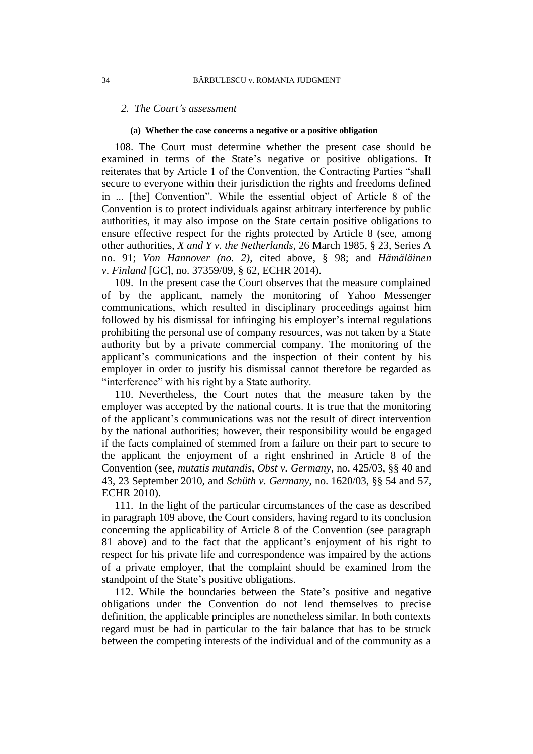## 2. *The Court's assessment*

### (a) Whether the case concerns a negative or a positive obligation

108. The Court must determine whether the present case should be examined in terms of the State's negative or positive obligations. It reiterates that by Article 1 of the Convention, the Contracting Parties "shall secure to everyone within their jurisdiction the rights and freedoms defined in ... [the] Convention". While the essential object of Article 8 of the Convention is to protect individuals against arbitrary interference by public authorities, it may also impose on the State certain positive obligations to ensure effective respect for the rights protected by Article 8 (see, among other authorities, *X and Y v. the Netherlands*, 26 March 1985, § 23, Series A no. 91; *Von Hannover (no. 2)*, cited above, § 98; and *Hämäläinen v. Finland* [GC], no. 37359/09, § 62, ECHR 2014).

109. In the present case the Court observes that the measure complained of by the applicant, namely the monitoring of Yahoo Messenger communications, which resulted in disciplinary proceedings against him followed by his dismissal for infringing his employer's internal regulations prohibiting the personal use of company resources, was not taken by a State authority but by a private commercial company. The monitoring of the applicant's communications and the inspection of their content by his employer in order to justify his dismissal cannot therefore be regarded as "interference" with his right by a State authority.

110. Nevertheless, the Court notes that the measure taken by the employer was accepted by the national courts. It is true that the monitoring of the applicant's communications was not the result of direct intervention by the national authorities; however, their responsibility would be engaged if the facts complained of stemmed from a failure on their part to secure to the applicant the enjoyment of a right enshrined in Article 8 of the Convention (see, *mutatis mutandis*, *Obst v. Germany*, no. 425/03, §§ 40 and 43, 23 September 2010, and *Schüth v. Germany*, no. 1620/03, §§ 54 and 57, ECHR 2010).

111. In the light of the particular circumstances of the case as described in paragraph 109 above, the Court considers, having regard to its conclusion concerning the applicability of Article 8 of the Convention (see paragraph 81 above) and to the fact that the applicant's enjoyment of his right to respect for his private life and correspondence was impaired by the actions of a private employer, that the complaint should be examined from the standpoint of the State's positive obligations.

112. While the boundaries between the State's positive and negative obligations under the Convention do not lend themselves to precise definition, the applicable principles are nonetheless similar. In both contexts regard must be had in particular to the fair balance that has to be struck between the competing interests of the individual and of the community as a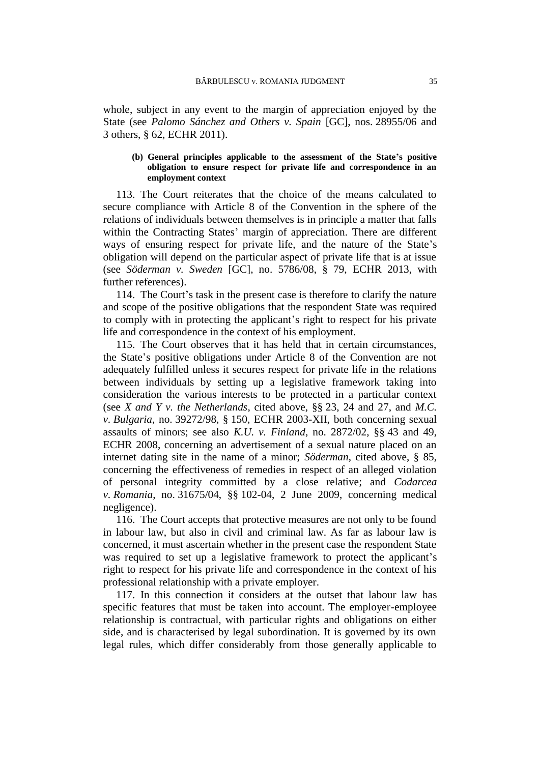whole, subject in any event to the margin of appreciation enjoyed by the State (see *Palomo Sánchez and Others v. Spain* [GC], nos. 28955/06 and 3 others, § 62, ECHR 2011).

#### (b) General principles applicable to the assessment of the State's positive obligation to ensure respect for private life and correspondence in an employment context

113. The Court reiterates that the choice of the means calculated to secure compliance with Article 8 of the Convention in the sphere of the relations of individuals between themselves is in principle a matter that falls within the Contracting States' margin of appreciation. There are different ways of ensuring respect for private life, and the nature of the State's obligation will depend on the particular aspect of private life that is at issue (see *Söderman v. Sweden* [GC], no. 5786/08, § 79, ECHR 2013, with further references).

114. The Court's task in the present case is therefore to clarify the nature and scope of the positive obligations that the respondent State was required to comply with in protecting the applicant's right to respect for his private life and correspondence in the context of his employment.

115. The Court observes that it has held that in certain circumstances, the State's positive obligations under Article 8 of the Convention are not adequately fulfilled unless it secures respect for private life in the relations between individuals by setting up a legislative framework taking into consideration the various interests to be protected in a particular context (see *X and Y v. the Netherlands*, cited above, §§ 23, 24 and 27, and *M.C. v. Bulgaria*, no. 39272/98, § 150, ECHR 2003-XII, both concerning sexual assaults of minors; see also *K.U. v. Finland*, no. 2872/02, §§ 43 and 49, ECHR 2008, concerning an advertisement of a sexual nature placed on an internet dating site in the name of a minor; *Söderman*, cited above, § 85, concerning the effectiveness of remedies in respect of an alleged violation of personal integrity committed by a close relative; and *Codarcea v. Romania*, no. 31675/04, §§ 102-04, 2 June 2009, concerning medical negligence).

116. The Court accepts that protective measures are not only to be found in labour law, but also in civil and criminal law. As far as labour law is concerned, it must ascertain whether in the present case the respondent State was required to set up a legislative framework to protect the applicant's right to respect for his private life and correspondence in the context of his professional relationship with a private employer.

117. In this connection it considers at the outset that labour law has specific features that must be taken into account. The employer-employee relationship is contractual, with particular rights and obligations on either side, and is characterised by legal subordination. It is governed by its own legal rules, which differ considerably from those generally applicable to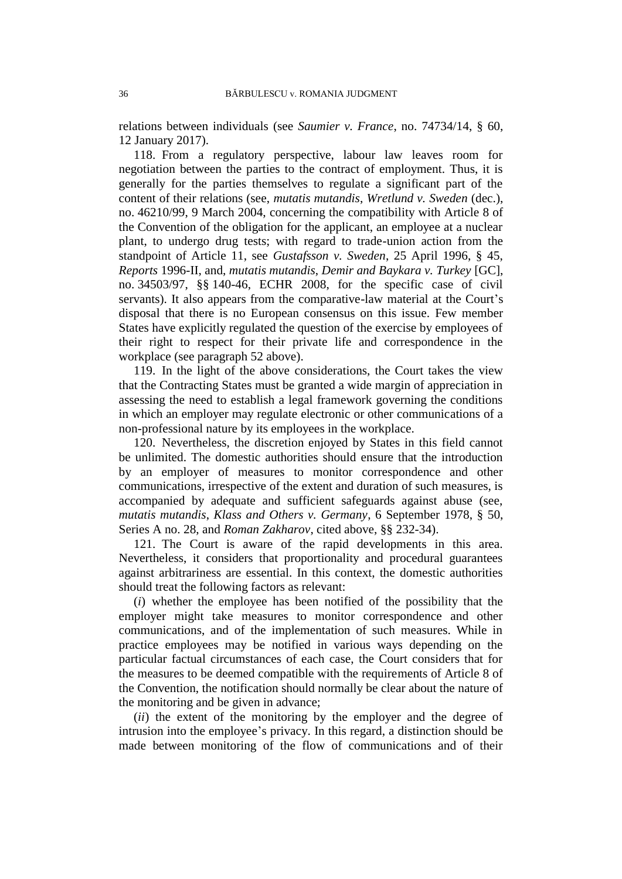relations between individuals (see *Saumier v. France*, no. 74734/14, § 60, 12 January 2017).

118. From a regulatory perspective, labour law leaves room for negotiation between the parties to the contract of employment. Thus, it is generally for the parties themselves to regulate a significant part of the content of their relations (see, *mutatis mutandis*, *Wretlund v. Sweden* (dec.), no. 46210/99, 9 March 2004, concerning the compatibility with Article 8 of the Convention of the obligation for the applicant, an employee at a nuclear plant, to undergo drug tests; with regard to trade-union action from the standpoint of Article 11, see *Gustafsson v. Sweden*, 25 April 1996, § 45, *Reports* 1996-II, and, *mutatis mutandis*, *Demir and Baykara v. Turkey* [GC], no. 34503/97, §§ 140-46, ECHR 2008, for the specific case of civil servants). It also appears from the comparative-law material at the Court's disposal that there is no European consensus on this issue. Few member States have explicitly regulated the question of the exercise by employees of their right to respect for their private life and correspondence in the workplace (see paragraph 52 above).

119. In the light of the above considerations, the Court takes the view that the Contracting States must be granted a wide margin of appreciation in assessing the need to establish a legal framework governing the conditions in which an employer may regulate electronic or other communications of a non-professional nature by its employees in the workplace.

120. Nevertheless, the discretion enjoyed by States in this field cannot be unlimited. The domestic authorities should ensure that the introduction by an employer of measures to monitor correspondence and other communications, irrespective of the extent and duration of such measures, is accompanied by adequate and sufficient safeguards against abuse (see, *mutatis mutandis*, *Klass and Others v. Germany*, 6 September 1978, § 50, Series A no. 28, and *Roman Zakharov*, cited above, §§ 232-34).

121. The Court is aware of the rapid developments in this area. Nevertheless, it considers that proportionality and procedural guarantees against arbitrariness are essential. In this context, the domestic authorities should treat the following factors as relevant:

(*i*) whether the employee has been notified of the possibility that the employer might take measures to monitor correspondence and other communications, and of the implementation of such measures. While in practice employees may be notified in various ways depending on the particular factual circumstances of each case, the Court considers that for the measures to be deemed compatible with the requirements of Article 8 of the Convention, the notification should normally be clear about the nature of the monitoring and be given in advance;

(*ii*) the extent of the monitoring by the employer and the degree of intrusion into the employee's privacy. In this regard, a distinction should be made between monitoring of the flow of communications and of their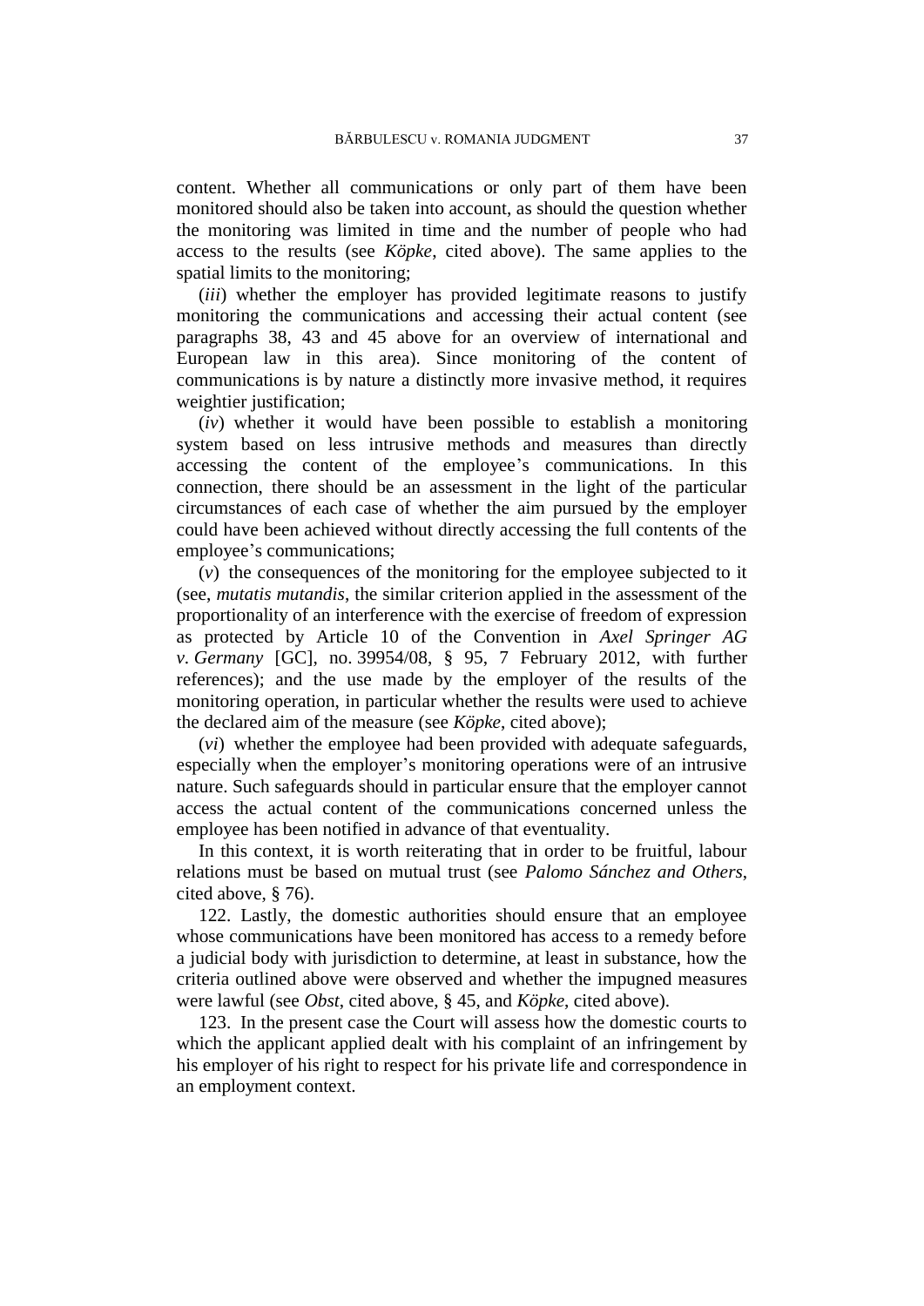content. Whether all communications or only part of them have been monitored should also be taken into account, as should the question whether the monitoring was limited in time and the number of people who had access to the results (see *Köpke*, cited above). The same applies to the spatial limits to the monitoring;

(*iii*) whether the employer has provided legitimate reasons to justify monitoring the communications and accessing their actual content (see paragraphs 38, 43 and 45 above for an overview of international and European law in this area). Since monitoring of the content of communications is by nature a distinctly more invasive method, it requires weightier justification;

(*iv*) whether it would have been possible to establish a monitoring system based on less intrusive methods and measures than directly accessing the content of the employee's communications. In this connection, there should be an assessment in the light of the particular circumstances of each case of whether the aim pursued by the employer could have been achieved without directly accessing the full contents of the employee's communications;

(*v*) the consequences of the monitoring for the employee subjected to it (see, *mutatis mutandis*, the similar criterion applied in the assessment of the proportionality of an interference with the exercise of freedom of expression as protected by Article 10 of the Convention in *Axel Springer AG v. Germany* [GC], no. 39954/08, § 95, 7 February 2012, with further references); and the use made by the employer of the results of the monitoring operation, in particular whether the results were used to achieve the declared aim of the measure (see *Köpke*, cited above);

(*vi*) whether the employee had been provided with adequate safeguards, especially when the employer's monitoring operations were of an intrusive nature. Such safeguards should in particular ensure that the employer cannot access the actual content of the communications concerned unless the employee has been notified in advance of that eventuality.

In this context, it is worth reiterating that in order to be fruitful, labour relations must be based on mutual trust (see *Palomo Sánchez and Others*, cited above, § 76).

122. Lastly, the domestic authorities should ensure that an employee whose communications have been monitored has access to a remedy before a judicial body with jurisdiction to determine, at least in substance, how the criteria outlined above were observed and whether the impugned measures were lawful (see *Obst*, cited above, § 45, and *Köpke*, cited above).

123. In the present case the Court will assess how the domestic courts to which the applicant applied dealt with his complaint of an infringement by his employer of his right to respect for his private life and correspondence in an employment context.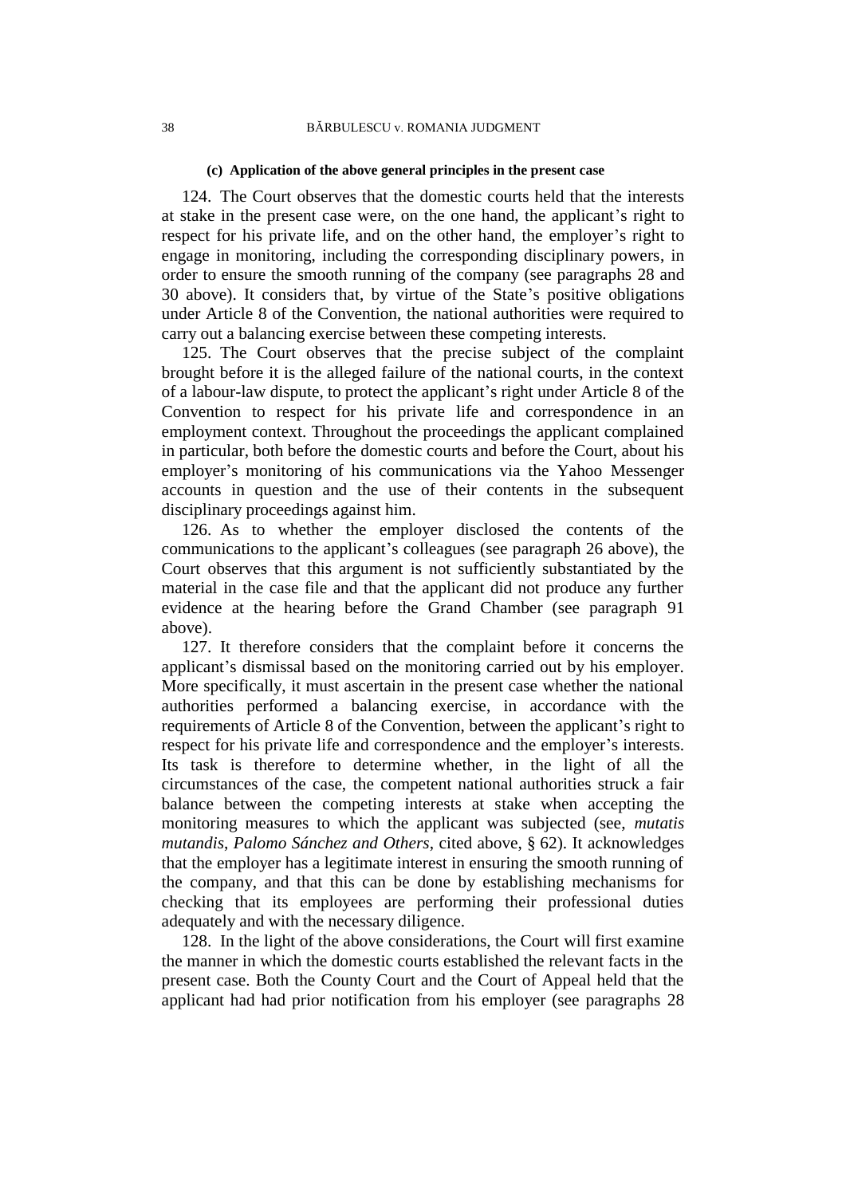#### (c) Application of the above general principles in the present case

124. The Court observes that the domestic courts held that the interests at stake in the present case were, on the one hand, the applicant's right to respect for his private life, and on the other hand, the employer's right to engage in monitoring, including the corresponding disciplinary powers, in order to ensure the smooth running of the company (see paragraphs 28 and 30 above). It considers that, by virtue of the State's positive obligations under Article 8 of the Convention, the national authorities were required to carry out a balancing exercise between these competing interests.

125. The Court observes that the precise subject of the complaint brought before it is the alleged failure of the national courts, in the context of a labour-law dispute, to protect the applicant's right under Article 8 of the Convention to respect for his private life and correspondence in an employment context. Throughout the proceedings the applicant complained in particular, both before the domestic courts and before the Court, about his employer's monitoring of his communications via the Yahoo Messenger accounts in question and the use of their contents in the subsequent disciplinary proceedings against him.

126. As to whether the employer disclosed the contents of the communications to the applicant's colleagues (see paragraph 26 above), the Court observes that this argument is not sufficiently substantiated by the material in the case file and that the applicant did not produce any further evidence at the hearing before the Grand Chamber (see paragraph 91 above).

127. It therefore considers that the complaint before it concerns the applicant's dismissal based on the monitoring carried out by his employer. More specifically, it must ascertain in the present case whether the national authorities performed a balancing exercise, in accordance with the requirements of Article 8 of the Convention, between the applicant's right to respect for his private life and correspondence and the employer's interests. Its task is therefore to determine whether, in the light of all the circumstances of the case, the competent national authorities struck a fair balance between the competing interests at stake when accepting the monitoring measures to which the applicant was subjected (see, *mutatis mutandis*, *Palomo Sánchez and Others*, cited above, § 62). It acknowledges that the employer has a legitimate interest in ensuring the smooth running of the company, and that this can be done by establishing mechanisms for checking that its employees are performing their professional duties adequately and with the necessary diligence.

128. In the light of the above considerations, the Court will first examine the manner in which the domestic courts established the relevant facts in the present case. Both the County Court and the Court of Appeal held that the applicant had had prior notification from his employer (see paragraphs 28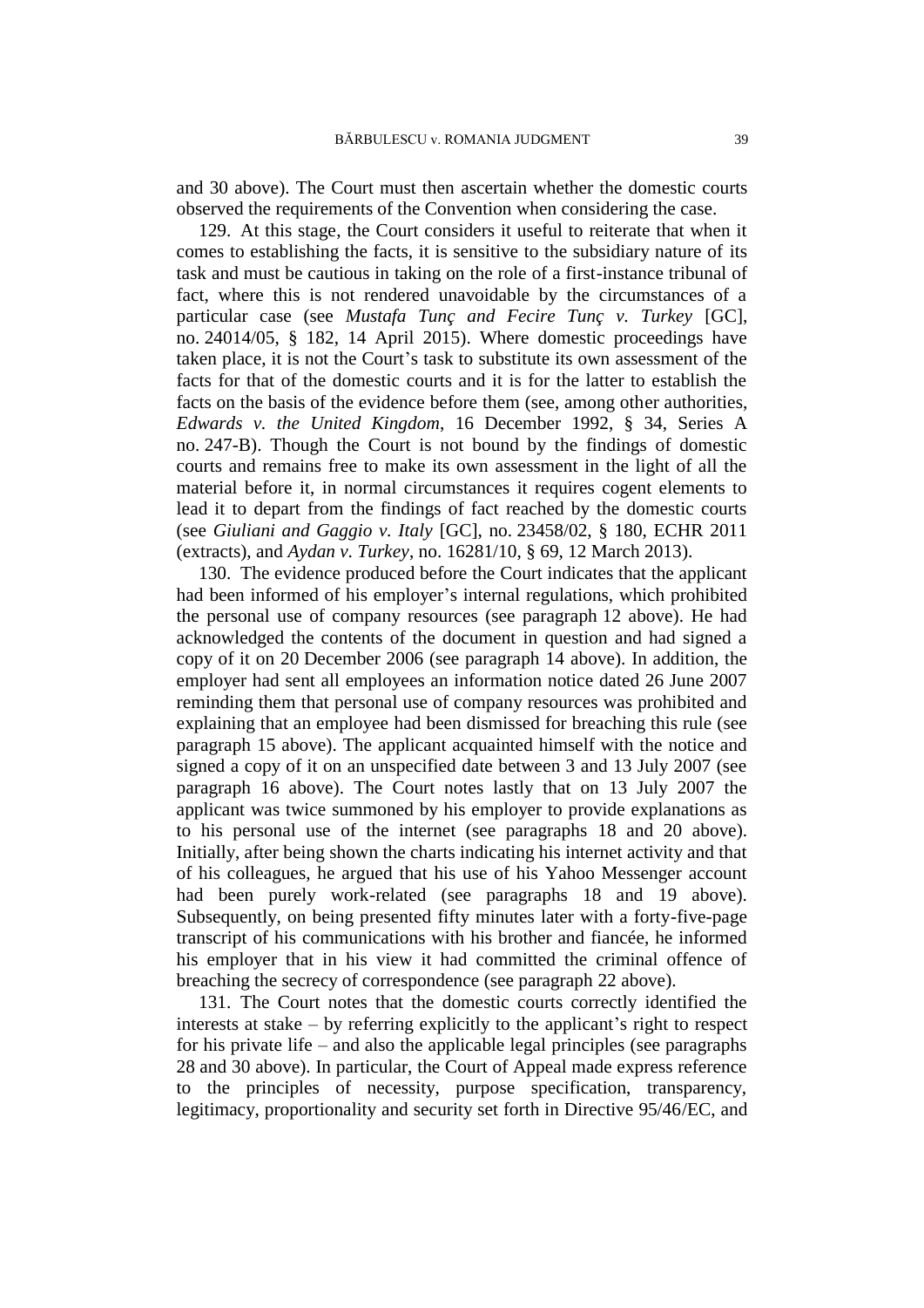and 30 above). The Court must then ascertain whether the domestic courts observed the requirements of the Convention when considering the case.

129. At this stage, the Court considers it useful to reiterate that when it comes to establishing the facts, it is sensitive to the subsidiary nature of its task and must be cautious in taking on the role of a first-instance tribunal of fact, where this is not rendered unavoidable by the circumstances of a particular case (see *Mustafa Tunç and Fecire Tunç v. Turkey* [GC], no. 24014/05, § 182, 14 April 2015). Where domestic proceedings have taken place, it is not the Court's task to substitute its own assessment of the facts for that of the domestic courts and it is for the latter to establish the facts on the basis of the evidence before them (see, among other authorities, *Edwards v. the United Kingdom*, 16 December 1992, § 34, Series A no. 247-B). Though the Court is not bound by the findings of domestic courts and remains free to make its own assessment in the light of all the material before it, in normal circumstances it requires cogent elements to lead it to depart from the findings of fact reached by the domestic courts (see *Giuliani and Gaggio v. Italy* [GC], no. 23458/02, § 180, ECHR 2011 (extracts), and *Aydan v. Turkey*, no. 16281/10, § 69, 12 March 2013).

130. The evidence produced before the Court indicates that the applicant had been informed of his employer's internal regulations, which prohibited the personal use of company resources (see paragraph 12 above). He had acknowledged the contents of the document in question and had signed a copy of it on 20 December 2006 (see paragraph 14 above). In addition, the employer had sent all employees an information notice dated 26 June 2007 reminding them that personal use of company resources was prohibited and explaining that an employee had been dismissed for breaching this rule (see paragraph 15 above). The applicant acquainted himself with the notice and signed a copy of it on an unspecified date between 3 and 13 July 2007 (see paragraph 16 above). The Court notes lastly that on 13 July 2007 the applicant was twice summoned by his employer to provide explanations as to his personal use of the internet (see paragraphs 18 and 20 above). Initially, after being shown the charts indicating his internet activity and that of his colleagues, he argued that his use of his Yahoo Messenger account had been purely work-related (see paragraphs 18 and 19 above). Subsequently, on being presented fifty minutes later with a forty-five-page transcript of his communications with his brother and fiancée, he informed his employer that in his view it had committed the criminal offence of breaching the secrecy of correspondence (see paragraph 22 above).

131. The Court notes that the domestic courts correctly identified the interests at stake – by referring explicitly to the applicant's right to respect for his private life – and also the applicable legal principles (see paragraphs 28 and 30 above). In particular, the Court of Appeal made express reference to the principles of necessity, purpose specification, transparency, legitimacy, proportionality and security set forth in Directive 95/46/EC, and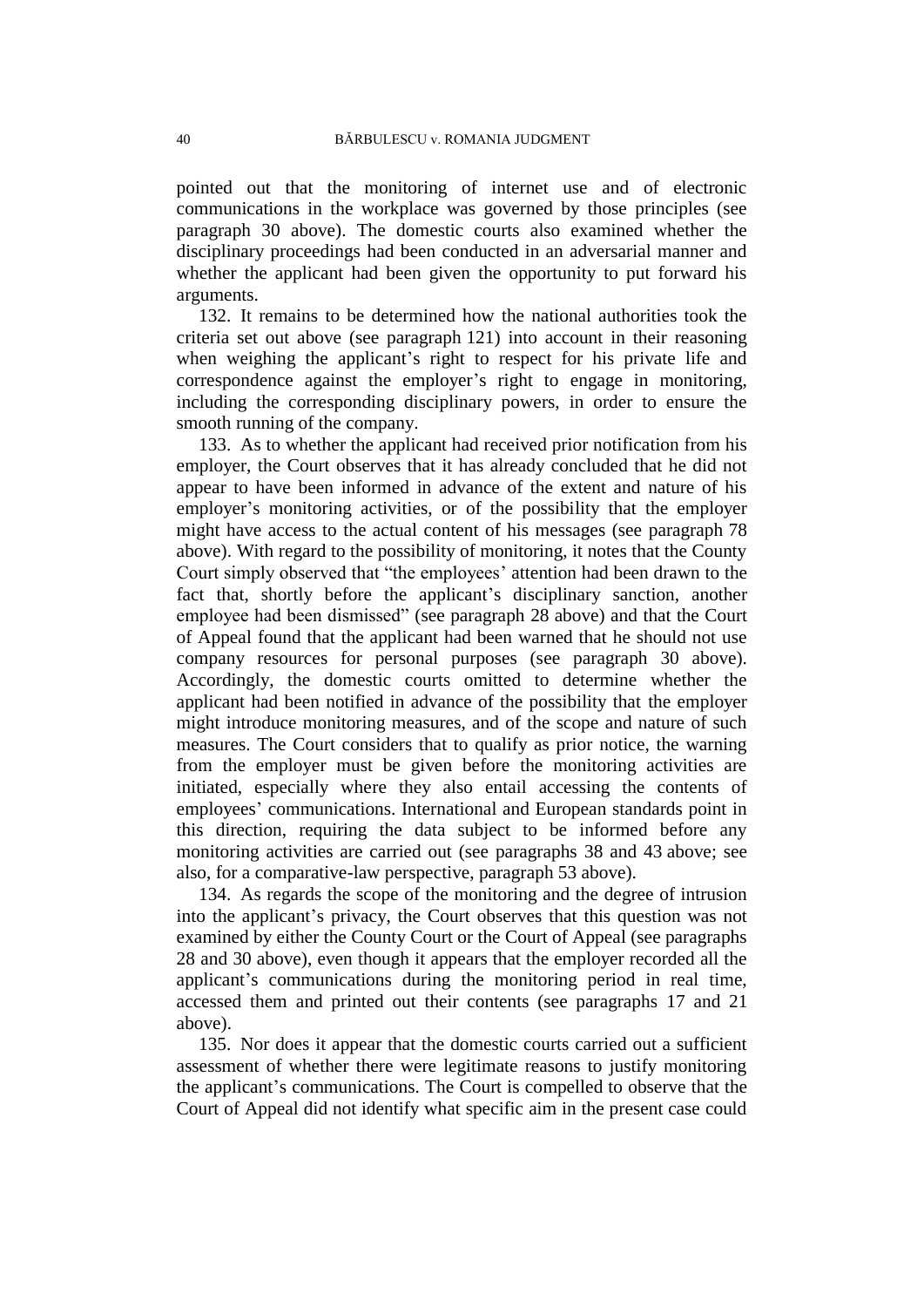pointed out that the monitoring of internet use and of electronic communications in the workplace was governed by those principles (see paragraph 30 above). The domestic courts also examined whether the disciplinary proceedings had been conducted in an adversarial manner and whether the applicant had been given the opportunity to put forward his arguments.

132. It remains to be determined how the national authorities took the criteria set out above (see paragraph 121) into account in their reasoning when weighing the applicant's right to respect for his private life and correspondence against the employer's right to engage in monitoring, including the corresponding disciplinary powers, in order to ensure the smooth running of the company.

133. As to whether the applicant had received prior notification from his employer, the Court observes that it has already concluded that he did not appear to have been informed in advance of the extent and nature of his employer's monitoring activities, or of the possibility that the employer might have access to the actual content of his messages (see paragraph 78 above). With regard to the possibility of monitoring, it notes that the County Court simply observed that "the employees' attention had been drawn to the fact that, shortly before the applicant's disciplinary sanction, another employee had been dismissed" (see paragraph 28 above) and that the Court of Appeal found that the applicant had been warned that he should not use company resources for personal purposes (see paragraph 30 above). Accordingly, the domestic courts omitted to determine whether the applicant had been notified in advance of the possibility that the employer might introduce monitoring measures, and of the scope and nature of such measures. The Court considers that to qualify as prior notice, the warning from the employer must be given before the monitoring activities are initiated, especially where they also entail accessing the contents of employees' communications. International and European standards point in this direction, requiring the data subject to be informed before any monitoring activities are carried out (see paragraphs 38 and 43 above; see also, for a comparative-law perspective, paragraph 53 above).

134. As regards the scope of the monitoring and the degree of intrusion into the applicant's privacy, the Court observes that this question was not examined by either the County Court or the Court of Appeal (see paragraphs 28 and 30 above), even though it appears that the employer recorded all the applicant's communications during the monitoring period in real time, accessed them and printed out their contents (see paragraphs 17 and 21 above).

135. Nor does it appear that the domestic courts carried out a sufficient assessment of whether there were legitimate reasons to justify monitoring the applicant's communications. The Court is compelled to observe that the Court of Appeal did not identify what specific aim in the present case could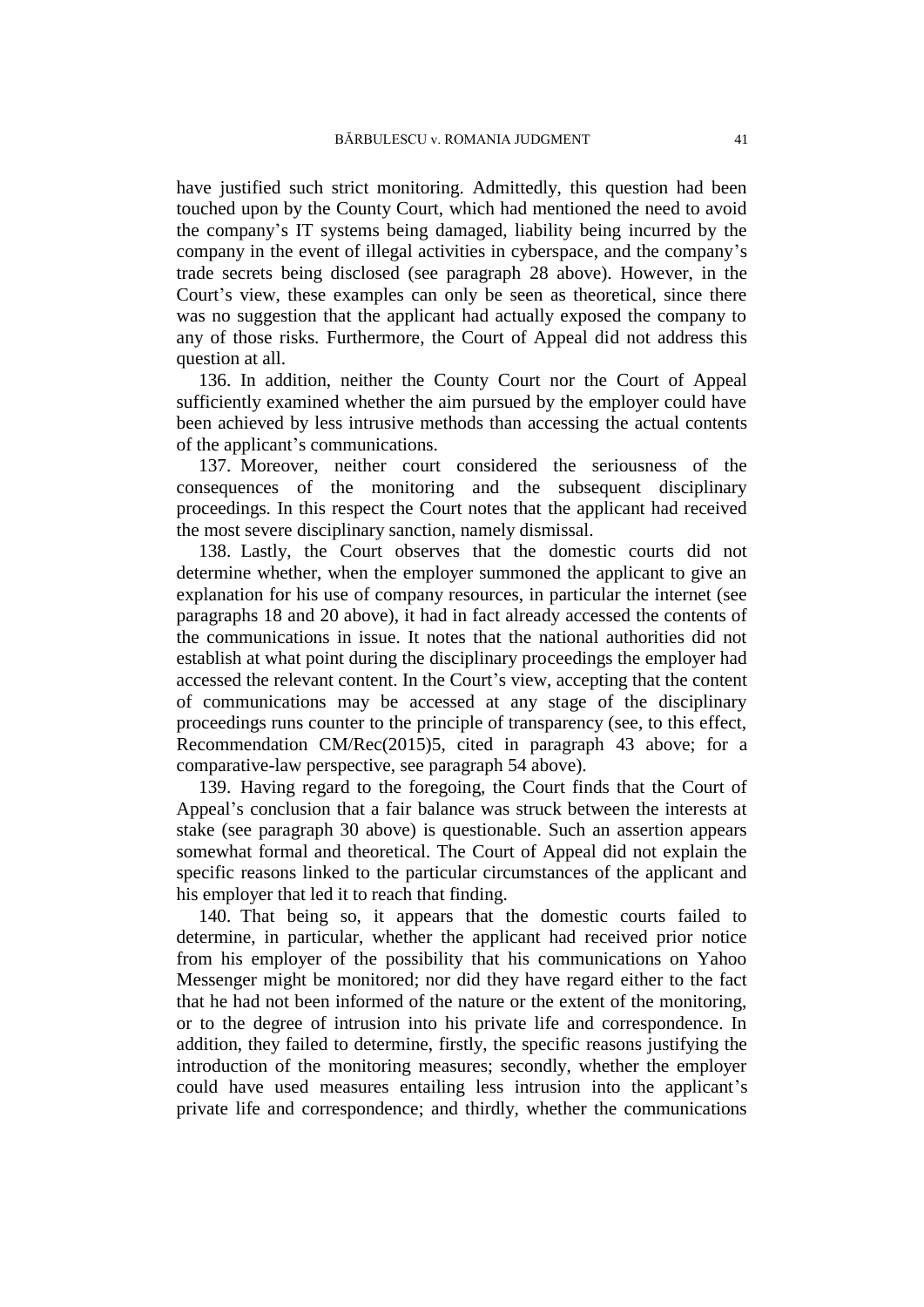have justified such strict monitoring. Admittedly, this question had been touched upon by the County Court, which had mentioned the need to avoid the company's IT systems being damaged, liability being incurred by the company in the event of illegal activities in cyberspace, and the company's trade secrets being disclosed (see paragraph 28 above). However, in the Court's view, these examples can only be seen as theoretical, since there was no suggestion that the applicant had actually exposed the company to any of those risks. Furthermore, the Court of Appeal did not address this question at all.

136. In addition, neither the County Court nor the Court of Appeal sufficiently examined whether the aim pursued by the employer could have been achieved by less intrusive methods than accessing the actual contents of the applicant's communications.

137. Moreover, neither court considered the seriousness of the consequences of the monitoring and the subsequent disciplinary proceedings. In this respect the Court notes that the applicant had received the most severe disciplinary sanction, namely dismissal.

138. Lastly, the Court observes that the domestic courts did not determine whether, when the employer summoned the applicant to give an explanation for his use of company resources, in particular the internet (see paragraphs 18 and 20 above), it had in fact already accessed the contents of the communications in issue. It notes that the national authorities did not establish at what point during the disciplinary proceedings the employer had accessed the relevant content. In the Court's view, accepting that the content of communications may be accessed at any stage of the disciplinary proceedings runs counter to the principle of transparency (see, to this effect, Recommendation CM/Rec(2015)5, cited in paragraph 43 above; for a comparative-law perspective, see paragraph 54 above).

139. Having regard to the foregoing, the Court finds that the Court of Appeal's conclusion that a fair balance was struck between the interests at stake (see paragraph 30 above) is questionable. Such an assertion appears somewhat formal and theoretical. The Court of Appeal did not explain the specific reasons linked to the particular circumstances of the applicant and his employer that led it to reach that finding.

140. That being so, it appears that the domestic courts failed to determine, in particular, whether the applicant had received prior notice from his employer of the possibility that his communications on Yahoo Messenger might be monitored; nor did they have regard either to the fact that he had not been informed of the nature or the extent of the monitoring, or to the degree of intrusion into his private life and correspondence. In addition, they failed to determine, firstly, the specific reasons justifying the introduction of the monitoring measures; secondly, whether the employer could have used measures entailing less intrusion into the applicant's private life and correspondence; and thirdly, whether the communications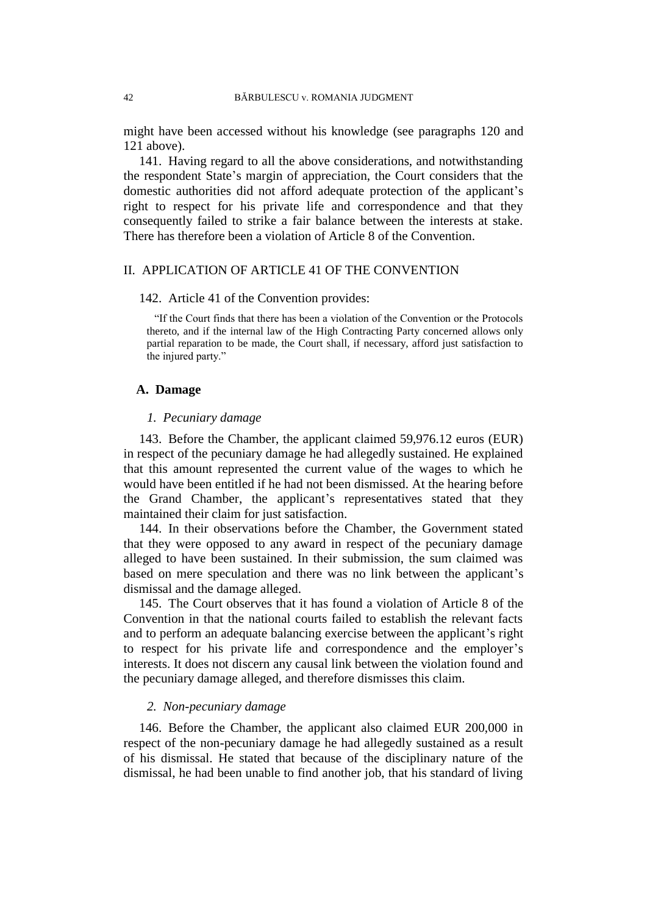might have been accessed without his knowledge (see paragraphs 120 and 121 above).

141. Having regard to all the above considerations, and notwithstanding the respondent State's margin of appreciation, the Court considers that the domestic authorities did not afford adequate protection of the applicant's right to respect for his private life and correspondence and that they consequently failed to strike a fair balance between the interests at stake. There has therefore been a violation of Article 8 of the Convention.

## II. APPLICATION OF ARTICLE 41 OF THE CONVENTION

142. Article 41 of the Convention provides:

> "If the Court finds that there has been a violation of the Convention or the Protocols thereto, and if the internal law of the High Contracting Party concerned allows only partial reparation to be made, the Court shall, if necessary, afford just satisfaction to the injured party."

### A. Damage

#### *1. Pecuniary damage*

143. Before the Chamber, the applicant claimed 59,976.12 euros (EUR) in respect of the pecuniary damage he had allegedly sustained. He explained that this amount represented the current value of the wages to which he would have been entitled if he had not been dismissed. At the hearing before the Grand Chamber, the applicant's representatives stated that they maintained their claim for just satisfaction.

144. In their observations before the Chamber, the Government stated that they were opposed to any award in respect of the pecuniary damage alleged to have been sustained. In their submission, the sum claimed was based on mere speculation and there was no link between the applicant's dismissal and the damage alleged.

145. The Court observes that it has found a violation of Article 8 of the Convention in that the national courts failed to establish the relevant facts and to perform an adequate balancing exercise between the applicant's right to respect for his private life and correspondence and the employer's interests. It does not discern any causal link between the violation found and the pecuniary damage alleged, and therefore dismisses this claim.

#### *2. Non-pecuniary damage*

146. Before the Chamber, the applicant also claimed EUR 200,000 in respect of the non-pecuniary damage he had allegedly sustained as a result of his dismissal. He stated that because of the disciplinary nature of the dismissal, he had been unable to find another job, that his standard of living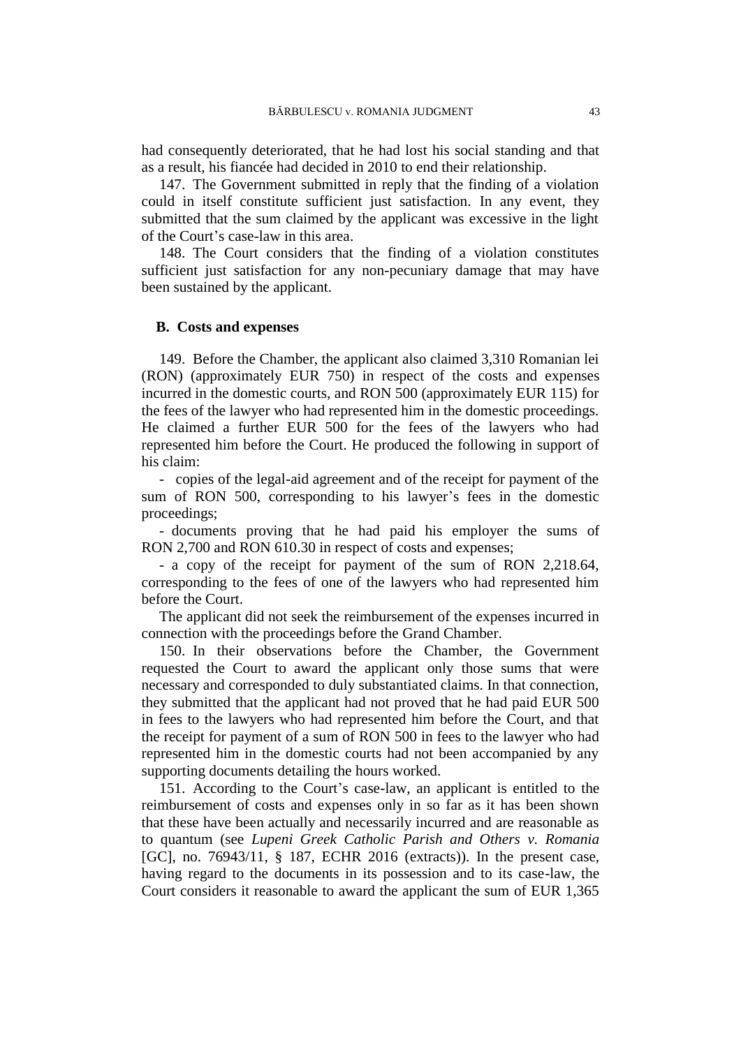had consequently deteriorated, that he had lost his social standing and that as a result, his fiancée had decided in 2010 to end their relationship.

147. The Government submitted in reply that the finding of a violation could in itself constitute sufficient just satisfaction. In any event, they submitted that the sum claimed by the applicant was excessive in the light of the Court's case-law in this area.

148. The Court considers that the finding of a violation constitutes sufficient just satisfaction for any non-pecuniary damage that may have been sustained by the applicant.

## B. Costs and expenses

149. Before the Chamber, the applicant also claimed 3,310 Romanian lei (RON) (approximately EUR 750) in respect of the costs and expenses incurred in the domestic courts, and RON 500 (approximately EUR 115) for the fees of the lawyer who had represented him in the domestic proceedings. He claimed a further EUR 500 for the fees of the lawyers who had represented him before the Court. He produced the following in support of his claim:

- copies of the legal-aid agreement and of the receipt for payment of the sum of RON 500, corresponding to his lawyer's fees in the domestic proceedings;
- documents proving that he had paid his employer the sums of RON 2,700 and RON 610.30 in respect of costs and expenses;
- a copy of the receipt for payment of the sum of RON 2,218.64, corresponding to the fees of one of the lawyers who had represented him before the Court.

The applicant did not seek the reimbursement of the expenses incurred in connection with the proceedings before the Grand Chamber.

150. In their observations before the Chamber, the Government requested the Court to award the applicant only those sums that were necessary and corresponded to duly substantiated claims. In that connection, they submitted that the applicant had not proved that he had paid EUR 500 in fees to the lawyers who had represented him before the Court, and that the receipt for payment of a sum of RON 500 in fees to the lawyer who had represented him in the domestic courts had not been accompanied by any supporting documents detailing the hours worked.

151. According to the Court's case-law, an applicant is entitled to the reimbursement of costs and expenses only in so far as it has been shown that these have been actually and necessarily incurred and are reasonable as to quantum (see *Lupeni Greek Catholic Parish and Others v. Romania* [GC], no. 76943/11, § 187, ECHR 2016 (extracts)). In the present case, having regard to the documents in its possession and to its case-law, the Court considers it reasonable to award the applicant the sum of EUR 1,365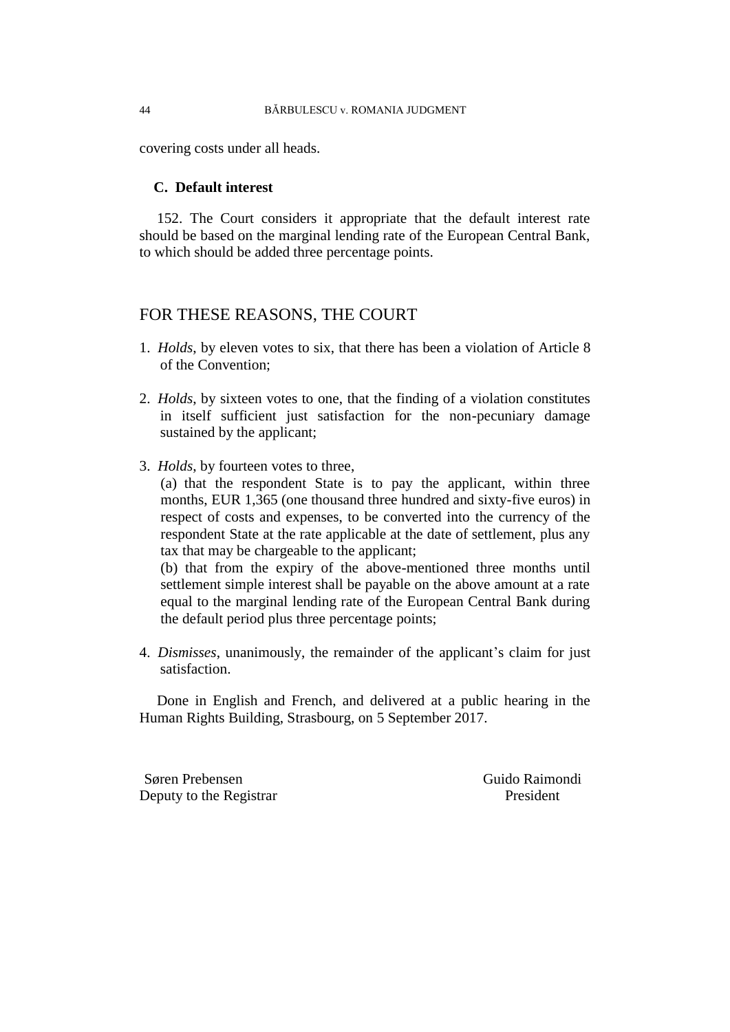covering costs under all heads.

### C. Default interest

152. The Court considers it appropriate that the default interest rate should be based on the marginal lending rate of the European Central Bank, to which should be added three percentage points.

## FOR THESE REASONS, THE COURT

1. *Holds*, by eleven votes to six, that there has been a violation of Article 8 of the Convention;

2. *Holds*, by sixteen votes to one, that the finding of a violation constitutes in itself sufficient just satisfaction for the non-pecuniary damage sustained by the applicant;

3. *Holds*, by fourteen votes to three,
   (a) that the respondent State is to pay the applicant, within three months, EUR 1,365 (one thousand three hundred and sixty-five euros) in respect of costs and expenses, to be converted into the currency of the respondent State at the rate applicable at the date of settlement, plus any tax that may be chargeable to the applicant;
   (b) that from the expiry of the above-mentioned three months until settlement simple interest shall be payable on the above amount at a rate equal to the marginal lending rate of the European Central Bank during the default period plus three percentage points;

4. *Dismisses*, unanimously, the remainder of the applicant's claim for just satisfaction.

Done in English and French, and delivered at a public hearing in the Human Rights Building, Strasbourg, on 5 September 2017.

Søren Prebensen
Deputy to the Registrar

Guido Raimondi
President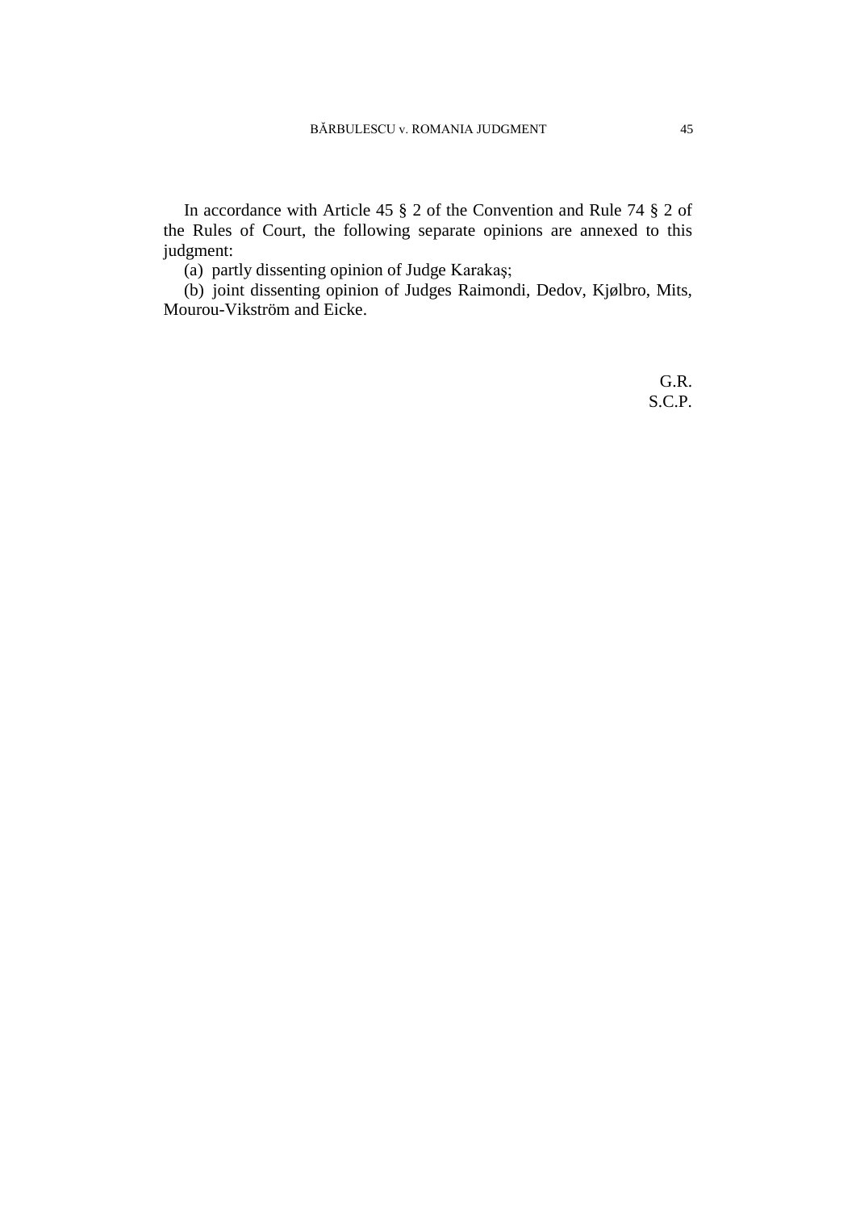In accordance with Article 45 § 2 of the Convention and Rule 74 § 2 of the Rules of Court, the following separate opinions are annexed to this judgment:

(a) partly dissenting opinion of Judge Karakaş;

(b) joint dissenting opinion of Judges Raimondi, Dedov, Kjølbro, Mits, Mourou-Vikström and Eicke.

G.R.
S.C.P.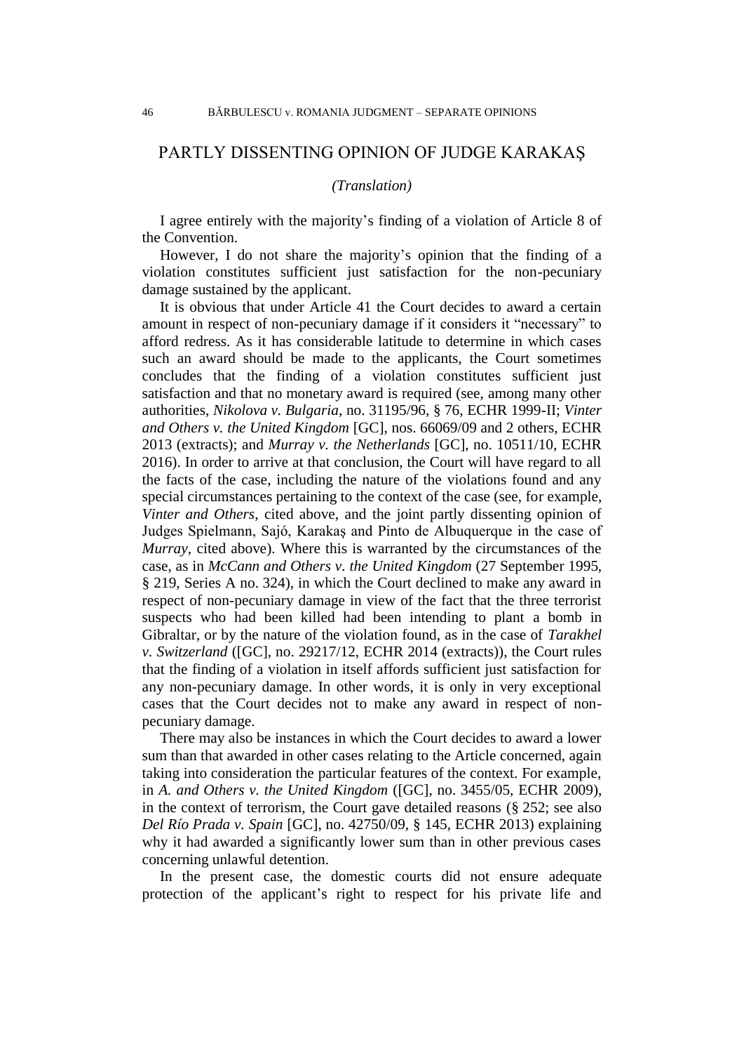## PARTLY DISSENTING OPINION OF JUDGE KARAKAŞ

*(Translation)*

I agree entirely with the majority's finding of a violation of Article 8 of the Convention.

However, I do not share the majority's opinion that the finding of a violation constitutes sufficient just satisfaction for the non-pecuniary damage sustained by the applicant.

It is obvious that under Article 41 the Court decides to award a certain amount in respect of non-pecuniary damage if it considers it "necessary" to afford redress. As it has considerable latitude to determine in which cases such an award should be made to the applicants, the Court sometimes concludes that the finding of a violation constitutes sufficient just satisfaction and that no monetary award is required (see, among many other authorities, *Nikolova v. Bulgaria*, no. 31195/96, § 76, ECHR 1999-II; *Vinter and Others v. the United Kingdom* [GC], nos. 66069/09 and 2 others, ECHR 2013 (extracts); and *Murray v. the Netherlands* [GC], no. 10511/10, ECHR 2016). In order to arrive at that conclusion, the Court will have regard to all the facts of the case, including the nature of the violations found and any special circumstances pertaining to the context of the case (see, for example, *Vinter and Others*, cited above, and the joint partly dissenting opinion of Judges Spielmann, Sajó, Karakaş and Pinto de Albuquerque in the case of *Murray*, cited above). Where this is warranted by the circumstances of the case, as in *McCann and Others v. the United Kingdom* (27 September 1995, § 219, Series A no. 324), in which the Court declined to make any award in respect of non-pecuniary damage in view of the fact that the three terrorist suspects who had been killed had been intending to plant a bomb in Gibraltar, or by the nature of the violation found, as in the case of *Tarakhel v. Switzerland* ([GC], no. 29217/12, ECHR 2014 (extracts)), the Court rules that the finding of a violation in itself affords sufficient just satisfaction for any non-pecuniary damage. In other words, it is only in very exceptional cases that the Court decides not to make any award in respect of non-pecuniary damage.

There may also be instances in which the Court decides to award a lower sum than that awarded in other cases relating to the Article concerned, again taking into consideration the particular features of the context. For example, in *A. and Others v. the United Kingdom* ([GC], no. 3455/05, ECHR 2009), in the context of terrorism, the Court gave detailed reasons (§ 252; see also *Del Río Prada v. Spain* [GC], no. 42750/09, § 145, ECHR 2013) explaining why it had awarded a significantly lower sum than in other previous cases concerning unlawful detention.

In the present case, the domestic courts did not ensure adequate protection of the applicant's right to respect for his private life and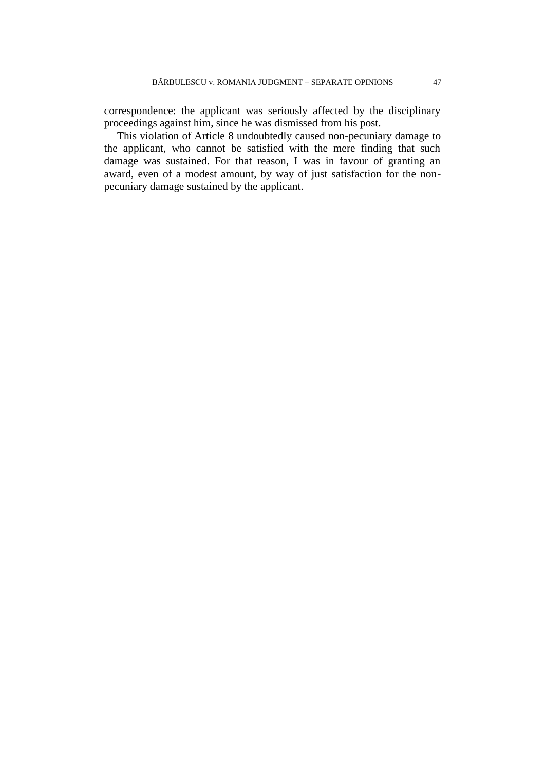correspondence: the applicant was seriously affected by the disciplinary proceedings against him, since he was dismissed from his post.

This violation of Article 8 undoubtedly caused non-pecuniary damage to the applicant, who cannot be satisfied with the mere finding that such damage was sustained. For that reason, I was in favour of granting an award, even of a modest amount, by way of just satisfaction for the non-pecuniary damage sustained by the applicant.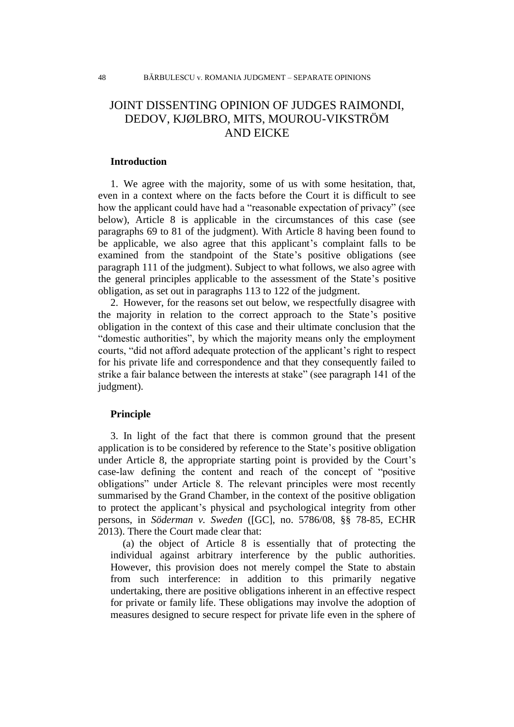# JOINT DISSENTING OPINION OF JUDGES RAIMONDI, DEDOV, KJØLBRO, MITS, MOUROU-VIKSTRÖM AND EICKE

## Introduction

1. We agree with the majority, some of us with some hesitation, that, even in a context where on the facts before the Court it is difficult to see how the applicant could have had a "reasonable expectation of privacy" (see below), Article 8 is applicable in the circumstances of this case (see paragraphs 69 to 81 of the judgment). With Article 8 having been found to be applicable, we also agree that this applicant's complaint falls to be examined from the standpoint of the State's positive obligations (see paragraph 111 of the judgment). Subject to what follows, we also agree with the general principles applicable to the assessment of the State's positive obligation, as set out in paragraphs 113 to 122 of the judgment.

2. However, for the reasons set out below, we respectfully disagree with the majority in relation to the correct approach to the State's positive obligation in the context of this case and their ultimate conclusion that the "domestic authorities", by which the majority means only the employment courts, "did not afford adequate protection of the applicant's right to respect for his private life and correspondence and that they consequently failed to strike a fair balance between the interests at stake" (see paragraph 141 of the judgment).

## Principle

3. In light of the fact that there is common ground that the present application is to be considered by reference to the State's positive obligation under Article 8, the appropriate starting point is provided by the Court's case-law defining the content and reach of the concept of "positive obligations" under Article 8. The relevant principles were most recently summarised by the Grand Chamber, in the context of the positive obligation to protect the applicant's physical and psychological integrity from other persons, in *Söderman v. Sweden* ([GC], no. 5786/08, §§ 78-85, ECHR 2013). There the Court made clear that:

> (a) the object of Article 8 is essentially that of protecting the individual against arbitrary interference by the public authorities. However, this provision does not merely compel the State to abstain from such interference: in addition to this primarily negative undertaking, there are positive obligations inherent in an effective respect for private or family life. These obligations may involve the adoption of measures designed to secure respect for private life even in the sphere of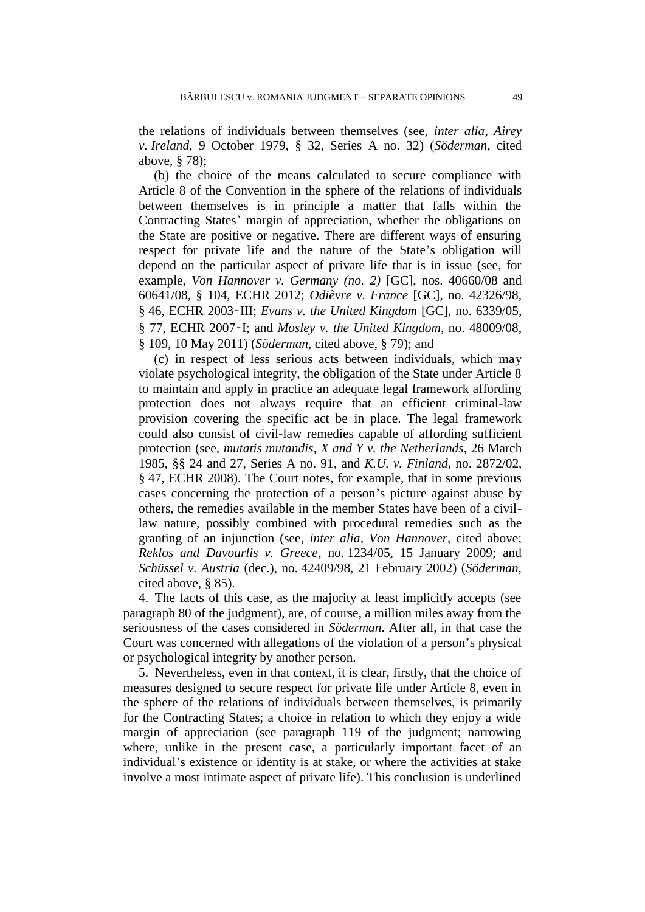the relations of individuals between themselves (see, *inter alia*, *Airey v. Ireland*, 9 October 1979, § 32, Series A no. 32) (*Söderman*, cited above, § 78);

(b) the choice of the means calculated to secure compliance with Article 8 of the Convention in the sphere of the relations of individuals between themselves is in principle a matter that falls within the Contracting States' margin of appreciation, whether the obligations on the State are positive or negative. There are different ways of ensuring respect for private life and the nature of the State's obligation will depend on the particular aspect of private life that is in issue (see, for example, *Von Hannover v. Germany (no. 2)* [GC], nos. 40660/08 and 60641/08, § 104, ECHR 2012; *Odièvre v. France* [GC], no. 42326/98, § 46, ECHR 2003‑III; *Evans v. the United Kingdom* [GC], no. 6339/05, § 77, ECHR 2007‑I; and *Mosley v. the United Kingdom*, no. 48009/08, § 109, 10 May 2011) (*Söderman*, cited above, § 79); and

(c) in respect of less serious acts between individuals, which may violate psychological integrity, the obligation of the State under Article 8 to maintain and apply in practice an adequate legal framework affording protection does not always require that an efficient criminal-law provision covering the specific act be in place. The legal framework could also consist of civil-law remedies capable of affording sufficient protection (see, *mutatis mutandis*, *X and Y v. the Netherlands*, 26 March 1985, §§ 24 and 27, Series A no. 91, and *K.U. v. Finland*, no. 2872/02, § 47, ECHR 2008). The Court notes, for example, that in some previous cases concerning the protection of a person's picture against abuse by others, the remedies available in the member States have been of a civil-law nature, possibly combined with procedural remedies such as the granting of an injunction (see, *inter alia*, *Von Hannover*, cited above; *Reklos and Davourlis v. Greece*, no. 1234/05, 15 January 2009; and *Schüssel v. Austria* (dec.), no. 42409/98, 21 February 2002) (*Söderman*, cited above, § 85).

4. The facts of this case, as the majority at least implicitly accepts (see paragraph 80 of the judgment), are, of course, a million miles away from the seriousness of the cases considered in *Söderman*. After all, in that case the Court was concerned with allegations of the violation of a person's physical or psychological integrity by another person.

5. Nevertheless, even in that context, it is clear, firstly, that the choice of measures designed to secure respect for private life under Article 8, even in the sphere of the relations of individuals between themselves, is primarily for the Contracting States; a choice in relation to which they enjoy a wide margin of appreciation (see paragraph 119 of the judgment; narrowing where, unlike in the present case, a particularly important facet of an individual's existence or identity is at stake, or where the activities at stake involve a most intimate aspect of private life). This conclusion is underlined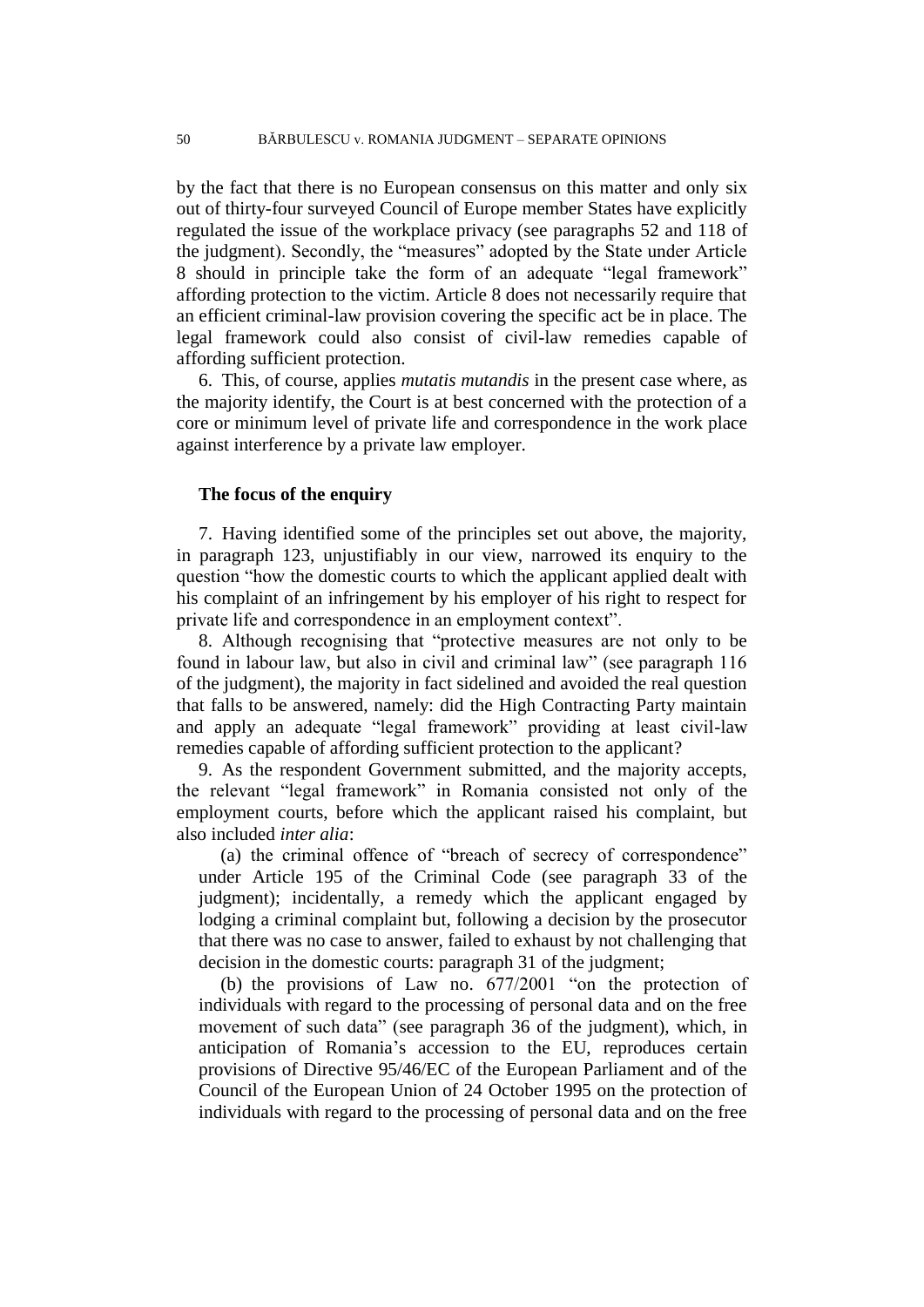by the fact that there is no European consensus on this matter and only six out of thirty-four surveyed Council of Europe member States have explicitly regulated the issue of the workplace privacy (see paragraphs 52 and 118 of the judgment). Secondly, the "measures" adopted by the State under Article 8 should in principle take the form of an adequate "legal framework" affording protection to the victim. Article 8 does not necessarily require that an efficient criminal-law provision covering the specific act be in place. The legal framework could also consist of civil-law remedies capable of affording sufficient protection.

6. This, of course, applies *mutatis mutandis* in the present case where, as the majority identify, the Court is at best concerned with the protection of a core or minimum level of private life and correspondence in the work place against interference by a private law employer.

**The focus of the enquiry**

7. Having identified some of the principles set out above, the majority, in paragraph 123, unjustifiably in our view, narrowed its enquiry to the question "how the domestic courts to which the applicant applied dealt with his complaint of an infringement by his employer of his right to respect for private life and correspondence in an employment context".

8. Although recognising that "protective measures are not only to be found in labour law, but also in civil and criminal law" (see paragraph 116 of the judgment), the majority in fact sidelined and avoided the real question that falls to be answered, namely: did the High Contracting Party maintain and apply an adequate "legal framework" providing at least civil-law remedies capable of affording sufficient protection to the applicant?

9. As the respondent Government submitted, and the majority accepts, the relevant "legal framework" in Romania consisted not only of the employment courts, before which the applicant raised his complaint, but also included *inter alia*:

(a) the criminal offence of "breach of secrecy of correspondence" under Article 195 of the Criminal Code (see paragraph 33 of the judgment); incidentally, a remedy which the applicant engaged by lodging a criminal complaint but, following a decision by the prosecutor that there was no case to answer, failed to exhaust by not challenging that decision in the domestic courts: paragraph 31 of the judgment;

(b) the provisions of Law no. 677/2001 "on the protection of individuals with regard to the processing of personal data and on the free movement of such data" (see paragraph 36 of the judgment), which, in anticipation of Romania's accession to the EU, reproduces certain provisions of Directive 95/46/EC of the European Parliament and of the Council of the European Union of 24 October 1995 on the protection of individuals with regard to the processing of personal data and on the free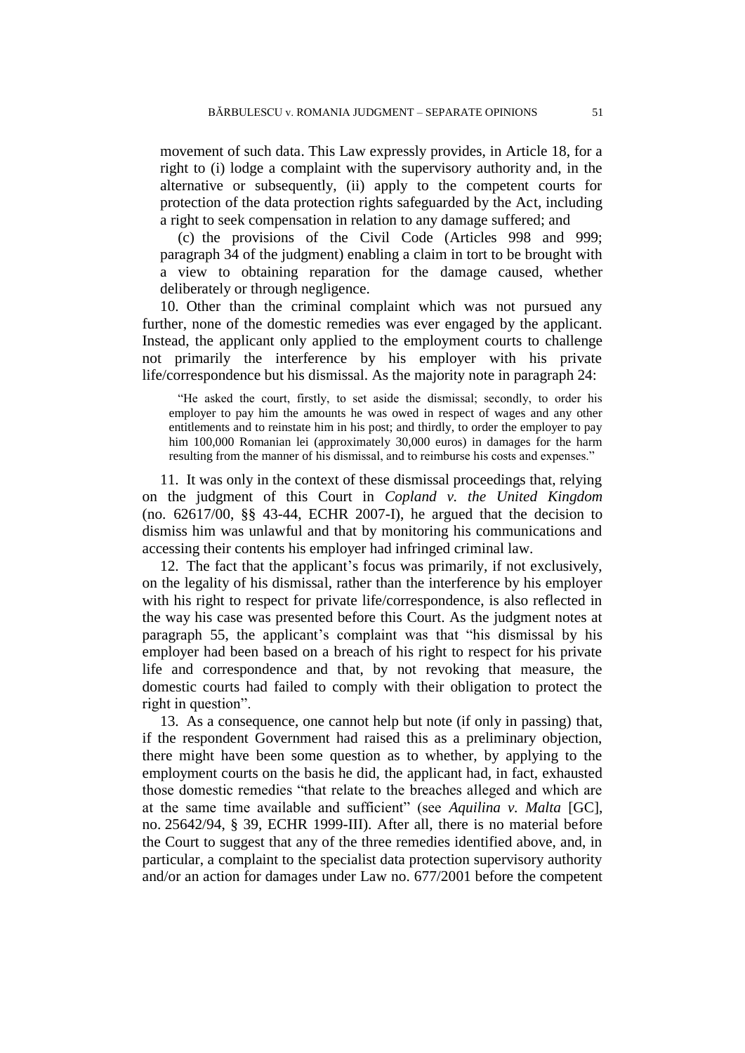movement of such data. This Law expressly provides, in Article 18, for a right to (i) lodge a complaint with the supervisory authority and, in the alternative or subsequently, (ii) apply to the competent courts for protection of the data protection rights safeguarded by the Act, including a right to seek compensation in relation to any damage suffered; and

(c) the provisions of the Civil Code (Articles 998 and 999; paragraph 34 of the judgment) enabling a claim in tort to be brought with a view to obtaining reparation for the damage caused, whether deliberately or through negligence.

10. Other than the criminal complaint which was not pursued any further, none of the domestic remedies was ever engaged by the applicant. Instead, the applicant only applied to the employment courts to challenge not primarily the interference by his employer with his private life/correspondence but his dismissal. As the majority note in paragraph 24:

> "He asked the court, firstly, to set aside the dismissal; secondly, to order his employer to pay him the amounts he was owed in respect of wages and any other entitlements and to reinstate him in his post; and thirdly, to order the employer to pay him 100,000 Romanian lei (approximately 30,000 euros) in damages for the harm resulting from the manner of his dismissal, and to reimburse his costs and expenses."

11. It was only in the context of these dismissal proceedings that, relying on the judgment of this Court in *Copland v. the United Kingdom* (no. 62617/00, §§ 43-44, ECHR 2007-I), he argued that the decision to dismiss him was unlawful and that by monitoring his communications and accessing their contents his employer had infringed criminal law.

12. The fact that the applicant's focus was primarily, if not exclusively, on the legality of his dismissal, rather than the interference by his employer with his right to respect for private life/correspondence, is also reflected in the way his case was presented before this Court. As the judgment notes at paragraph 55, the applicant's complaint was that "his dismissal by his employer had been based on a breach of his right to respect for his private life and correspondence and that, by not revoking that measure, the domestic courts had failed to comply with their obligation to protect the right in question".

13. As a consequence, one cannot help but note (if only in passing) that, if the respondent Government had raised this as a preliminary objection, there might have been some question as to whether, by applying to the employment courts on the basis he did, the applicant had, in fact, exhausted those domestic remedies "that relate to the breaches alleged and which are at the same time available and sufficient" (see *Aquilina v. Malta* [GC], no. 25642/94, § 39, ECHR 1999-III). After all, there is no material before the Court to suggest that any of the three remedies identified above, and, in particular, a complaint to the specialist data protection supervisory authority and/or an action for damages under Law no. 677/2001 before the competent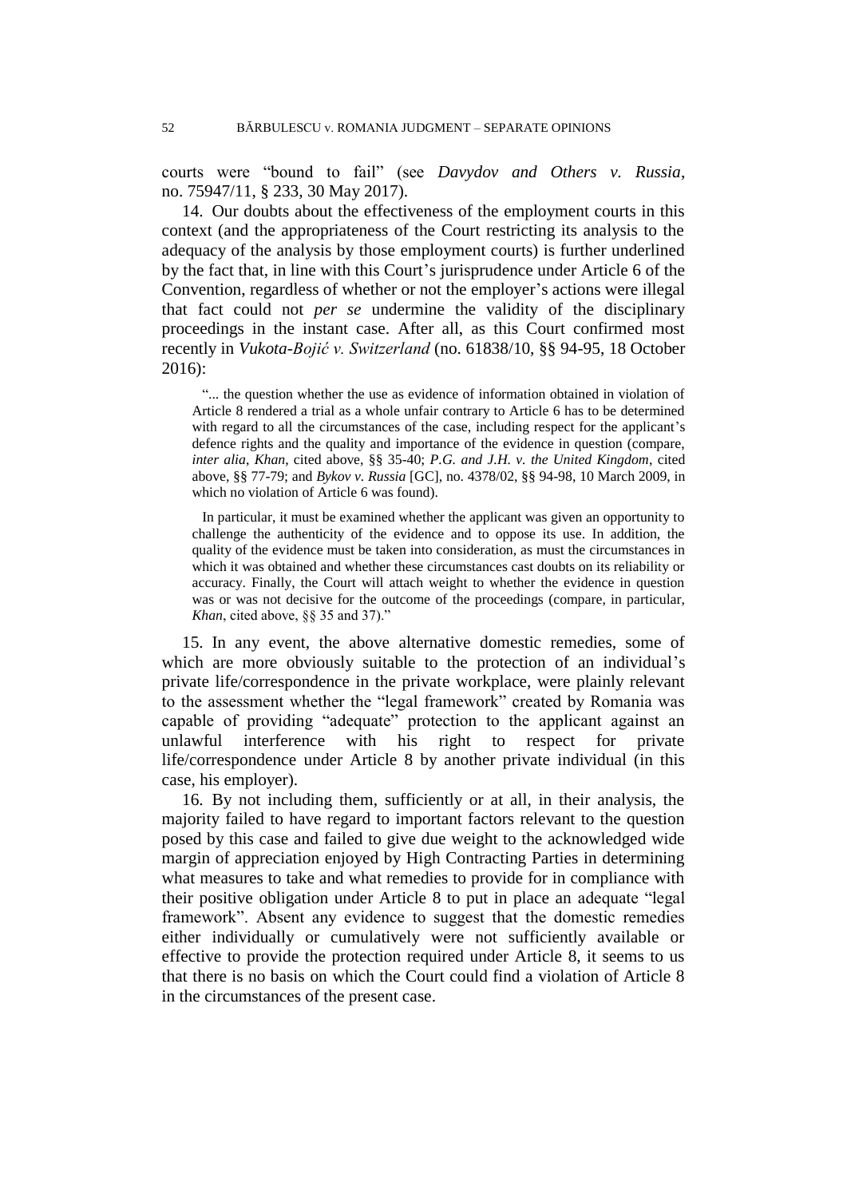courts were "bound to fail" (see *Davydov and Others v. Russia*, no. 75947/11, § 233, 30 May 2017).

14. Our doubts about the effectiveness of the employment courts in this context (and the appropriateness of the Court restricting its analysis to the adequacy of the analysis by those employment courts) is further underlined by the fact that, in line with this Court's jurisprudence under Article 6 of the Convention, regardless of whether or not the employer's actions were illegal that fact could not *per se* undermine the validity of the disciplinary proceedings in the instant case. After all, as this Court confirmed most recently in *Vukota-Bojić v. Switzerland* (no. 61838/10, §§ 94-95, 18 October 2016):

> "... the question whether the use as evidence of information obtained in violation of Article 8 rendered a trial as a whole unfair contrary to Article 6 has to be determined with regard to all the circumstances of the case, including respect for the applicant's defence rights and the quality and importance of the evidence in question (compare, *inter alia*, *Khan*, cited above, §§ 35-40; *P.G. and J.H. v. the United Kingdom*, cited above, §§ 77-79; and *Bykov v. Russia* [GC], no. 4378/02, §§ 94-98, 10 March 2009, in which no violation of Article 6 was found).
>
> In particular, it must be examined whether the applicant was given an opportunity to challenge the authenticity of the evidence and to oppose its use. In addition, the quality of the evidence must be taken into consideration, as must the circumstances in which it was obtained and whether these circumstances cast doubts on its reliability or accuracy. Finally, the Court will attach weight to whether the evidence in question was or was not decisive for the outcome of the proceedings (compare, in particular, *Khan*, cited above, §§ 35 and 37)."

15. In any event, the above alternative domestic remedies, some of which are more obviously suitable to the protection of an individual's private life/correspondence in the private workplace, were plainly relevant to the assessment whether the "legal framework" created by Romania was capable of providing "adequate" protection to the applicant against an unlawful interference with his right to respect for private life/correspondence under Article 8 by another private individual (in this case, his employer).

16. By not including them, sufficiently or at all, in their analysis, the majority failed to have regard to important factors relevant to the question posed by this case and failed to give due weight to the acknowledged wide margin of appreciation enjoyed by High Contracting Parties in determining what measures to take and what remedies to provide for in compliance with their positive obligation under Article 8 to put in place an adequate "legal framework". Absent any evidence to suggest that the domestic remedies either individually or cumulatively were not sufficiently available or effective to provide the protection required under Article 8, it seems to us that there is no basis on which the Court could find a violation of Article 8 in the circumstances of the present case.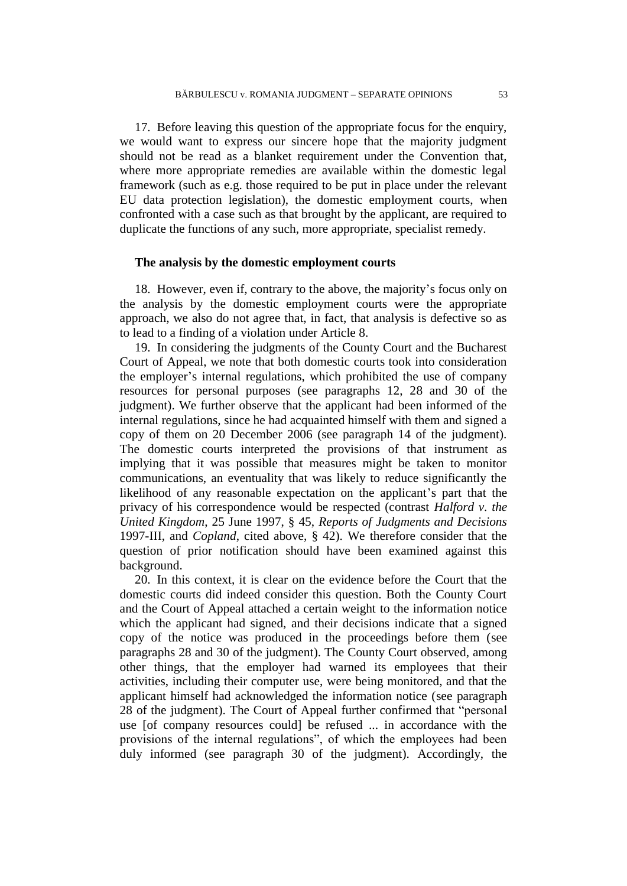17. Before leaving this question of the appropriate focus for the enquiry, we would want to express our sincere hope that the majority judgment should not be read as a blanket requirement under the Convention that, where more appropriate remedies are available within the domestic legal framework (such as e.g. those required to be put in place under the relevant EU data protection legislation), the domestic employment courts, when confronted with a case such as that brought by the applicant, are required to duplicate the functions of any such, more appropriate, specialist remedy.

**The analysis by the domestic employment courts**

18. However, even if, contrary to the above, the majority's focus only on the analysis by the domestic employment courts were the appropriate approach, we also do not agree that, in fact, that analysis is defective so as to lead to a finding of a violation under Article 8.

19. In considering the judgments of the County Court and the Bucharest Court of Appeal, we note that both domestic courts took into consideration the employer's internal regulations, which prohibited the use of company resources for personal purposes (see paragraphs 12, 28 and 30 of the judgment). We further observe that the applicant had been informed of the internal regulations, since he had acquainted himself with them and signed a copy of them on 20 December 2006 (see paragraph 14 of the judgment). The domestic courts interpreted the provisions of that instrument as implying that it was possible that measures might be taken to monitor communications, an eventuality that was likely to reduce significantly the likelihood of any reasonable expectation on the applicant's part that the privacy of his correspondence would be respected (contrast *Halford v. the United Kingdom*, 25 June 1997, § 45, *Reports of Judgments and Decisions* 1997-III, and *Copland*, cited above, § 42). We therefore consider that the question of prior notification should have been examined against this background.

20. In this context, it is clear on the evidence before the Court that the domestic courts did indeed consider this question. Both the County Court and the Court of Appeal attached a certain weight to the information notice which the applicant had signed, and their decisions indicate that a signed copy of the notice was produced in the proceedings before them (see paragraphs 28 and 30 of the judgment). The County Court observed, among other things, that the employer had warned its employees that their activities, including their computer use, were being monitored, and that the applicant himself had acknowledged the information notice (see paragraph 28 of the judgment). The Court of Appeal further confirmed that "personal use [of company resources could] be refused ... in accordance with the provisions of the internal regulations", of which the employees had been duly informed (see paragraph 30 of the judgment). Accordingly, the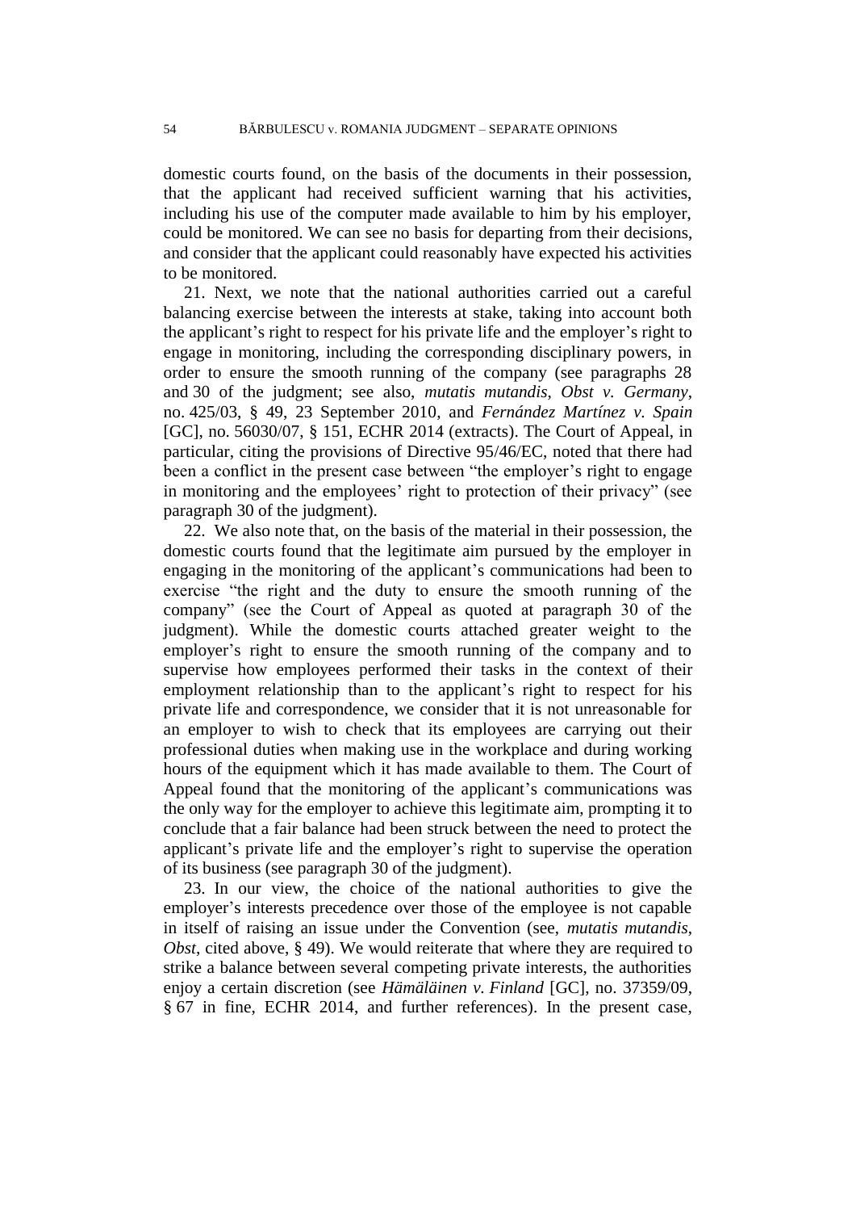domestic courts found, on the basis of the documents in their possession, that the applicant had received sufficient warning that his activities, including his use of the computer made available to him by his employer, could be monitored. We can see no basis for departing from their decisions, and consider that the applicant could reasonably have expected his activities to be monitored.

21. Next, we note that the national authorities carried out a careful balancing exercise between the interests at stake, taking into account both the applicant's right to respect for his private life and the employer's right to engage in monitoring, including the corresponding disciplinary powers, in order to ensure the smooth running of the company (see paragraphs 28 and 30 of the judgment; see also, *mutatis mutandis*, *Obst v. Germany*, no. 425/03, § 49, 23 September 2010, and *Fernández Martínez v. Spain* [GC], no. 56030/07, § 151, ECHR 2014 (extracts). The Court of Appeal, in particular, citing the provisions of Directive 95/46/EC, noted that there had been a conflict in the present case between "the employer's right to engage in monitoring and the employees' right to protection of their privacy" (see paragraph 30 of the judgment).

22. We also note that, on the basis of the material in their possession, the domestic courts found that the legitimate aim pursued by the employer in engaging in the monitoring of the applicant's communications had been to exercise "the right and the duty to ensure the smooth running of the company" (see the Court of Appeal as quoted at paragraph 30 of the judgment). While the domestic courts attached greater weight to the employer's right to ensure the smooth running of the company and to supervise how employees performed their tasks in the context of their employment relationship than to the applicant's right to respect for his private life and correspondence, we consider that it is not unreasonable for an employer to wish to check that its employees are carrying out their professional duties when making use in the workplace and during working hours of the equipment which it has made available to them. The Court of Appeal found that the monitoring of the applicant's communications was the only way for the employer to achieve this legitimate aim, prompting it to conclude that a fair balance had been struck between the need to protect the applicant's private life and the employer's right to supervise the operation of its business (see paragraph 30 of the judgment).

23. In our view, the choice of the national authorities to give the employer's interests precedence over those of the employee is not capable in itself of raising an issue under the Convention (see, *mutatis mutandis*, *Obst*, cited above, § 49). We would reiterate that where they are required to strike a balance between several competing private interests, the authorities enjoy a certain discretion (see *Hämäläinen v. Finland* [GC], no. 37359/09, § 67 in fine, ECHR 2014, and further references). In the present case,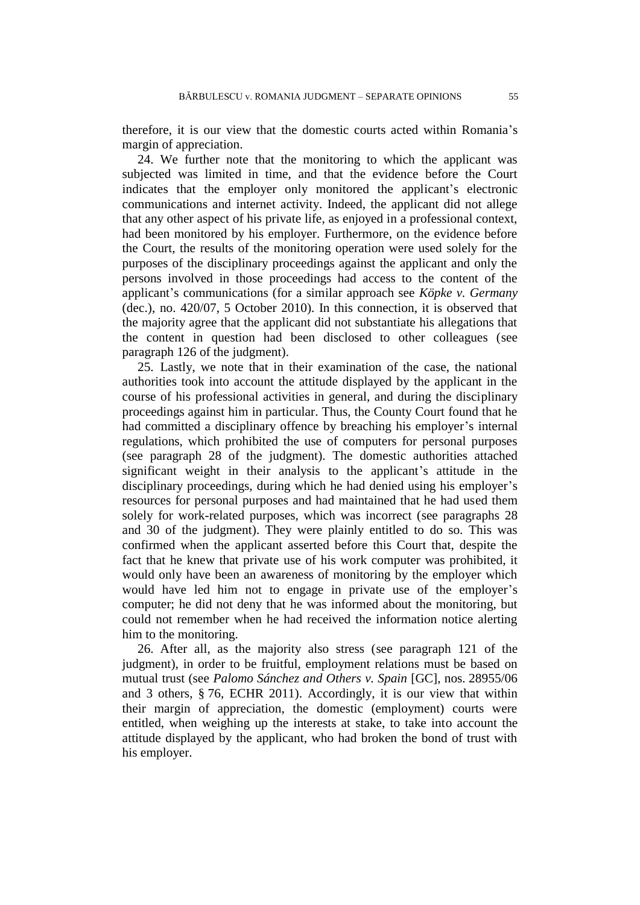therefore, it is our view that the domestic courts acted within Romania's margin of appreciation.

24. We further note that the monitoring to which the applicant was subjected was limited in time, and that the evidence before the Court indicates that the employer only monitored the applicant's electronic communications and internet activity. Indeed, the applicant did not allege that any other aspect of his private life, as enjoyed in a professional context, had been monitored by his employer. Furthermore, on the evidence before the Court, the results of the monitoring operation were used solely for the purposes of the disciplinary proceedings against the applicant and only the persons involved in those proceedings had access to the content of the applicant's communications (for a similar approach see *Köpke v. Germany* (dec.), no. 420/07, 5 October 2010). In this connection, it is observed that the majority agree that the applicant did not substantiate his allegations that the content in question had been disclosed to other colleagues (see paragraph 126 of the judgment).

25. Lastly, we note that in their examination of the case, the national authorities took into account the attitude displayed by the applicant in the course of his professional activities in general, and during the disciplinary proceedings against him in particular. Thus, the County Court found that he had committed a disciplinary offence by breaching his employer's internal regulations, which prohibited the use of computers for personal purposes (see paragraph 28 of the judgment). The domestic authorities attached significant weight in their analysis to the applicant's attitude in the disciplinary proceedings, during which he had denied using his employer's resources for personal purposes and had maintained that he had used them solely for work-related purposes, which was incorrect (see paragraphs 28 and 30 of the judgment). They were plainly entitled to do so. This was confirmed when the applicant asserted before this Court that, despite the fact that he knew that private use of his work computer was prohibited, it would only have been an awareness of monitoring by the employer which would have led him not to engage in private use of the employer's computer; he did not deny that he was informed about the monitoring, but could not remember when he had received the information notice alerting him to the monitoring.

26. After all, as the majority also stress (see paragraph 121 of the judgment), in order to be fruitful, employment relations must be based on mutual trust (see *Palomo Sánchez and Others v. Spain* [GC], nos. 28955/06 and 3 others, § 76, ECHR 2011). Accordingly, it is our view that within their margin of appreciation, the domestic (employment) courts were entitled, when weighing up the interests at stake, to take into account the attitude displayed by the applicant, who had broken the bond of trust with his employer.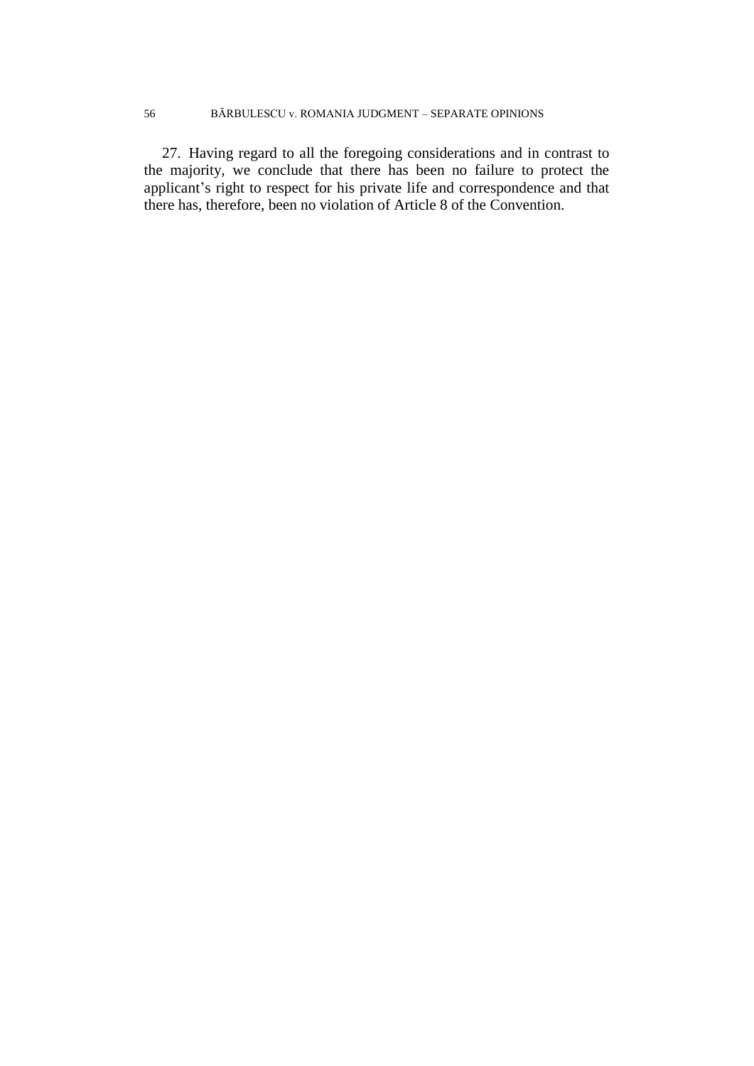27. Having regard to all the foregoing considerations and in contrast to the majority, we conclude that there has been no failure to protect the applicant's right to respect for his private life and correspondence and that there has, therefore, been no violation of Article 8 of the Convention.